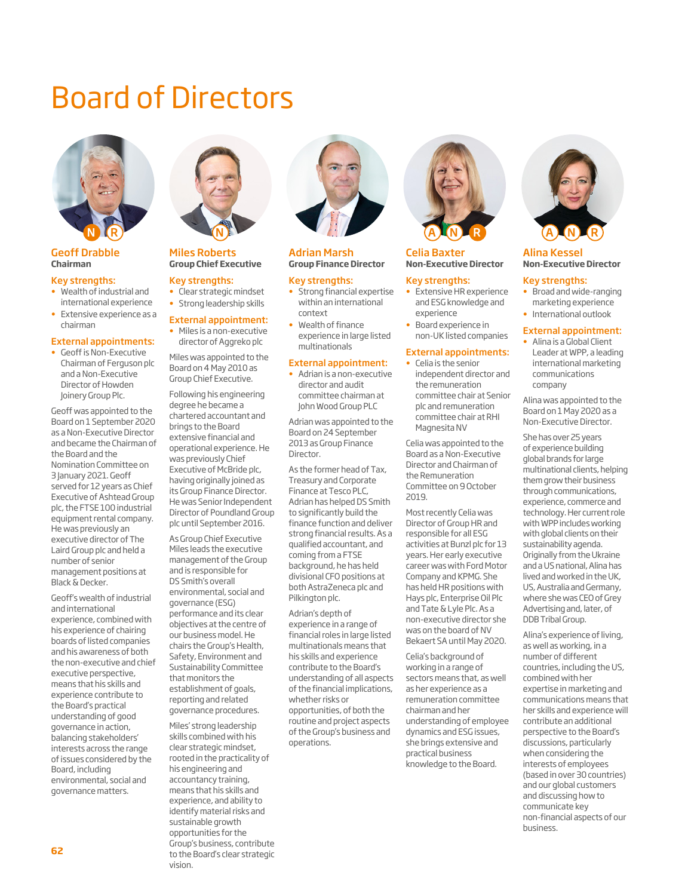# Board of Directors

N R

## Geoff Drabble
**Chairman**

### Key strengths:
- Wealth of industrial and international experience
- Extensive experience as a chairman

### External appointments:
- Geoff is Non-Executive Chairman of Ferguson plc and a Non-Executive Director of Howden Joinery Group Plc.

Geoff was appointed to the Board on 1 September 2020 as a Non-Executive Director and became the Chairman of the Board and the Nomination Committee on 3 January 2021. Geoff served for 12 years as Chief Executive of Ashtead Group plc, the FTSE 100 industrial equipment rental company. He was previously an executive director of The Laird Group plc and held a number of senior management positions at Black & Decker.

Geoff's wealth of industrial and international experience, combined with his experience of chairing boards of listed companies and his awareness of both the non-executive and chief executive perspective, means that his skills and experience contribute to the Board's practical understanding of good governance in action, balancing stakeholders' interests across the range of issues considered by the Board, including environmental, social and governance matters.

N

## Miles Roberts
**Group Chief Executive**

### Key strengths:
- Clear strategic mindset
- Strong leadership skills

### External appointment:
- Miles is a non-executive director of Aggreko plc

Miles was appointed to the Board on 4 May 2010 as Group Chief Executive.

Following his engineering degree he became a chartered accountant and brings to the Board extensive financial and operational experience. He was previously Chief Executive of McBride plc, having originally joined as its Group Finance Director. He was Senior Independent Director of Poundland Group plc until September 2016.

As Group Chief Executive Miles leads the executive management of the Group and is responsible for DS Smith's overall environmental, social and governance (ESG) performance and its clear objectives at the centre of our business model. He chairs the Group's Health, Safety, Environment and Sustainability Committee that monitors the establishment of goals, reporting and related governance procedures.

Miles' strong leadership skills combined with his clear strategic mindset, rooted in the practicality of his engineering and accountancy training, means that his skills and experience, and ability to identify material risks and sustainable growth opportunities for the Group's business, contribute to the Board's clear strategic vision.

## Adrian Marsh
**Group Finance Director**

### Key strengths:
- Strong financial expertise within an international context
- Wealth of finance experience in large listed multinationals

### External appointment:
- Adrian is a non-executive director and audit committee chairman at John Wood Group PLC

Adrian was appointed to the Board on 24 September 2013 as Group Finance Director.

As the former head of Tax, Treasury and Corporate Finance at Tesco PLC, Adrian has helped DS Smith to significantly build the finance function and deliver strong financial results. As a qualified accountant, and coming from a FTSE background, he has held divisional CFO positions at both AstraZeneca plc and Pilkington plc.

Adrian's depth of experience in a range of financial roles in large listed multinationals means that his skills and experience contribute to the Board's understanding of all aspects of the financial implications, whether risks or opportunities, of both the routine and project aspects of the Group's business and operations.

A N R

## Celia Baxter
**Non-Executive Director**

### Key strengths:
- Extensive HR experience and ESG knowledge and experience
- Board experience in non-UK listed companies

### External appointments:
- Celia is the senior independent director and the remuneration committee chair at Senior plc and remuneration committee chair at RHI Magnesita NV

Celia was appointed to the Board as a Non-Executive Director and Chairman of the Remuneration Committee on 9 October 2019.

Most recently Celia was Director of Group HR and responsible for all ESG activities at Bunzl plc for 13 years. Her early executive career was with Ford Motor Company and KPMG. She has held HR positions with Hays plc, Enterprise Oil Plc and Tate & Lyle Plc. As a non-executive director she was on the board of NV Bekaert SA until May 2020.

Celia's background of working in a range of sectors means that, as well as her experience as a remuneration committee chairman and her understanding of employee dynamics and ESG issues, she brings extensive and practical business knowledge to the Board.

A N R

## Alina Kessel
**Non-Executive Director**

### Key strengths:
- Broad and wide-ranging marketing experience
- International outlook

### External appointment:
- Alina is a Global Client Leader at WPP, a leading international marketing communications company

Alina was appointed to the Board on 1 May 2020 as a Non-Executive Director.

She has over 25 years of experience building global brands for large multinational clients, helping them grow their business through communications, experience, commerce and technology. Her current role with WPP includes working with global clients on their sustainability agenda. Originally from the Ukraine and a US national, Alina has lived and worked in the UK, US, Australia and Germany, where she was CEO of Grey Advertising and, later, of DDB Tribal Group.

Alina's experience of living, as well as working, in a number of different countries, including the US, combined with her expertise in marketing and communications means that her skills and experience will contribute an additional perspective to the Board's discussions, particularly when considering the interests of employees (based in over 30 countries) and our global customers and discussing how to communicate key non-financial aspects of our business.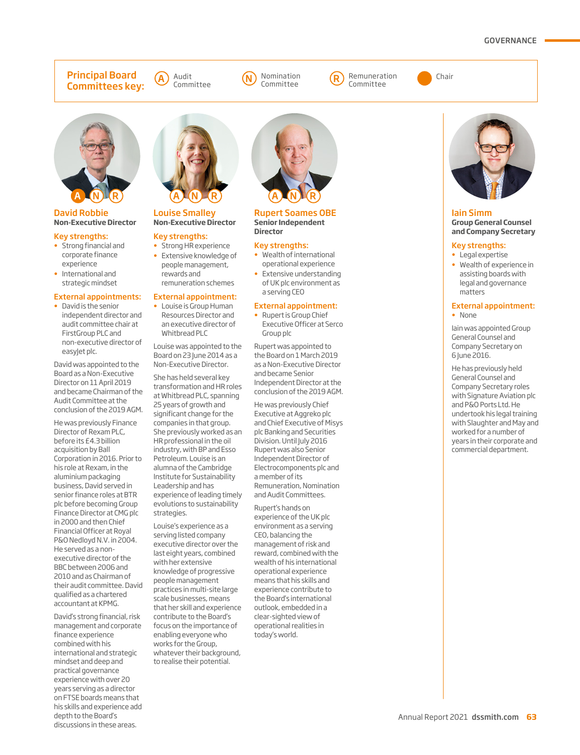**Principal Board Committees key:** (A) Audit Committee (N) Nomination Committee (R) Remuneration Committee ● Chair

## David Robbie

A N R

**Non-Executive Director**

### Key strengths:

- Strong financial and corporate finance experience
- International and strategic mindset

### External appointments:

- David is the senior independent director and audit committee chair at FirstGroup PLC and non-executive director of easyJet plc.

David was appointed to the Board as a Non-Executive Director on 11 April 2019 and became Chairman of the Audit Committee at the conclusion of the 2019 AGM.

He was previously Finance Director of Rexam PLC, before its £4.3 billion acquisition by Ball Corporation in 2016. Prior to his role at Rexam, in the aluminium packaging business, David served in senior finance roles at BTR plc before becoming Group Finance Director at CMG plc in 2000 and then Chief Financial Officer at Royal P&O Nedlloyd N.V. in 2004. He served as a non-executive director of the BBC between 2006 and 2010 and as Chairman of their audit committee. David qualified as a chartered accountant at KPMG.

David's strong financial, risk management and corporate finance experience combined with his international and strategic mindset and deep and practical governance experience with over 20 years serving as a director on FTSE boards means that his skills and experience add depth to the Board's discussions in these areas.

## Louise Smalley

A N R

**Non-Executive Director**

### Key strengths:

- Strong HR experience
- Extensive knowledge of people management, rewards and remuneration schemes

### External appointment:

- Louise is Group Human Resources Director and an executive director of Whitbread PLC

Louise was appointed to the Board on 23 June 2014 as a Non-Executive Director.

She has held several key transformation and HR roles at Whitbread PLC, spanning 25 years of growth and significant change for the companies in that group. She previously worked as an HR professional in the oil industry, with BP and Esso Petroleum. Louise is an alumna of the Cambridge Institute for Sustainability Leadership and has experience of leading timely evolutions to sustainability strategies.

Louise's experience as a serving listed company executive director over the last eight years, combined with her extensive knowledge of progressive people management practices in multi-site large scale businesses, means that her skill and experience contribute to the Board's focus on the importance of enabling everyone who works for the Group, whatever their background, to realise their potential.

## Rupert Soames OBE

A N R

**Senior Independent Director**

### Key strengths:

- Wealth of international operational experience
- Extensive understanding of UK plc environment as a serving CEO

### External appointment:

- Rupert is Group Chief Executive Officer at Serco Group plc

Rupert was appointed to the Board on 1 March 2019 as a Non-Executive Director and became Senior Independent Director at the conclusion of the 2019 AGM.

He was previously Chief Executive at Aggreko plc and Chief Executive of Misys plc Banking and Securities Division. Until July 2016 Rupert was also Senior Independent Director of Electrocomponents plc and a member of its Remuneration, Nomination and Audit Committees.

Rupert's hands on experience of the UK plc environment as a serving CEO, balancing the management of risk and reward, combined with the wealth of his international operational experience means that his skills and experience contribute to the Board's international outlook, embedded in a clear-sighted view of operational realities in today's world.

## Iain Simm

**Group General Counsel and Company Secretary**

### Key strengths:

- Legal expertise
- Wealth of experience in assisting boards with legal and governance matters

### External appointment:

- None

Iain was appointed Group General Counsel and Company Secretary on 6 June 2016.

He has previously held General Counsel and Company Secretary roles with Signature Aviation plc and P&O Ports Ltd. He undertook his legal training with Slaughter and May and worked for a number of years in their corporate and commercial department.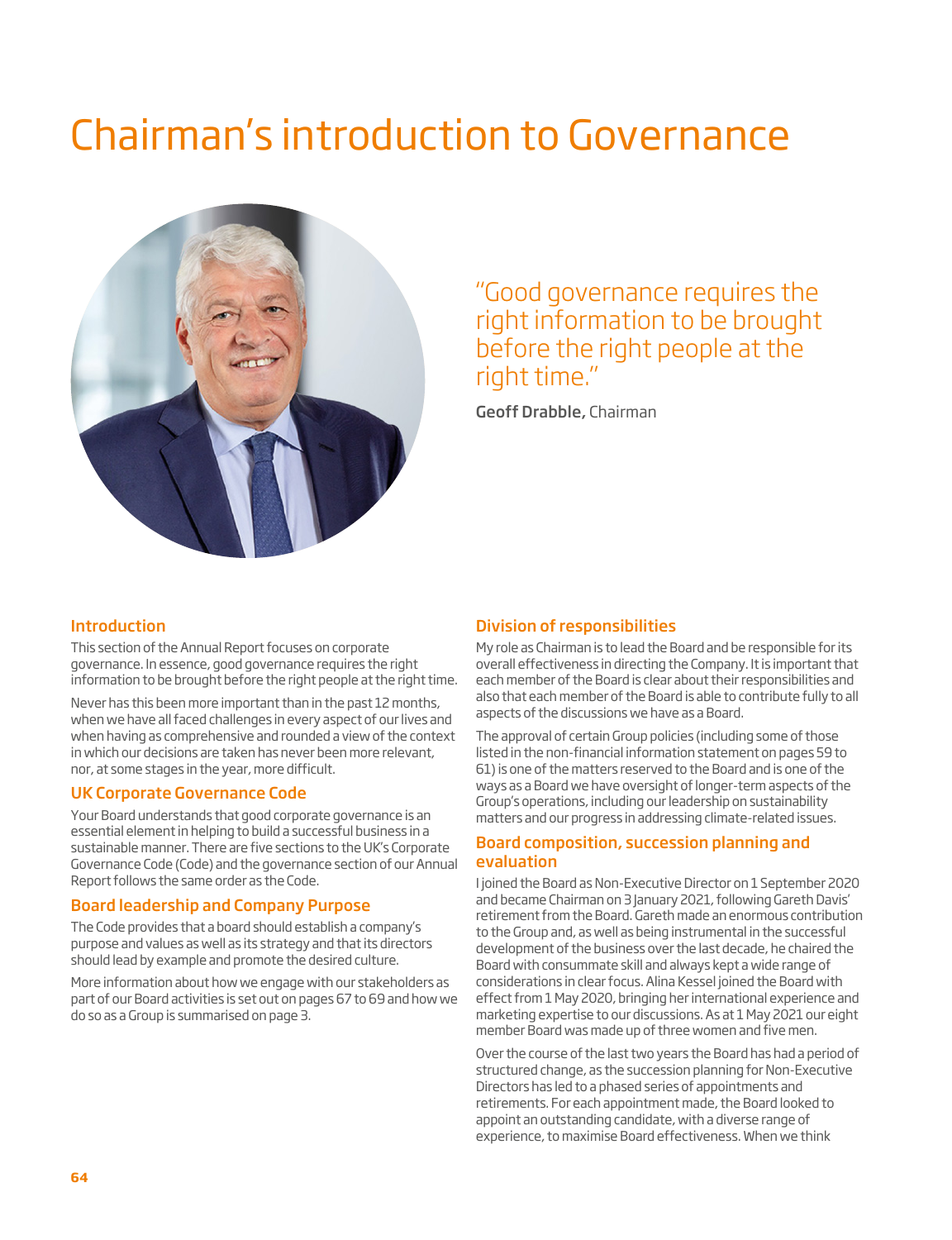# Chairman's introduction to Governance

"Good governance requires the right information to be brought before the right people at the right time."

**Geoff Drabble,** Chairman

## Introduction

This section of the Annual Report focuses on corporate governance. In essence, good governance requires the right information to be brought before the right people at the right time.

Never has this been more important than in the past 12 months, when we have all faced challenges in every aspect of our lives and when having as comprehensive and rounded a view of the context in which our decisions are taken has never been more relevant, nor, at some stages in the year, more difficult.

## UK Corporate Governance Code

Your Board understands that good corporate governance is an essential element in helping to build a successful business in a sustainable manner. There are five sections to the UK's Corporate Governance Code (Code) and the governance section of our Annual Report follows the same order as the Code.

## Board leadership and Company Purpose

The Code provides that a board should establish a company's purpose and values as well as its strategy and that its directors should lead by example and promote the desired culture.

More information about how we engage with our stakeholders as part of our Board activities is set out on pages 67 to 69 and how we do so as a Group is summarised on page 3.

## Division of responsibilities

My role as Chairman is to lead the Board and be responsible for its overall effectiveness in directing the Company. It is important that each member of the Board is clear about their responsibilities and also that each member of the Board is able to contribute fully to all aspects of the discussions we have as a Board.

The approval of certain Group policies (including some of those listed in the non-financial information statement on pages 59 to 61) is one of the matters reserved to the Board and is one of the ways as a Board we have oversight of longer-term aspects of the Group's operations, including our leadership on sustainability matters and our progress in addressing climate-related issues.

## Board composition, succession planning and evaluation

I joined the Board as Non-Executive Director on 1 September 2020 and became Chairman on 3 January 2021, following Gareth Davis' retirement from the Board. Gareth made an enormous contribution to the Group and, as well as being instrumental in the successful development of the business over the last decade, he chaired the Board with consummate skill and always kept a wide range of considerations in clear focus. Alina Kessel joined the Board with effect from 1 May 2020, bringing her international experience and marketing expertise to our discussions. As at 1 May 2021 our eight member Board was made up of three women and five men.

Over the course of the last two years the Board has had a period of structured change, as the succession planning for Non-Executive Directors has led to a phased series of appointments and retirements. For each appointment made, the Board looked to appoint an outstanding candidate, with a diverse range of experience, to maximise Board effectiveness. When we think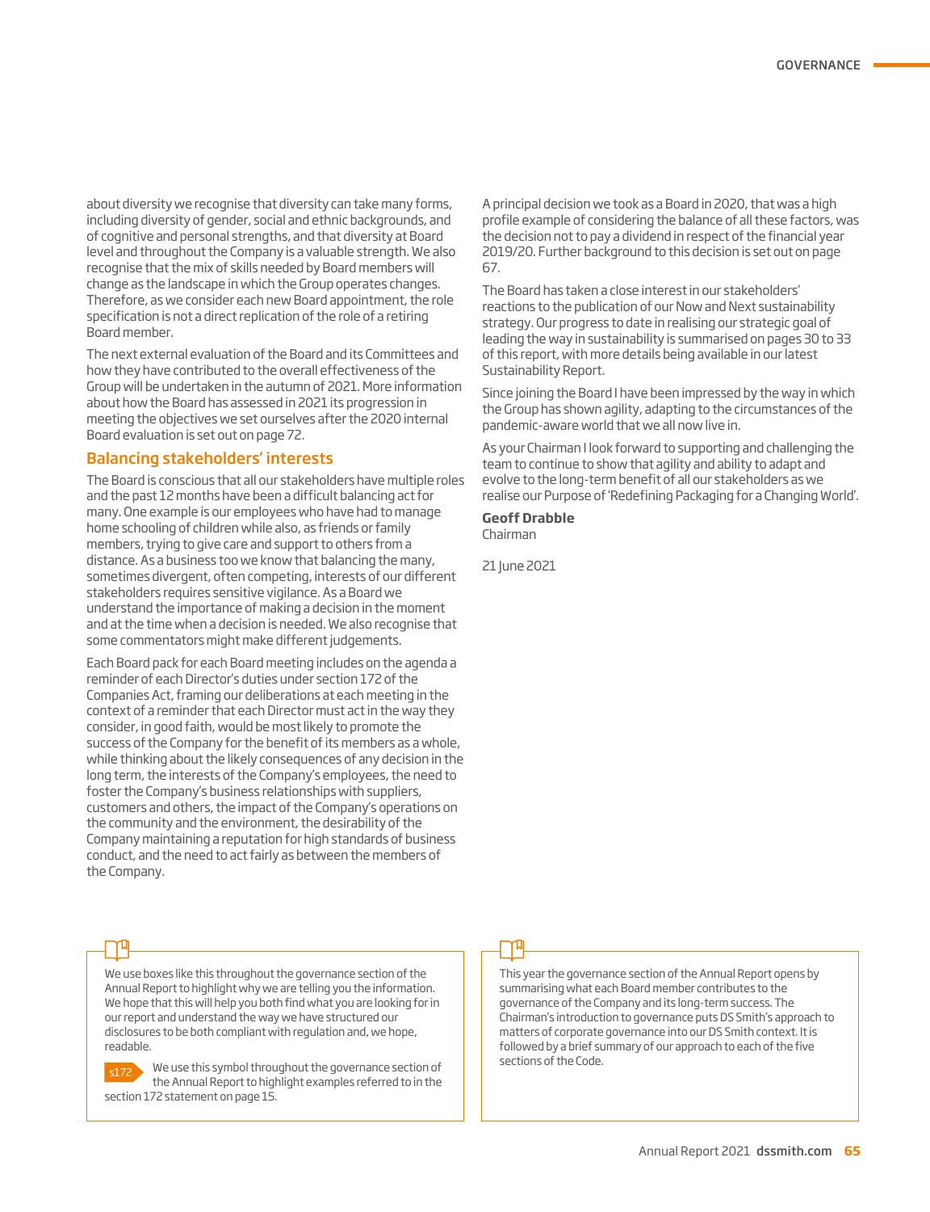about diversity we recognise that diversity can take many forms, including diversity of gender, social and ethnic backgrounds, and of cognitive and personal strengths, and that diversity at Board level and throughout the Company is a valuable strength. We also recognise that the mix of skills needed by Board members will change as the landscape in which the Group operates changes. Therefore, as we consider each new Board appointment, the role specification is not a direct replication of the role of a retiring Board member.

The next external evaluation of the Board and its Committees and how they have contributed to the overall effectiveness of the Group will be undertaken in the autumn of 2021. More information about how the Board has assessed in 2021 its progression in meeting the objectives we set ourselves after the 2020 internal Board evaluation is set out on page 72.

## Balancing stakeholders' interests

The Board is conscious that all our stakeholders have multiple roles and the past 12 months have been a difficult balancing act for many. One example is our employees who have had to manage home schooling of children while also, as friends or family members, trying to give care and support to others from a distance. As a business too we know that balancing the many, sometimes divergent, often competing, interests of our different stakeholders requires sensitive vigilance. As a Board we understand the importance of making a decision in the moment and at the time when a decision is needed. We also recognise that some commentators might make different judgements.

Each Board pack for each Board meeting includes on the agenda a reminder of each Director's duties under section 172 of the Companies Act, framing our deliberations at each meeting in the context of a reminder that each Director must act in the way they consider, in good faith, would be most likely to promote the success of the Company for the benefit of its members as a whole, while thinking about the likely consequences of any decision in the long term, the interests of the Company's employees, the need to foster the Company's business relationships with suppliers, customers and others, the impact of the Company's operations on the community and the environment, the desirability of the Company maintaining a reputation for high standards of business conduct, and the need to act fairly as between the members of the Company.

A principal decision we took as a Board in 2020, that was a high profile example of considering the balance of all these factors, was the decision not to pay a dividend in respect of the financial year 2019/20. Further background to this decision is set out on page 67.

The Board has taken a close interest in our stakeholders' reactions to the publication of our Now and Next sustainability strategy. Our progress to date in realising our strategic goal of leading the way in sustainability is summarised on pages 30 to 33 of this report, with more details being available in our latest Sustainability Report.

Since joining the Board I have been impressed by the way in which the Group has shown agility, adapting to the circumstances of the pandemic-aware world that we all now live in.

As your Chairman I look forward to supporting and challenging the team to continue to show that agility and ability to adapt and evolve to the long-term benefit of all our stakeholders as we realise our Purpose of 'Redefining Packaging for a Changing World'.

**Geoff Drabble**
Chairman

21 June 2021

We use boxes like this throughout the governance section of the Annual Report to highlight why we are telling you the information. We hope that this will help you both find what you are looking for in our report and understand the way we have structured our disclosures to be both compliant with regulation and, we hope, readable.

s172 We use this symbol throughout the governance section of the Annual Report to highlight examples referred to in the section 172 statement on page 15.

This year the governance section of the Annual Report opens by summarising what each Board member contributes to the governance of the Company and its long-term success. The Chairman's introduction to governance puts DS Smith's approach to matters of corporate governance into our DS Smith context. It is followed by a brief summary of our approach to each of the five sections of the Code.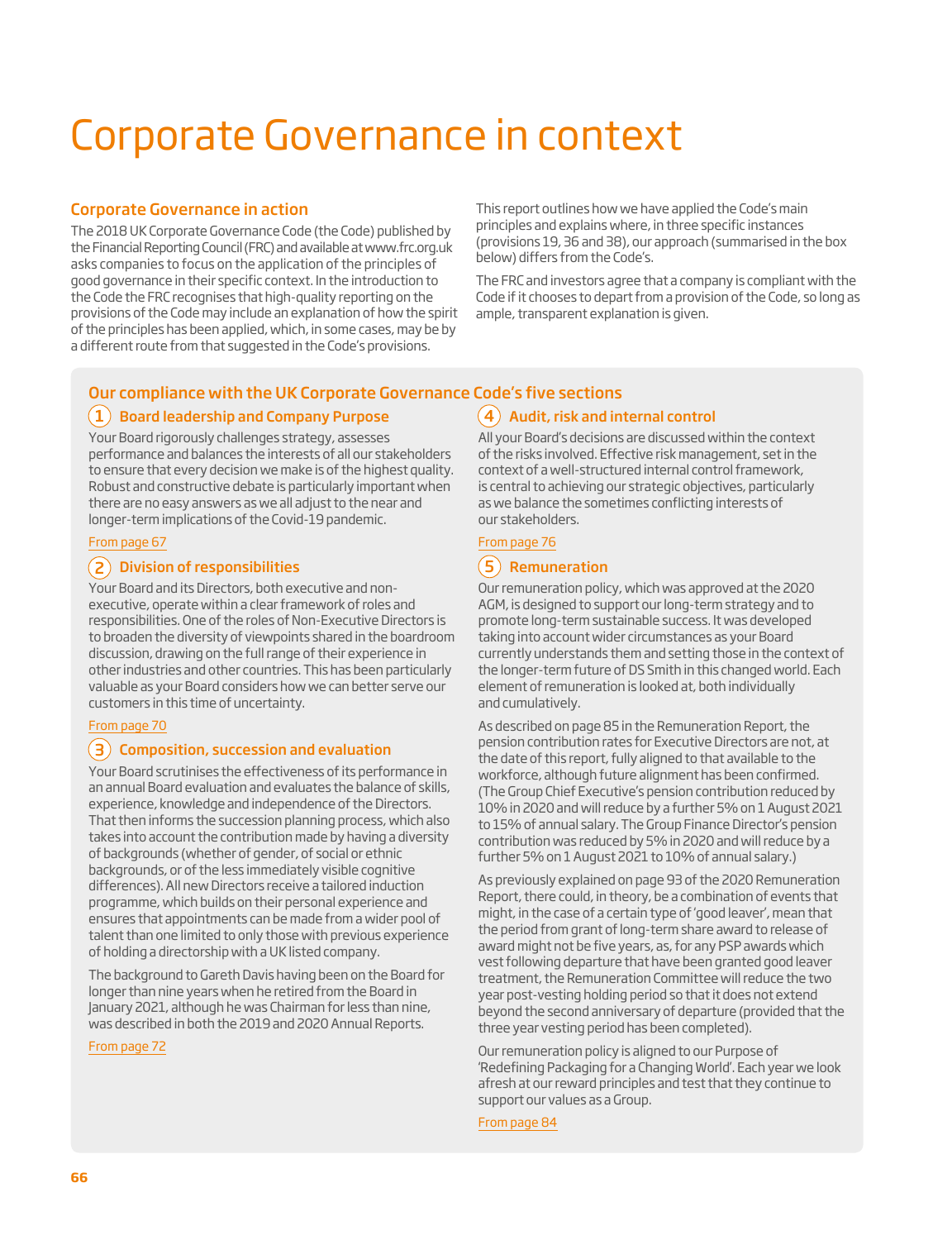# Corporate Governance in context

## Corporate Governance in action

The 2018 UK Corporate Governance Code (the Code) published by the Financial Reporting Council (FRC) and available at www.frc.org.uk asks companies to focus on the application of the principles of good governance in their specific context. In the introduction to the Code the FRC recognises that high-quality reporting on the provisions of the Code may include an explanation of how the spirit of the principles has been applied, which, in some cases, may be by a different route from that suggested in the Code's provisions.

This report outlines how we have applied the Code's main principles and explains where, in three specific instances (provisions 19, 36 and 38), our approach (summarised in the box below) differs from the Code's.

The FRC and investors agree that a company is compliant with the Code if it chooses to depart from a provision of the Code, so long as ample, transparent explanation is given.

## Our compliance with the UK Corporate Governance Code's five sections

### 1 Board leadership and Company Purpose

Your Board rigorously challenges strategy, assesses performance and balances the interests of all our stakeholders to ensure that every decision we make is of the highest quality. Robust and constructive debate is particularly important when there are no easy answers as we all adjust to the near and longer-term implications of the Covid-19 pandemic.

From page 67

### 2 Division of responsibilities

Your Board and its Directors, both executive and non-executive, operate within a clear framework of roles and responsibilities. One of the roles of Non-Executive Directors is to broaden the diversity of viewpoints shared in the boardroom discussion, drawing on the full range of their experience in other industries and other countries. This has been particularly valuable as your Board considers how we can better serve our customers in this time of uncertainty.

From page 70

### 3 Composition, succession and evaluation

Your Board scrutinises the effectiveness of its performance in an annual Board evaluation and evaluates the balance of skills, experience, knowledge and independence of the Directors. That then informs the succession planning process, which also takes into account the contribution made by having a diversity of backgrounds (whether of gender, of social or ethnic backgrounds, or of the less immediately visible cognitive differences). All new Directors receive a tailored induction programme, which builds on their personal experience and ensures that appointments can be made from a wider pool of talent than one limited to only those with previous experience of holding a directorship with a UK listed company.

The background to Gareth Davis having been on the Board for longer than nine years when he retired from the Board in January 2021, although he was Chairman for less than nine, was described in both the 2019 and 2020 Annual Reports.

From page 72

### 4 Audit, risk and internal control

All your Board's decisions are discussed within the context of the risks involved. Effective risk management, set in the context of a well-structured internal control framework, is central to achieving our strategic objectives, particularly as we balance the sometimes conflicting interests of our stakeholders.

From page 76

### 5 Remuneration

Our remuneration policy, which was approved at the 2020 AGM, is designed to support our long-term strategy and to promote long-term sustainable success. It was developed taking into account wider circumstances as your Board currently understands them and setting those in the context of the longer-term future of DS Smith in this changed world. Each element of remuneration is looked at, both individually and cumulatively.

As described on page 85 in the Remuneration Report, the pension contribution rates for Executive Directors are not, at the date of this report, fully aligned to that available to the workforce, although future alignment has been confirmed. (The Group Chief Executive's pension contribution reduced by 10% in 2020 and will reduce by a further 5% on 1 August 2021 to 15% of annual salary. The Group Finance Director's pension contribution was reduced by 5% in 2020 and will reduce by a further 5% on 1 August 2021 to 10% of annual salary.)

As previously explained on page 93 of the 2020 Remuneration Report, there could, in theory, be a combination of events that might, in the case of a certain type of 'good leaver', mean that the period from grant of long-term share award to release of award might not be five years, as, for any PSP awards which vest following departure that have been granted good leaver treatment, the Remuneration Committee will reduce the two year post-vesting holding period so that it does not extend beyond the second anniversary of departure (provided that the three year vesting period has been completed).

Our remuneration policy is aligned to our Purpose of 'Redefining Packaging for a Changing World'. Each year we look afresh at our reward principles and test that they continue to support our values as a Group.

From page 84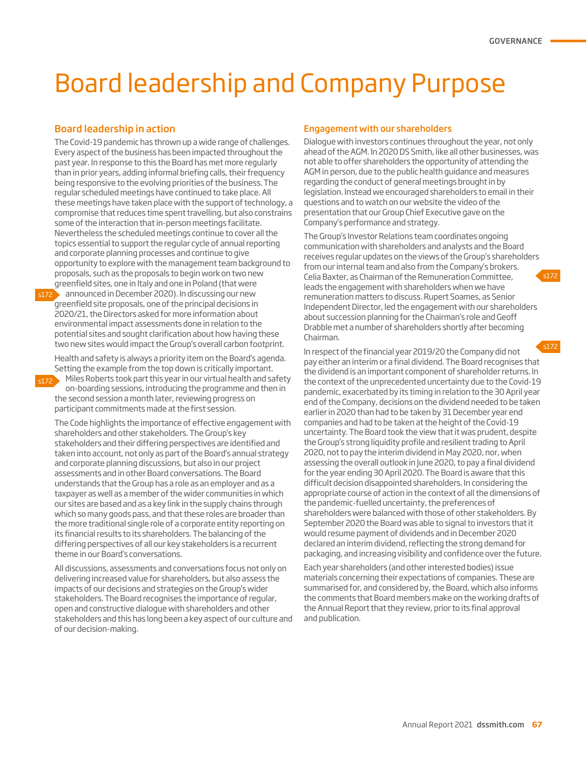# Board leadership and Company Purpose

## Board leadership in action

The Covid-19 pandemic has thrown up a wide range of challenges. Every aspect of the business has been impacted throughout the past year. In response to this the Board has met more regularly than in prior years, adding informal briefing calls, their frequency being responsive to the evolving priorities of the business. The regular scheduled meetings have continued to take place. All these meetings have taken place with the support of technology, a compromise that reduces time spent travelling, but also constrains some of the interaction that in-person meetings facilitate. Nevertheless the scheduled meetings continue to cover all the topics essential to support the regular cycle of annual reporting and corporate planning processes and continue to give opportunity to explore with the management team background to proposals, such as the proposals to begin work on two new greenfield sites, one in Italy and one in Poland (that were announced in December 2020). In discussing our new greenfield site proposals, one of the principal decisions in 2020/21, the Directors asked for more information about environmental impact assessments done in relation to the potential sites and sought clarification about how having these two new sites would impact the Group's overall carbon footprint.

s172

Health and safety is always a priority item on the Board's agenda. Setting the example from the top down is critically important. Miles Roberts took part this year in our virtual health and safety on-boarding sessions, introducing the programme and then in the second session a month later, reviewing progress on participant commitments made at the first session.

s172

The Code highlights the importance of effective engagement with shareholders and other stakeholders. The Group's key stakeholders and their differing perspectives are identified and taken into account, not only as part of the Board's annual strategy and corporate planning discussions, but also in our project assessments and in other Board conversations. The Board understands that the Group has a role as an employer and as a taxpayer as well as a member of the wider communities in which our sites are based and as a key link in the supply chains through which so many goods pass, and that these roles are broader than the more traditional single role of a corporate entity reporting on its financial results to its shareholders. The balancing of the differing perspectives of all our key stakeholders is a recurrent theme in our Board's conversations.

All discussions, assessments and conversations focus not only on delivering increased value for shareholders, but also assess the impacts of our decisions and strategies on the Group's wider stakeholders. The Board recognises the importance of regular, open and constructive dialogue with shareholders and other stakeholders and this has long been a key aspect of our culture and of our decision-making.

## Engagement with our shareholders

Dialogue with investors continues throughout the year, not only ahead of the AGM. In 2020 DS Smith, like all other businesses, was not able to offer shareholders the opportunity of attending the AGM in person, due to the public health guidance and measures regarding the conduct of general meetings brought in by legislation. Instead we encouraged shareholders to email in their questions and to watch on our website the video of the presentation that our Group Chief Executive gave on the Company's performance and strategy.

The Group's Investor Relations team coordinates ongoing communication with shareholders and analysts and the Board receives regular updates on the views of the Group's shareholders from our internal team and also from the Company's brokers. Celia Baxter, as Chairman of the Remuneration Committee, leads the engagement with shareholders when we have remuneration matters to discuss. Rupert Soames, as Senior Independent Director, led the engagement with our shareholders about succession planning for the Chairman's role and Geoff Drabble met a number of shareholders shortly after becoming Chairman.

s172

In respect of the financial year 2019/20 the Company did not pay either an interim or a final dividend. The Board recognises that the dividend is an important component of shareholder returns. In the context of the unprecedented uncertainty due to the Covid-19 pandemic, exacerbated by its timing in relation to the 30 April year end of the Company, decisions on the dividend needed to be taken earlier in 2020 than had to be taken by 31 December year end companies and had to be taken at the height of the Covid-19 uncertainty. The Board took the view that it was prudent, despite the Group's strong liquidity profile and resilient trading to April 2020, not to pay the interim dividend in May 2020, nor, when assessing the overall outlook in June 2020, to pay a final dividend for the year ending 30 April 2020. The Board is aware that this difficult decision disappointed shareholders. In considering the appropriate course of action in the context of all the dimensions of the pandemic-fuelled uncertainty, the preferences of shareholders were balanced with those of other stakeholders. By September 2020 the Board was able to signal to investors that it would resume payment of dividends and in December 2020 declared an interim dividend, reflecting the strong demand for packaging, and increasing visibility and confidence over the future.

s172

Each year shareholders (and other interested bodies) issue materials concerning their expectations of companies. These are summarised for, and considered by, the Board, which also informs the comments that Board members make on the working drafts of the Annual Report that they review, prior to its final approval and publication.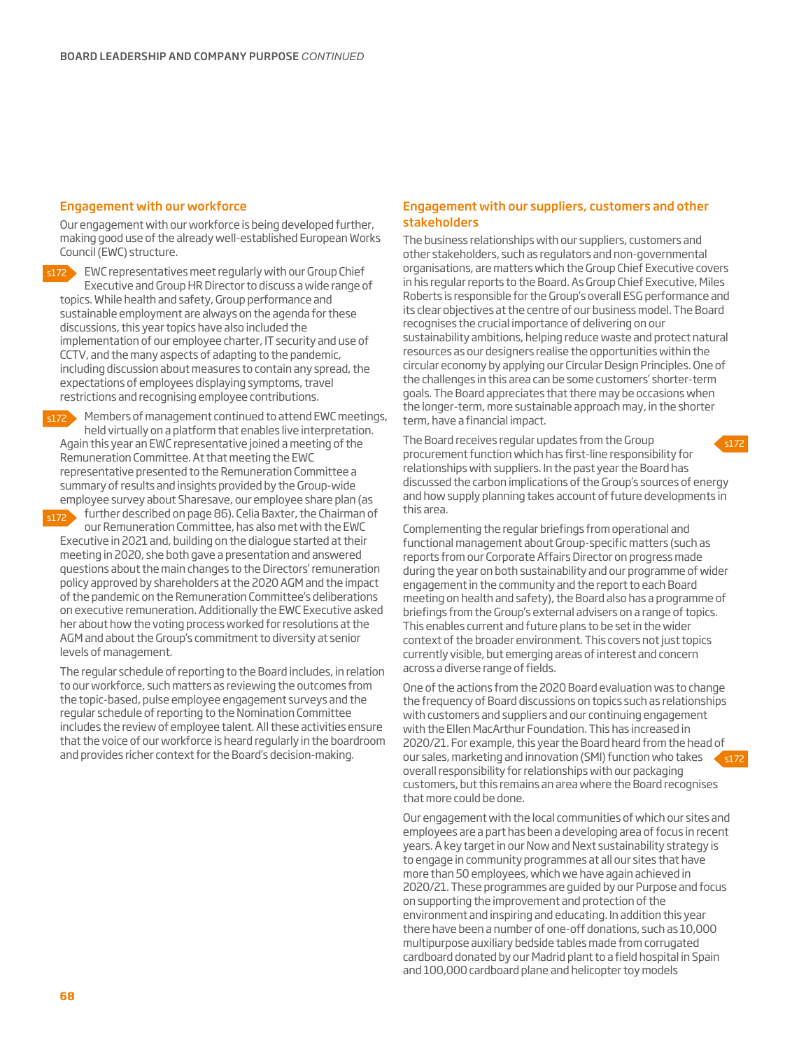## Engagement with our workforce

Our engagement with our workforce is being developed further, making good use of the already well-established European Works Council (EWC) structure.

s172 EWC representatives meet regularly with our Group Chief Executive and Group HR Director to discuss a wide range of topics. While health and safety, Group performance and sustainable employment are always on the agenda for these discussions, this year topics have also included the implementation of our employee charter, IT security and use of CCTV, and the many aspects of adapting to the pandemic, including discussion about measures to contain any spread, the expectations of employees displaying symptoms, travel restrictions and recognising employee contributions.

s172 Members of management continued to attend EWC meetings, held virtually on a platform that enables live interpretation. Again this year an EWC representative joined a meeting of the Remuneration Committee. At that meeting the EWC representative presented to the Remuneration Committee a summary of results and insights provided by the Group-wide employee survey about Sharesave, our employee share plan (as further described on page 86). s172 Celia Baxter, the Chairman of our Remuneration Committee, has also met with the EWC Executive in 2021 and, building on the dialogue started at their meeting in 2020, she both gave a presentation and answered questions about the main changes to the Directors' remuneration policy approved by shareholders at the 2020 AGM and the impact of the pandemic on the Remuneration Committee's deliberations on executive remuneration. Additionally the EWC Executive asked her about how the voting process worked for resolutions at the AGM and about the Group's commitment to diversity at senior levels of management.

The regular schedule of reporting to the Board includes, in relation to our workforce, such matters as reviewing the outcomes from the topic-based, pulse employee engagement surveys and the regular schedule of reporting to the Nomination Committee includes the review of employee talent. All these activities ensure that the voice of our workforce is heard regularly in the boardroom and provides richer context for the Board's decision-making.

## Engagement with our suppliers, customers and other stakeholders

The business relationships with our suppliers, customers and other stakeholders, such as regulators and non-governmental organisations, are matters which the Group Chief Executive covers in his regular reports to the Board. As Group Chief Executive, Miles Roberts is responsible for the Group's overall ESG performance and its clear objectives at the centre of our business model. The Board recognises the crucial importance of delivering on our sustainability ambitions, helping reduce waste and protect natural resources as our designers realise the opportunities within the circular economy by applying our Circular Design Principles. One of the challenges in this area can be some customers' shorter-term goals. The Board appreciates that there may be occasions when the longer-term, more sustainable approach may, in the shorter term, have a financial impact.

s172 The Board receives regular updates from the Group procurement function which has first-line responsibility for relationships with suppliers. In the past year the Board has discussed the carbon implications of the Group's sources of energy and how supply planning takes account of future developments in this area.

Complementing the regular briefings from operational and functional management about Group-specific matters (such as reports from our Corporate Affairs Director on progress made during the year on both sustainability and our programme of wider engagement in the community and the report to each Board meeting on health and safety), the Board also has a programme of briefings from the Group's external advisers on a range of topics. This enables current and future plans to be set in the wider context of the broader environment. This covers not just topics currently visible, but emerging areas of interest and concern across a diverse range of fields.

One of the actions from the 2020 Board evaluation was to change the frequency of Board discussions on topics such as relationships with customers and suppliers and our continuing engagement with the Ellen MacArthur Foundation. This has increased in 2020/21. s172 For example, this year the Board heard from the head of our sales, marketing and innovation (SMI) function who takes overall responsibility for relationships with our packaging customers, but this remains an area where the Board recognises that more could be done.

Our engagement with the local communities of which our sites and employees are a part has been a developing area of focus in recent years. A key target in our Now and Next sustainability strategy is to engage in community programmes at all our sites that have more than 50 employees, which we have again achieved in 2020/21. These programmes are guided by our Purpose and focus on supporting the improvement and protection of the environment and inspiring and educating. In addition this year there have been a number of one-off donations, such as 10,000 multipurpose auxiliary bedside tables made from corrugated cardboard donated by our Madrid plant to a field hospital in Spain and 100,000 cardboard plane and helicopter toy models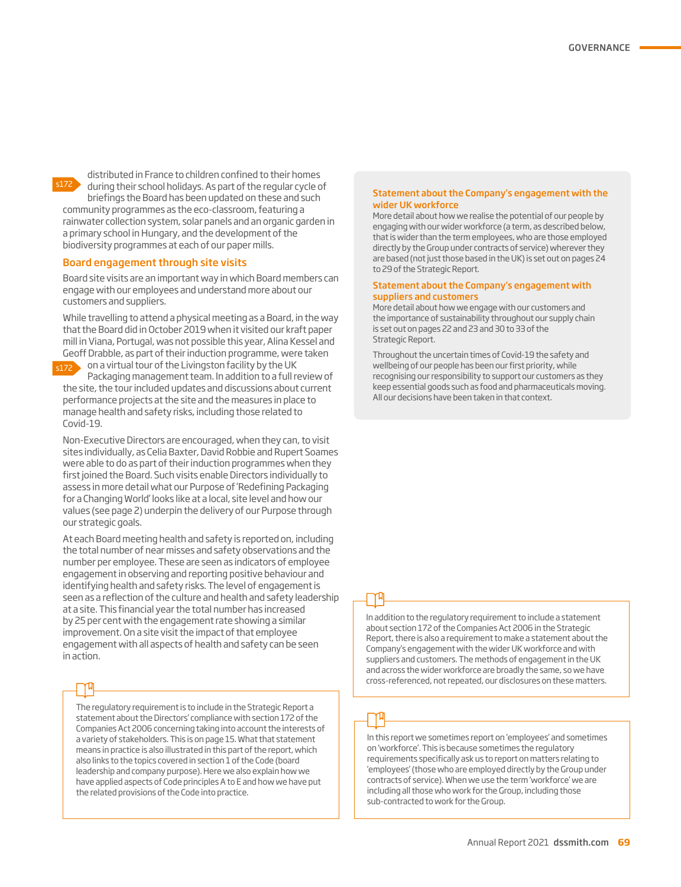s172 distributed in France to children confined to their homes during their school holidays. As part of the regular cycle of briefings the Board has been updated on these and such community programmes as the eco-classroom, featuring a rainwater collection system, solar panels and an organic garden in a primary school in Hungary, and the development of the biodiversity programmes at each of our paper mills.

### Board engagement through site visits

Board site visits are an important way in which Board members can engage with our employees and understand more about our customers and suppliers.

While travelling to attend a physical meeting as a Board, in the way that the Board did in October 2019 when it visited our kraft paper mill in Viana, Portugal, was not possible this year, Alina Kessel and Geoff Drabble, as part of their induction programme, were taken s172 on a virtual tour of the Livingston facility by the UK Packaging management team. In addition to a full review of the site, the tour included updates and discussions about current performance projects at the site and the measures in place to manage health and safety risks, including those related to Covid-19.

Non-Executive Directors are encouraged, when they can, to visit sites individually, as Celia Baxter, David Robbie and Rupert Soames were able to do as part of their induction programmes when they first joined the Board. Such visits enable Directors individually to assess in more detail what our Purpose of 'Redefining Packaging for a Changing World' looks like at a local, site level and how our values (see page 2) underpin the delivery of our Purpose through our strategic goals.

At each Board meeting health and safety is reported on, including the total number of near misses and safety observations and the number per employee. These are seen as indicators of employee engagement in observing and reporting positive behaviour and identifying health and safety risks. The level of engagement is seen as a reflection of the culture and health and safety leadership at a site. This financial year the total number has increased by 25 per cent with the engagement rate showing a similar improvement. On a site visit the impact of that employee engagement with all aspects of health and safety can be seen in action.

> The regulatory requirement is to include in the Strategic Report a statement about the Directors' compliance with section 172 of the Companies Act 2006 concerning taking into account the interests of a variety of stakeholders. This is on page 15. What that statement means in practice is also illustrated in this part of the report, which also links to the topics covered in section 1 of the Code (board leadership and company purpose). Here we also explain how we have applied aspects of Code principles A to E and how we have put the related provisions of the Code into practice.

### Statement about the Company's engagement with the wider UK workforce

More detail about how we realise the potential of our people by engaging with our wider workforce (a term, as described below, that is wider than the term employees, who are those employed directly by the Group under contracts of service) wherever they are based (not just those based in the UK) is set out on pages 24 to 29 of the Strategic Report.

### Statement about the Company's engagement with suppliers and customers

More detail about how we engage with our customers and the importance of sustainability throughout our supply chain is set out on pages 22 and 23 and 30 to 33 of the Strategic Report.

Throughout the uncertain times of Covid-19 the safety and wellbeing of our people has been our first priority, while recognising our responsibility to support our customers as they keep essential goods such as food and pharmaceuticals moving. All our decisions have been taken in that context.

> In addition to the regulatory requirement to include a statement about section 172 of the Companies Act 2006 in the Strategic Report, there is also a requirement to make a statement about the Company's engagement with the wider UK workforce and with suppliers and customers. The methods of engagement in the UK and across the wider workforce are broadly the same, so we have cross-referenced, not repeated, our disclosures on these matters.

> In this report we sometimes report on 'employees' and sometimes on 'workforce'. This is because sometimes the regulatory requirements specifically ask us to report on matters relating to 'employees' (those who are employed directly by the Group under contracts of service). When we use the term 'workforce' we are including all those who work for the Group, including those sub-contracted to work for the Group.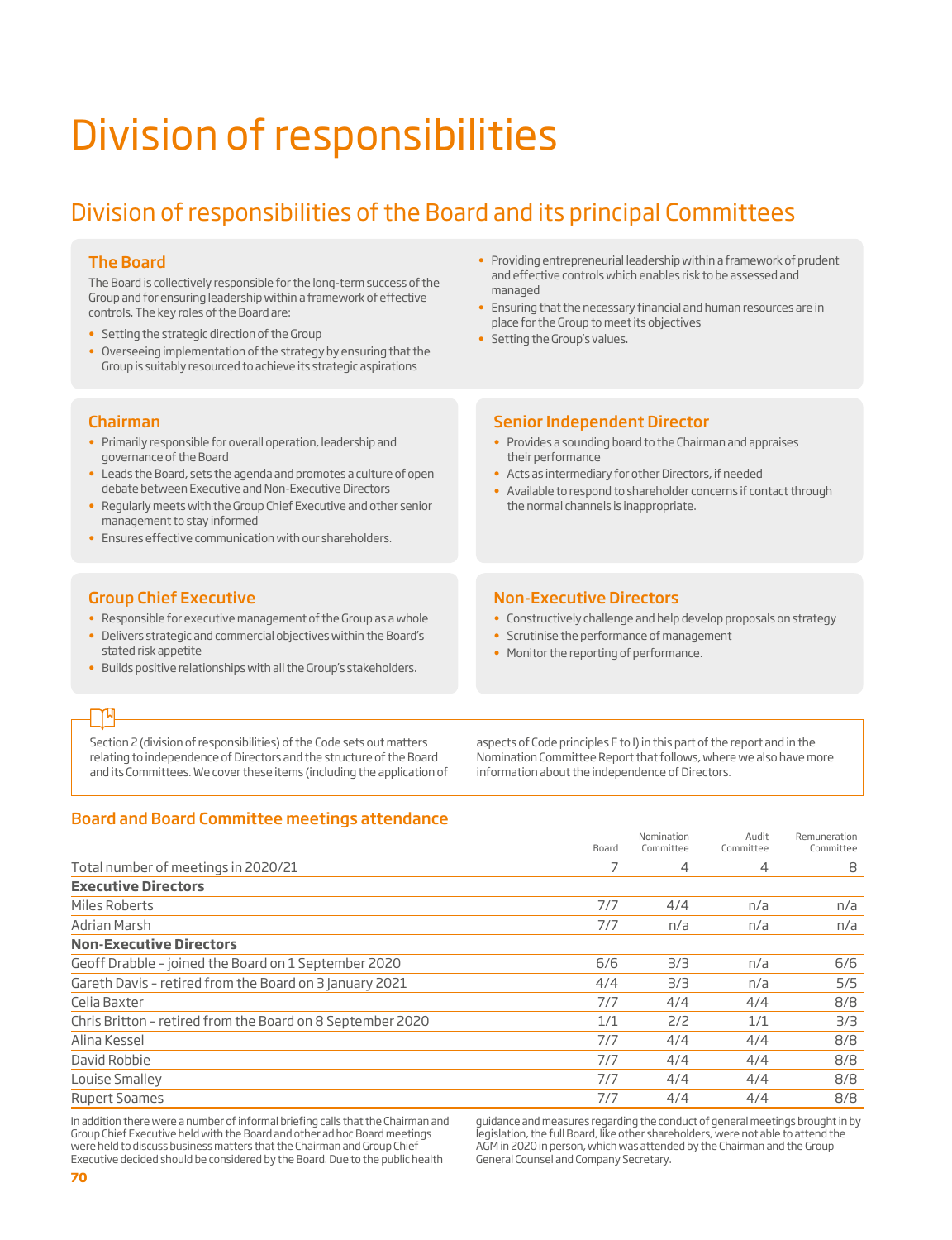# Division of responsibilities

## Division of responsibilities of the Board and its principal Committees

### The Board

The Board is collectively responsible for the long-term success of the Group and for ensuring leadership within a framework of effective controls. The key roles of the Board are:

- Setting the strategic direction of the Group
- Overseeing implementation of the strategy by ensuring that the Group is suitably resourced to achieve its strategic aspirations
- Providing entrepreneurial leadership within a framework of prudent and effective controls which enables risk to be assessed and managed
- Ensuring that the necessary financial and human resources are in place for the Group to meet its objectives
- Setting the Group's values.

### Chairman

- Primarily responsible for overall operation, leadership and governance of the Board
- Leads the Board, sets the agenda and promotes a culture of open debate between Executive and Non-Executive Directors
- Regularly meets with the Group Chief Executive and other senior management to stay informed
- Ensures effective communication with our shareholders.

### Senior Independent Director

- Provides a sounding board to the Chairman and appraises their performance
- Acts as intermediary for other Directors, if needed
- Available to respond to shareholder concerns if contact through the normal channels is inappropriate.

### Group Chief Executive

- Responsible for executive management of the Group as a whole
- Delivers strategic and commercial objectives within the Board's stated risk appetite
- Builds positive relationships with all the Group's stakeholders.

### Non-Executive Directors

- Constructively challenge and help develop proposals on strategy
- Scrutinise the performance of management
- Monitor the reporting of performance.

Section 2 (division of responsibilities) of the Code sets out matters relating to independence of Directors and the structure of the Board and its Committees. We cover these items (including the application of aspects of Code principles F to I) in this part of the report and in the Nomination Committee Report that follows, where we also have more information about the independence of Directors.

### Board and Board Committee meetings attendance

| | Board | Nomination Committee | Audit Committee | Remuneration Committee |
|---|---|---|---|---|
| Total number of meetings in 2020/21 | 7 | 4 | 4 | 8 |
| **Executive Directors** | | | | |
| Miles Roberts | 7/7 | 4/4 | n/a | n/a |
| Adrian Marsh | 7/7 | n/a | n/a | n/a |
| **Non-Executive Directors** | | | | |
| Geoff Drabble – joined the Board on 1 September 2020 | 6/6 | 3/3 | n/a | 6/6 |
| Gareth Davis – retired from the Board on 3 January 2021 | 4/4 | 3/3 | n/a | 5/5 |
| Celia Baxter | 7/7 | 4/4 | 4/4 | 8/8 |
| Chris Britton – retired from the Board on 8 September 2020 | 1/1 | 2/2 | 1/1 | 3/3 |
| Alina Kessel | 7/7 | 4/4 | 4/4 | 8/8 |
| David Robbie | 7/7 | 4/4 | 4/4 | 8/8 |
| Louise Smalley | 7/7 | 4/4 | 4/4 | 8/8 |
| Rupert Soames | 7/7 | 4/4 | 4/4 | 8/8 |

In addition there were a number of informal briefing calls that the Chairman and Group Chief Executive held with the Board and other ad hoc Board meetings were held to discuss business matters that the Chairman and Group Chief Executive decided should be considered by the Board. Due to the public health guidance and measures regarding the conduct of general meetings brought in by legislation, the full Board, like other shareholders, were not able to attend the AGM in 2020 in person, which was attended by the Chairman and the Group General Counsel and Company Secretary.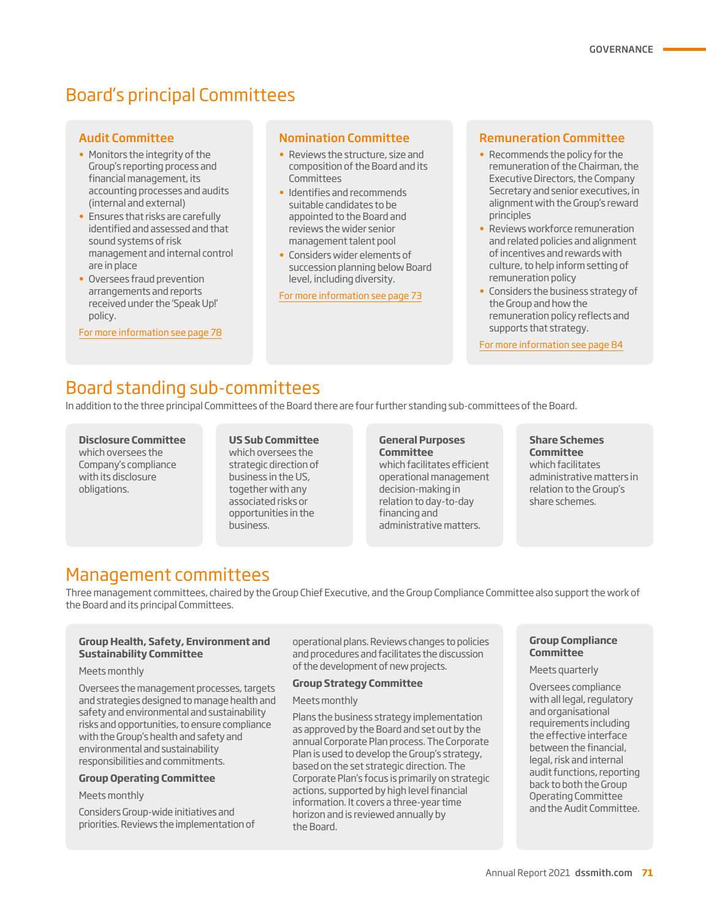## Board's principal Committees

### Audit Committee

- Monitors the integrity of the Group's reporting process and financial management, its accounting processes and audits (internal and external)
- Ensures that risks are carefully identified and assessed and that sound systems of risk management and internal control are in place
- Oversees fraud prevention arrangements and reports received under the 'Speak Up!' policy.

For more information see page 78

### Nomination Committee

- Reviews the structure, size and composition of the Board and its Committees
- Identifies and recommends suitable candidates to be appointed to the Board and reviews the wider senior management talent pool
- Considers wider elements of succession planning below Board level, including diversity.

For more information see page 73

### Remuneration Committee

- Recommends the policy for the remuneration of the Chairman, the Executive Directors, the Company Secretary and senior executives, in alignment with the Group's reward principles
- Reviews workforce remuneration and related policies and alignment of incentives and rewards with culture, to help inform setting of remuneration policy
- Considers the business strategy of the Group and how the remuneration policy reflects and supports that strategy.

For more information see page 84

## Board standing sub-committees

In addition to the three principal Committees of the Board there are four further standing sub-committees of the Board.

**Disclosure Committee** which oversees the Company's compliance with its disclosure obligations.

**US Sub Committee** which oversees the strategic direction of business in the US, together with any associated risks or opportunities in the business.

**General Purposes Committee** which facilitates efficient operational management decision-making in relation to day-to-day financing and administrative matters.

**Share Schemes Committee** which facilitates administrative matters in relation to the Group's share schemes.

## Management committees

Three management committees, chaired by the Group Chief Executive, and the Group Compliance Committee also support the work of the Board and its principal Committees.

**Group Health, Safety, Environment and Sustainability Committee**

Meets monthly

Oversees the management processes, targets and strategies designed to manage health and safety and environmental and sustainability risks and opportunities, to ensure compliance with the Group's health and safety and environmental and sustainability responsibilities and commitments.

**Group Operating Committee**

Meets monthly

Considers Group-wide initiatives and priorities. Reviews the implementation of operational plans. Reviews changes to policies and procedures and facilitates the discussion of the development of new projects.

**Group Strategy Committee**

Meets monthly

Plans the business strategy implementation as approved by the Board and set out by the annual Corporate Plan process. The Corporate Plan is used to develop the Group's strategy, based on the set strategic direction. The Corporate Plan's focus is primarily on strategic actions, supported by high level financial information. It covers a three-year time horizon and is reviewed annually by the Board.

**Group Compliance Committee**

Meets quarterly

Oversees compliance with all legal, regulatory and organisational requirements including the effective interface between the financial, legal, risk and internal audit functions, reporting back to both the Group Operating Committee and the Audit Committee.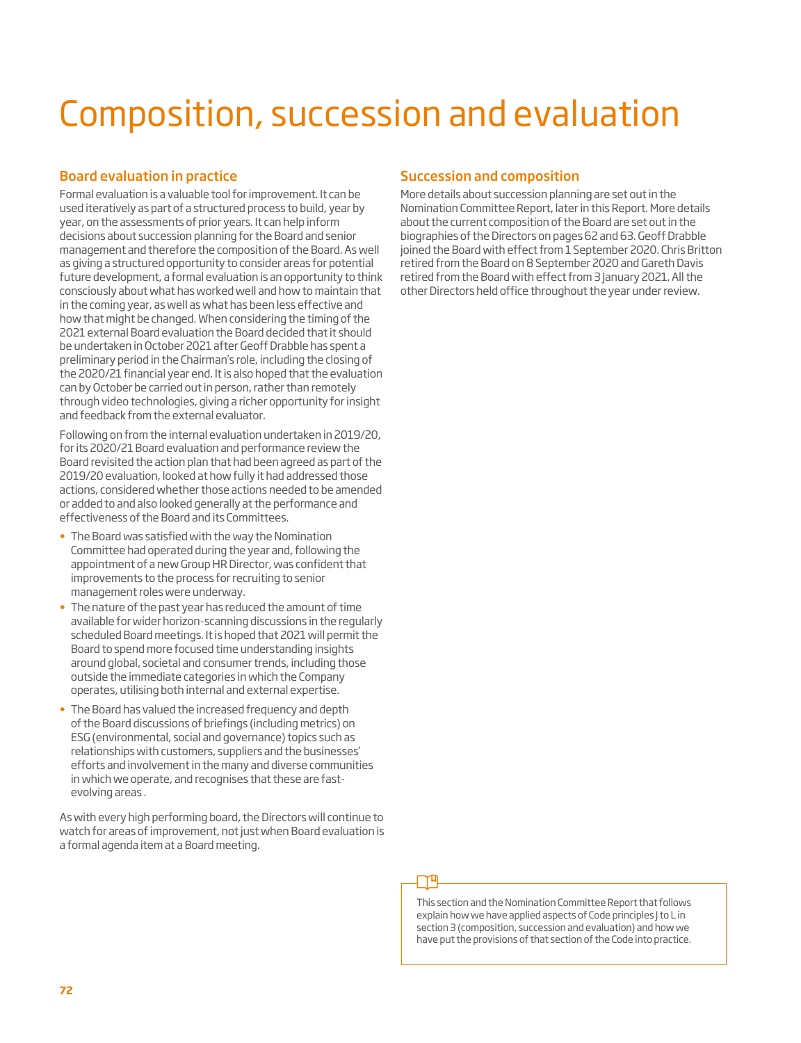# Composition, succession and evaluation

## Board evaluation in practice

Formal evaluation is a valuable tool for improvement. It can be used iteratively as part of a structured process to build, year by year, on the assessments of prior years. It can help inform decisions about succession planning for the Board and senior management and therefore the composition of the Board. As well as giving a structured opportunity to consider areas for potential future development, a formal evaluation is an opportunity to think consciously about what has worked well and how to maintain that in the coming year, as well as what has been less effective and how that might be changed. When considering the timing of the 2021 external Board evaluation the Board decided that it should be undertaken in October 2021 after Geoff Drabble has spent a preliminary period in the Chairman's role, including the closing of the 2020/21 financial year end. It is also hoped that the evaluation can by October be carried out in person, rather than remotely through video technologies, giving a richer opportunity for insight and feedback from the external evaluator.

Following on from the internal evaluation undertaken in 2019/20, for its 2020/21 Board evaluation and performance review the Board revisited the action plan that had been agreed as part of the 2019/20 evaluation, looked at how fully it had addressed those actions, considered whether those actions needed to be amended or added to and also looked generally at the performance and effectiveness of the Board and its Committees.

- The Board was satisfied with the way the Nomination Committee had operated during the year and, following the appointment of a new Group HR Director, was confident that improvements to the process for recruiting to senior management roles were underway.
- The nature of the past year has reduced the amount of time available for wider horizon-scanning discussions in the regularly scheduled Board meetings. It is hoped that 2021 will permit the Board to spend more focused time understanding insights around global, societal and consumer trends, including those outside the immediate categories in which the Company operates, utilising both internal and external expertise.
- The Board has valued the increased frequency and depth of the Board discussions of briefings (including metrics) on ESG (environmental, social and governance) topics such as relationships with customers, suppliers and the businesses' efforts and involvement in the many and diverse communities in which we operate, and recognises that these are fast-evolving areas .

As with every high performing board, the Directors will continue to watch for areas of improvement, not just when Board evaluation is a formal agenda item at a Board meeting.

## Succession and composition

More details about succession planning are set out in the Nomination Committee Report, later in this Report. More details about the current composition of the Board are set out in the biographies of the Directors on pages 62 and 63. Geoff Drabble joined the Board with effect from 1 September 2020. Chris Britton retired from the Board on 8 September 2020 and Gareth Davis retired from the Board with effect from 3 January 2021. All the other Directors held office throughout the year under review.

This section and the Nomination Committee Report that follows explain how we have applied aspects of Code principles J to L in section 3 (composition, succession and evaluation) and how we have put the provisions of that section of the Code into practice.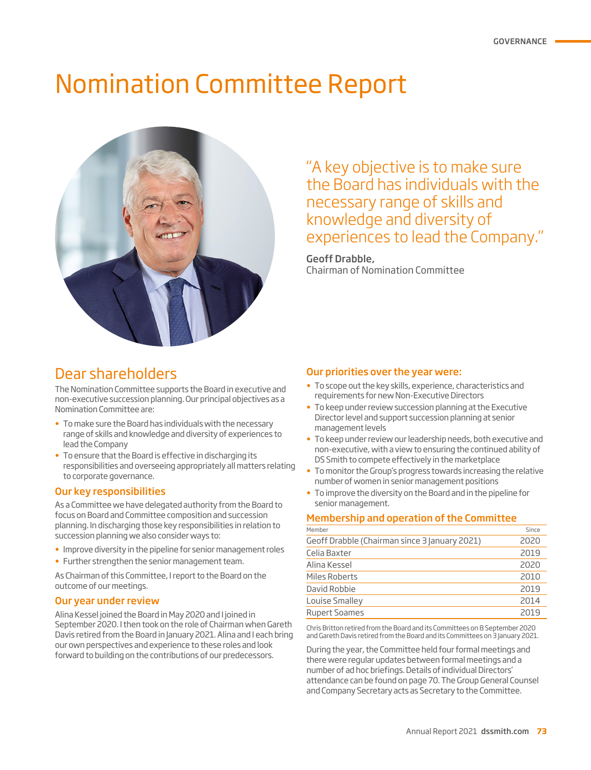# Nomination Committee Report

"A key objective is to make sure the Board has individuals with the necessary range of skills and knowledge and diversity of experiences to lead the Company."

**Geoff Drabble,**
Chairman of Nomination Committee

## Dear shareholders

The Nomination Committee supports the Board in executive and non-executive succession planning. Our principal objectives as a Nomination Committee are:

- To make sure the Board has individuals with the necessary range of skills and knowledge and diversity of experiences to lead the Company
- To ensure that the Board is effective in discharging its responsibilities and overseeing appropriately all matters relating to corporate governance.

### Our key responsibilities

As a Committee we have delegated authority from the Board to focus on Board and Committee composition and succession planning. In discharging those key responsibilities in relation to succession planning we also consider ways to:

- Improve diversity in the pipeline for senior management roles
- Further strengthen the senior management team.

As Chairman of this Committee, I report to the Board on the outcome of our meetings.

### Our year under review

Alina Kessel joined the Board in May 2020 and I joined in September 2020. I then took on the role of Chairman when Gareth Davis retired from the Board in January 2021. Alina and I each bring our own perspectives and experience to these roles and look forward to building on the contributions of our predecessors.

### Our priorities over the year were:

- To scope out the key skills, experience, characteristics and requirements for new Non-Executive Directors
- To keep under review succession planning at the Executive Director level and support succession planning at senior management levels
- To keep under review our leadership needs, both executive and non-executive, with a view to ensuring the continued ability of DS Smith to compete effectively in the marketplace
- To monitor the Group's progress towards increasing the relative number of women in senior management positions
- To improve the diversity on the Board and in the pipeline for senior management.

### Membership and operation of the Committee

| Member | Since |
|---|---|
| Geoff Drabble (Chairman since 3 January 2021) | 2020 |
| Celia Baxter | 2019 |
| Alina Kessel | 2020 |
| Miles Roberts | 2010 |
| David Robbie | 2019 |
| Louise Smalley | 2014 |
| Rupert Soames | 2019 |

Chris Britton retired from the Board and its Committees on 8 September 2020 and Gareth Davis retired from the Board and its Committees on 3 January 2021.

During the year, the Committee held four formal meetings and there were regular updates between formal meetings and a number of ad hoc briefings. Details of individual Directors' attendance can be found on page 70. The Group General Counsel and Company Secretary acts as Secretary to the Committee.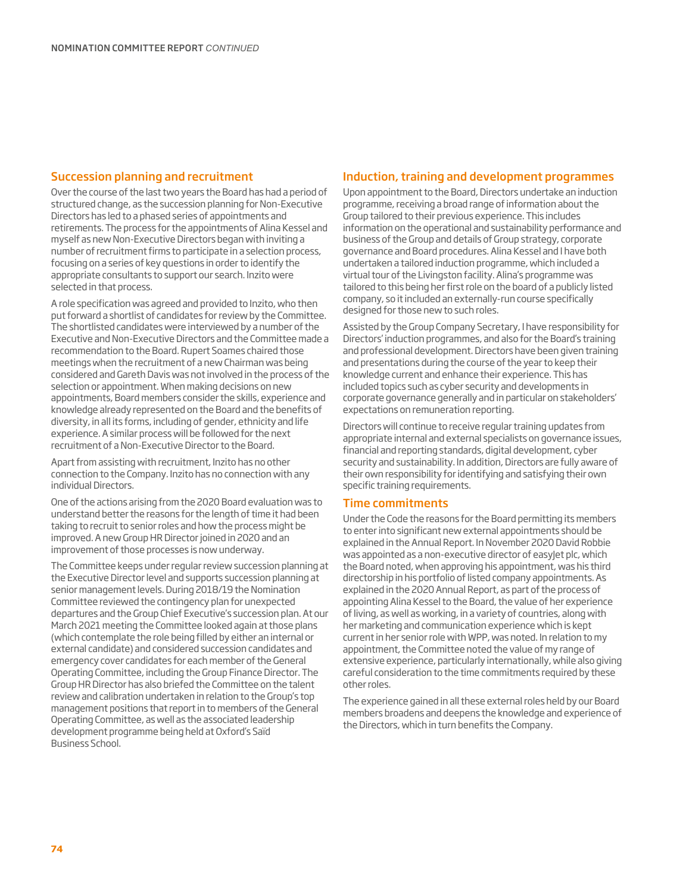## Succession planning and recruitment

Over the course of the last two years the Board has had a period of structured change, as the succession planning for Non-Executive Directors has led to a phased series of appointments and retirements. The process for the appointments of Alina Kessel and myself as new Non-Executive Directors began with inviting a number of recruitment firms to participate in a selection process, focusing on a series of key questions in order to identify the appropriate consultants to support our search. Inzito were selected in that process.

A role specification was agreed and provided to Inzito, who then put forward a shortlist of candidates for review by the Committee. The shortlisted candidates were interviewed by a number of the Executive and Non-Executive Directors and the Committee made a recommendation to the Board. Rupert Soames chaired those meetings when the recruitment of a new Chairman was being considered and Gareth Davis was not involved in the process of the selection or appointment. When making decisions on new appointments, Board members consider the skills, experience and knowledge already represented on the Board and the benefits of diversity, in all its forms, including of gender, ethnicity and life experience. A similar process will be followed for the next recruitment of a Non-Executive Director to the Board.

Apart from assisting with recruitment, Inzito has no other connection to the Company. Inzito has no connection with any individual Directors.

One of the actions arising from the 2020 Board evaluation was to understand better the reasons for the length of time it had been taking to recruit to senior roles and how the process might be improved. A new Group HR Director joined in 2020 and an improvement of those processes is now underway.

The Committee keeps under regular review succession planning at the Executive Director level and supports succession planning at senior management levels. During 2018/19 the Nomination Committee reviewed the contingency plan for unexpected departures and the Group Chief Executive's succession plan. At our March 2021 meeting the Committee looked again at those plans (which contemplate the role being filled by either an internal or external candidate) and considered succession candidates and emergency cover candidates for each member of the General Operating Committee, including the Group Finance Director. The Group HR Director has also briefed the Committee on the talent review and calibration undertaken in relation to the Group's top management positions that report in to members of the General Operating Committee, as well as the associated leadership development programme being held at Oxford's Saïd Business School.

## Induction, training and development programmes

Upon appointment to the Board, Directors undertake an induction programme, receiving a broad range of information about the Group tailored to their previous experience. This includes information on the operational and sustainability performance and business of the Group and details of Group strategy, corporate governance and Board procedures. Alina Kessel and I have both undertaken a tailored induction programme, which included a virtual tour of the Livingston facility. Alina's programme was tailored to this being her first role on the board of a publicly listed company, so it included an externally-run course specifically designed for those new to such roles.

Assisted by the Group Company Secretary, I have responsibility for Directors' induction programmes, and also for the Board's training and professional development. Directors have been given training and presentations during the course of the year to keep their knowledge current and enhance their experience. This has included topics such as cyber security and developments in corporate governance generally and in particular on stakeholders' expectations on remuneration reporting.

Directors will continue to receive regular training updates from appropriate internal and external specialists on governance issues, financial and reporting standards, digital development, cyber security and sustainability. In addition, Directors are fully aware of their own responsibility for identifying and satisfying their own specific training requirements.

## Time commitments

Under the Code the reasons for the Board permitting its members to enter into significant new external appointments should be explained in the Annual Report. In November 2020 David Robbie was appointed as a non-executive director of easyJet plc, which the Board noted, when approving his appointment, was his third directorship in his portfolio of listed company appointments. As explained in the 2020 Annual Report, as part of the process of appointing Alina Kessel to the Board, the value of her experience of living, as well as working, in a variety of countries, along with her marketing and communication experience which is kept current in her senior role with WPP, was noted. In relation to my appointment, the Committee noted the value of my range of extensive experience, particularly internationally, while also giving careful consideration to the time commitments required by these other roles.

The experience gained in all these external roles held by our Board members broadens and deepens the knowledge and experience of the Directors, which in turn benefits the Company.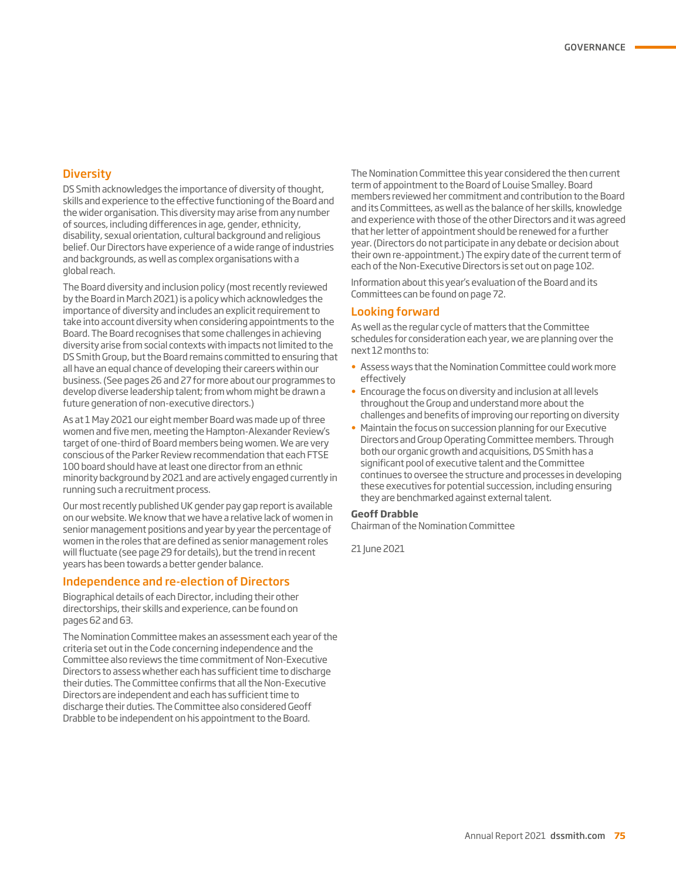## Diversity

DS Smith acknowledges the importance of diversity of thought, skills and experience to the effective functioning of the Board and the wider organisation. This diversity may arise from any number of sources, including differences in age, gender, ethnicity, disability, sexual orientation, cultural background and religious belief. Our Directors have experience of a wide range of industries and backgrounds, as well as complex organisations with a global reach.

The Board diversity and inclusion policy (most recently reviewed by the Board in March 2021) is a policy which acknowledges the importance of diversity and includes an explicit requirement to take into account diversity when considering appointments to the Board. The Board recognises that some challenges in achieving diversity arise from social contexts with impacts not limited to the DS Smith Group, but the Board remains committed to ensuring that all have an equal chance of developing their careers within our business. (See pages 26 and 27 for more about our programmes to develop diverse leadership talent; from whom might be drawn a future generation of non-executive directors.)

As at 1 May 2021 our eight member Board was made up of three women and five men, meeting the Hampton-Alexander Review's target of one-third of Board members being women. We are very conscious of the Parker Review recommendation that each FTSE 100 board should have at least one director from an ethnic minority background by 2021 and are actively engaged currently in running such a recruitment process.

Our most recently published UK gender pay gap report is available on our website. We know that we have a relative lack of women in senior management positions and year by year the percentage of women in the roles that are defined as senior management roles will fluctuate (see page 29 for details), but the trend in recent years has been towards a better gender balance.

## Independence and re-election of Directors

Biographical details of each Director, including their other directorships, their skills and experience, can be found on pages 62 and 63.

The Nomination Committee makes an assessment each year of the criteria set out in the Code concerning independence and the Committee also reviews the time commitment of Non-Executive Directors to assess whether each has sufficient time to discharge their duties. The Committee confirms that all the Non-Executive Directors are independent and each has sufficient time to discharge their duties. The Committee also considered Geoff Drabble to be independent on his appointment to the Board.

The Nomination Committee this year considered the then current term of appointment to the Board of Louise Smalley. Board members reviewed her commitment and contribution to the Board and its Committees, as well as the balance of her skills, knowledge and experience with those of the other Directors and it was agreed that her letter of appointment should be renewed for a further year. (Directors do not participate in any debate or decision about their own re-appointment.) The expiry date of the current term of each of the Non-Executive Directors is set out on page 102.

Information about this year's evaluation of the Board and its Committees can be found on page 72.

## Looking forward

As well as the regular cycle of matters that the Committee schedules for consideration each year, we are planning over the next 12 months to:

- Assess ways that the Nomination Committee could work more effectively
- Encourage the focus on diversity and inclusion at all levels throughout the Group and understand more about the challenges and benefits of improving our reporting on diversity
- Maintain the focus on succession planning for our Executive Directors and Group Operating Committee members. Through both our organic growth and acquisitions, DS Smith has a significant pool of executive talent and the Committee continues to oversee the structure and processes in developing these executives for potential succession, including ensuring they are benchmarked against external talent.

**Geoff Drabble**
Chairman of the Nomination Committee

21 June 2021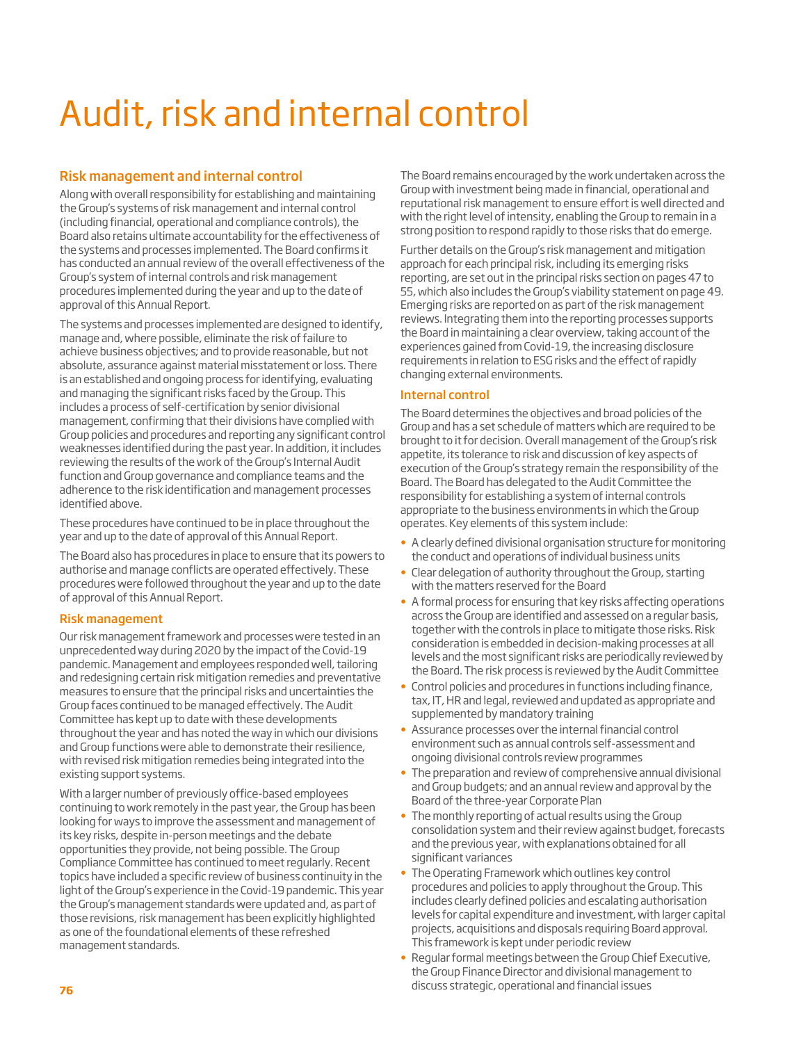# Audit, risk and internal control

## Risk management and internal control

Along with overall responsibility for establishing and maintaining the Group's systems of risk management and internal control (including financial, operational and compliance controls), the Board also retains ultimate accountability for the effectiveness of the systems and processes implemented. The Board confirms it has conducted an annual review of the overall effectiveness of the Group's system of internal controls and risk management procedures implemented during the year and up to the date of approval of this Annual Report.

The systems and processes implemented are designed to identify, manage and, where possible, eliminate the risk of failure to achieve business objectives; and to provide reasonable, but not absolute, assurance against material misstatement or loss. There is an established and ongoing process for identifying, evaluating and managing the significant risks faced by the Group. This includes a process of self-certification by senior divisional management, confirming that their divisions have complied with Group policies and procedures and reporting any significant control weaknesses identified during the past year. In addition, it includes reviewing the results of the work of the Group's Internal Audit function and Group governance and compliance teams and the adherence to the risk identification and management processes identified above.

These procedures have continued to be in place throughout the year and up to the date of approval of this Annual Report.

The Board also has procedures in place to ensure that its powers to authorise and manage conflicts are operated effectively. These procedures were followed throughout the year and up to the date of approval of this Annual Report.

### Risk management

Our risk management framework and processes were tested in an unprecedented way during 2020 by the impact of the Covid-19 pandemic. Management and employees responded well, tailoring and redesigning certain risk mitigation remedies and preventative measures to ensure that the principal risks and uncertainties the Group faces continued to be managed effectively. The Audit Committee has kept up to date with these developments throughout the year and has noted the way in which our divisions and Group functions were able to demonstrate their resilience, with revised risk mitigation remedies being integrated into the existing support systems.

With a larger number of previously office-based employees continuing to work remotely in the past year, the Group has been looking for ways to improve the assessment and management of its key risks, despite in-person meetings and the debate opportunities they provide, not being possible. The Group Compliance Committee has continued to meet regularly. Recent topics have included a specific review of business continuity in the light of the Group's experience in the Covid-19 pandemic. This year the Group's management standards were updated and, as part of those revisions, risk management has been explicitly highlighted as one of the foundational elements of these refreshed management standards.

The Board remains encouraged by the work undertaken across the Group with investment being made in financial, operational and reputational risk management to ensure effort is well directed and with the right level of intensity, enabling the Group to remain in a strong position to respond rapidly to those risks that do emerge.

Further details on the Group's risk management and mitigation approach for each principal risk, including its emerging risks reporting, are set out in the principal risks section on pages 47 to 55, which also includes the Group's viability statement on page 49. Emerging risks are reported on as part of the risk management reviews. Integrating them into the reporting processes supports the Board in maintaining a clear overview, taking account of the experiences gained from Covid-19, the increasing disclosure requirements in relation to ESG risks and the effect of rapidly changing external environments.

### Internal control

The Board determines the objectives and broad policies of the Group and has a set schedule of matters which are required to be brought to it for decision. Overall management of the Group's risk appetite, its tolerance to risk and discussion of key aspects of execution of the Group's strategy remain the responsibility of the Board. The Board has delegated to the Audit Committee the responsibility for establishing a system of internal controls appropriate to the business environments in which the Group operates. Key elements of this system include:

- A clearly defined divisional organisation structure for monitoring the conduct and operations of individual business units
- Clear delegation of authority throughout the Group, starting with the matters reserved for the Board
- A formal process for ensuring that key risks affecting operations across the Group are identified and assessed on a regular basis, together with the controls in place to mitigate those risks. Risk consideration is embedded in decision-making processes at all levels and the most significant risks are periodically reviewed by the Board. The risk process is reviewed by the Audit Committee
- Control policies and procedures in functions including finance, tax, IT, HR and legal, reviewed and updated as appropriate and supplemented by mandatory training
- Assurance processes over the internal financial control environment such as annual controls self-assessment and ongoing divisional controls review programmes
- The preparation and review of comprehensive annual divisional and Group budgets; and an annual review and approval by the Board of the three-year Corporate Plan
- The monthly reporting of actual results using the Group consolidation system and their review against budget, forecasts and the previous year, with explanations obtained for all significant variances
- The Operating Framework which outlines key control procedures and policies to apply throughout the Group. This includes clearly defined policies and escalating authorisation levels for capital expenditure and investment, with larger capital projects, acquisitions and disposals requiring Board approval. This framework is kept under periodic review
- Regular formal meetings between the Group Chief Executive, the Group Finance Director and divisional management to discuss strategic, operational and financial issues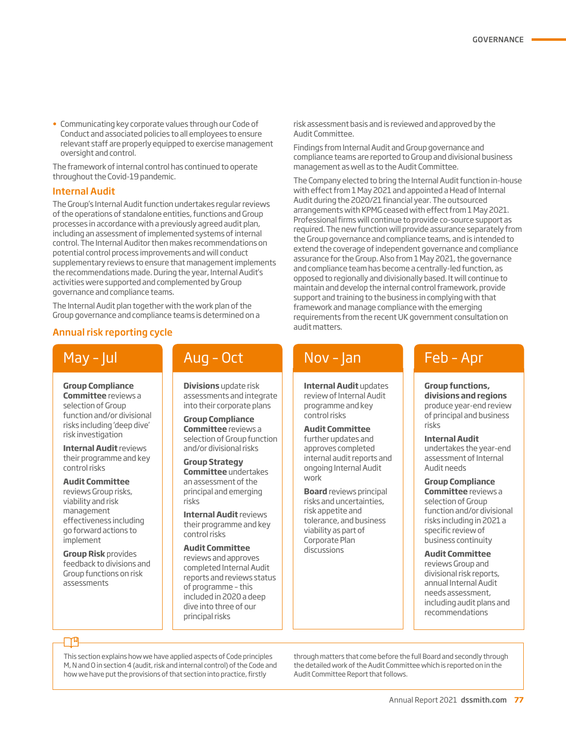- Communicating key corporate values through our Code of Conduct and associated policies to all employees to ensure relevant staff are properly equipped to exercise management oversight and control.

The framework of internal control has continued to operate throughout the Covid-19 pandemic.

## Internal Audit

The Group's Internal Audit function undertakes regular reviews of the operations of standalone entities, functions and Group processes in accordance with a previously agreed audit plan, including an assessment of implemented systems of internal control. The Internal Auditor then makes recommendations on potential control process improvements and will conduct supplementary reviews to ensure that management implements the recommendations made. During the year, Internal Audit's activities were supported and complemented by Group governance and compliance teams.

The Internal Audit plan together with the work plan of the Group governance and compliance teams is determined on a risk assessment basis and is reviewed and approved by the Audit Committee.

Findings from Internal Audit and Group governance and compliance teams are reported to Group and divisional business management as well as to the Audit Committee.

The Company elected to bring the Internal Audit function in-house with effect from 1 May 2021 and appointed a Head of Internal Audit during the 2020/21 financial year. The outsourced arrangements with KPMG ceased with effect from 1 May 2021. Professional firms will continue to provide co-source support as required. The new function will provide assurance separately from the Group governance and compliance teams, and is intended to extend the coverage of independent governance and compliance assurance for the Group. Also from 1 May 2021, the governance and compliance team has become a centrally-led function, as opposed to regionally and divisionally based. It will continue to maintain and develop the internal control framework, provide support and training to the business in complying with that framework and manage compliance with the emerging requirements from the recent UK government consultation on audit matters.

## Annual risk reporting cycle

### May – Jul

**Group Compliance Committee** reviews a selection of Group function and/or divisional risks including 'deep dive' risk investigation

**Internal Audit** reviews their programme and key control risks

**Audit Committee** reviews Group risks, viability and risk management effectiveness including go forward actions to implement

**Group Risk** provides feedback to divisions and Group functions on risk assessments

### Aug – Oct

**Divisions** update risk assessments and integrate into their corporate plans

**Group Compliance Committee** reviews a selection of Group function and/or divisional risks

**Group Strategy Committee** undertakes an assessment of the principal and emerging risks

**Internal Audit** reviews their programme and key control risks

**Audit Committee** reviews and approves completed Internal Audit reports and reviews status of programme – this included in 2020 a deep dive into three of our principal risks

### Nov – Jan

**Internal Audit** updates review of Internal Audit programme and key control risks

**Audit Committee** further updates and approves completed internal audit reports and ongoing Internal Audit work

**Board** reviews principal risks and uncertainties, risk appetite and tolerance, and business viability as part of Corporate Plan discussions

### Feb – Apr

**Group functions, divisions and regions** produce year-end review of principal and business risks

**Internal Audit** undertakes the year-end assessment of Internal Audit needs

**Group Compliance Committee** reviews a selection of Group function and/or divisional risks including in 2021 a specific review of business continuity

**Audit Committee** reviews Group and divisional risk reports, annual Internal Audit needs assessment, including audit plans and recommendations

This section explains how we have applied aspects of Code principles M, N and O in section 4 (audit, risk and internal control) of the Code and how we have put the provisions of that section into practice, firstly through matters that come before the full Board and secondly through the detailed work of the Audit Committee which is reported on in the Audit Committee Report that follows.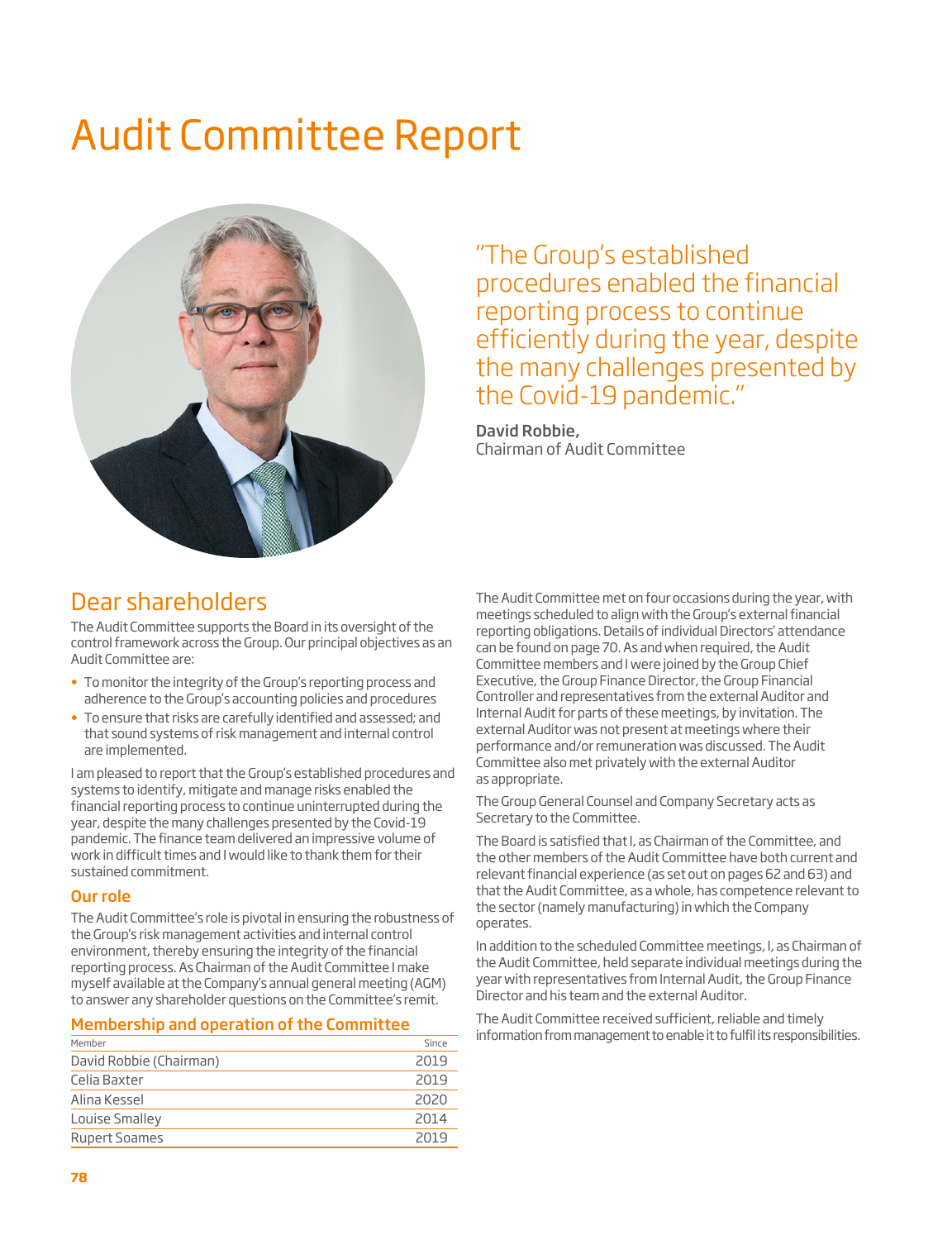# Audit Committee Report

"The Group's established procedures enabled the financial reporting process to continue efficiently during the year, despite the many challenges presented by the Covid-19 pandemic."

**David Robbie,**
Chairman of Audit Committee

## Dear shareholders

The Audit Committee supports the Board in its oversight of the control framework across the Group. Our principal objectives as an Audit Committee are:

- To monitor the integrity of the Group's reporting process and adherence to the Group's accounting policies and procedures
- To ensure that risks are carefully identified and assessed; and that sound systems of risk management and internal control are implemented.

I am pleased to report that the Group's established procedures and systems to identify, mitigate and manage risks enabled the financial reporting process to continue uninterrupted during the year, despite the many challenges presented by the Covid-19 pandemic. The finance team delivered an impressive volume of work in difficult times and I would like to thank them for their sustained commitment.

### Our role

The Audit Committee's role is pivotal in ensuring the robustness of the Group's risk management activities and internal control environment, thereby ensuring the integrity of the financial reporting process. As Chairman of the Audit Committee I make myself available at the Company's annual general meeting (AGM) to answer any shareholder questions on the Committee's remit.

### Membership and operation of the Committee

| Member | Since |
|---|---|
| David Robbie (Chairman) | 2019 |
| Celia Baxter | 2019 |
| Alina Kessel | 2020 |
| Louise Smalley | 2014 |
| Rupert Soames | 2019 |

The Audit Committee met on four occasions during the year, with meetings scheduled to align with the Group's external financial reporting obligations. Details of individual Directors' attendance can be found on page 70. As and when required, the Audit Committee members and I were joined by the Group Chief Executive, the Group Finance Director, the Group Financial Controller and representatives from the external Auditor and Internal Audit for parts of these meetings, by invitation. The external Auditor was not present at meetings where their performance and/or remuneration was discussed. The Audit Committee also met privately with the external Auditor as appropriate.

The Group General Counsel and Company Secretary acts as Secretary to the Committee.

The Board is satisfied that I, as Chairman of the Committee, and the other members of the Audit Committee have both current and relevant financial experience (as set out on pages 62 and 63) and that the Audit Committee, as a whole, has competence relevant to the sector (namely manufacturing) in which the Company operates.

In addition to the scheduled Committee meetings, I, as Chairman of the Audit Committee, held separate individual meetings during the year with representatives from Internal Audit, the Group Finance Director and his team and the external Auditor.

The Audit Committee received sufficient, reliable and timely information from management to enable it to fulfil its responsibilities.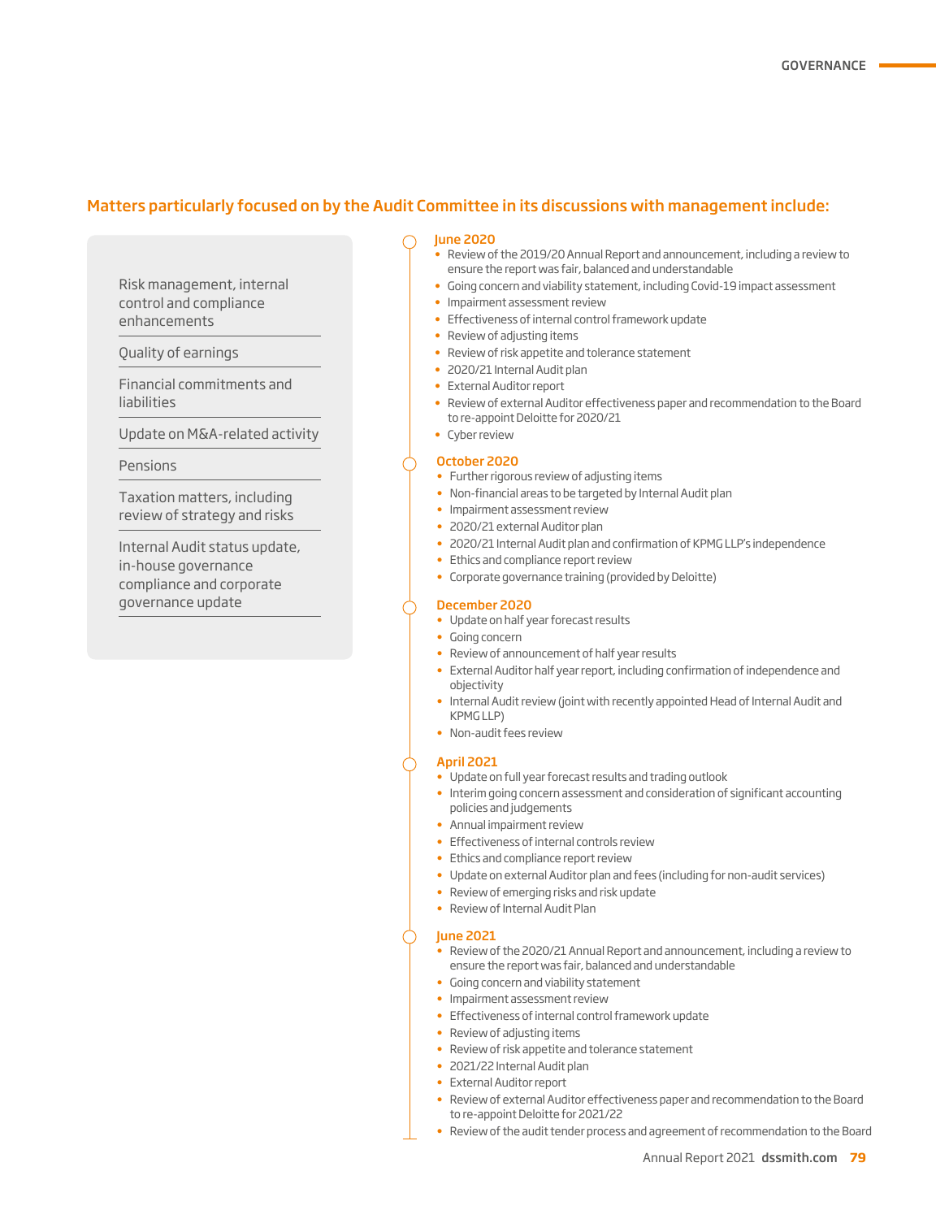## Matters particularly focused on by the Audit Committee in its discussions with management include:

- Risk management, internal control and compliance enhancements
- Quality of earnings
- Financial commitments and liabilities
- Update on M&A-related activity
- Pensions
- Taxation matters, including review of strategy and risks
- Internal Audit status update, in-house governance compliance and corporate governance update

### June 2020

- Review of the 2019/20 Annual Report and announcement, including a review to ensure the report was fair, balanced and understandable
- Going concern and viability statement, including Covid-19 impact assessment
- Impairment assessment review
- Effectiveness of internal control framework update
- Review of adjusting items
- Review of risk appetite and tolerance statement
- 2020/21 Internal Audit plan
- External Auditor report
- Review of external Auditor effectiveness paper and recommendation to the Board to re-appoint Deloitte for 2020/21
- Cyber review

### October 2020

- Further rigorous review of adjusting items
- Non-financial areas to be targeted by Internal Audit plan
- Impairment assessment review
- 2020/21 external Auditor plan
- 2020/21 Internal Audit plan and confirmation of KPMG LLP's independence
- Ethics and compliance report review
- Corporate governance training (provided by Deloitte)

### December 2020

- Update on half year forecast results
- Going concern
- Review of announcement of half year results
- External Auditor half year report, including confirmation of independence and objectivity
- Internal Audit review (joint with recently appointed Head of Internal Audit and KPMG LLP)
- Non-audit fees review

### April 2021

- Update on full year forecast results and trading outlook
- Interim going concern assessment and consideration of significant accounting policies and judgements
- Annual impairment review
- Effectiveness of internal controls review
- Ethics and compliance report review
- Update on external Auditor plan and fees (including for non-audit services)
- Review of emerging risks and risk update
- Review of Internal Audit Plan

### June 2021

- Review of the 2020/21 Annual Report and announcement, including a review to ensure the report was fair, balanced and understandable
- Going concern and viability statement
- Impairment assessment review
- Effectiveness of internal control framework update
- Review of adjusting items
- Review of risk appetite and tolerance statement
- 2021/22 Internal Audit plan
- External Auditor report
- Review of external Auditor effectiveness paper and recommendation to the Board to re-appoint Deloitte for 2021/22
- Review of the audit tender process and agreement of recommendation to the Board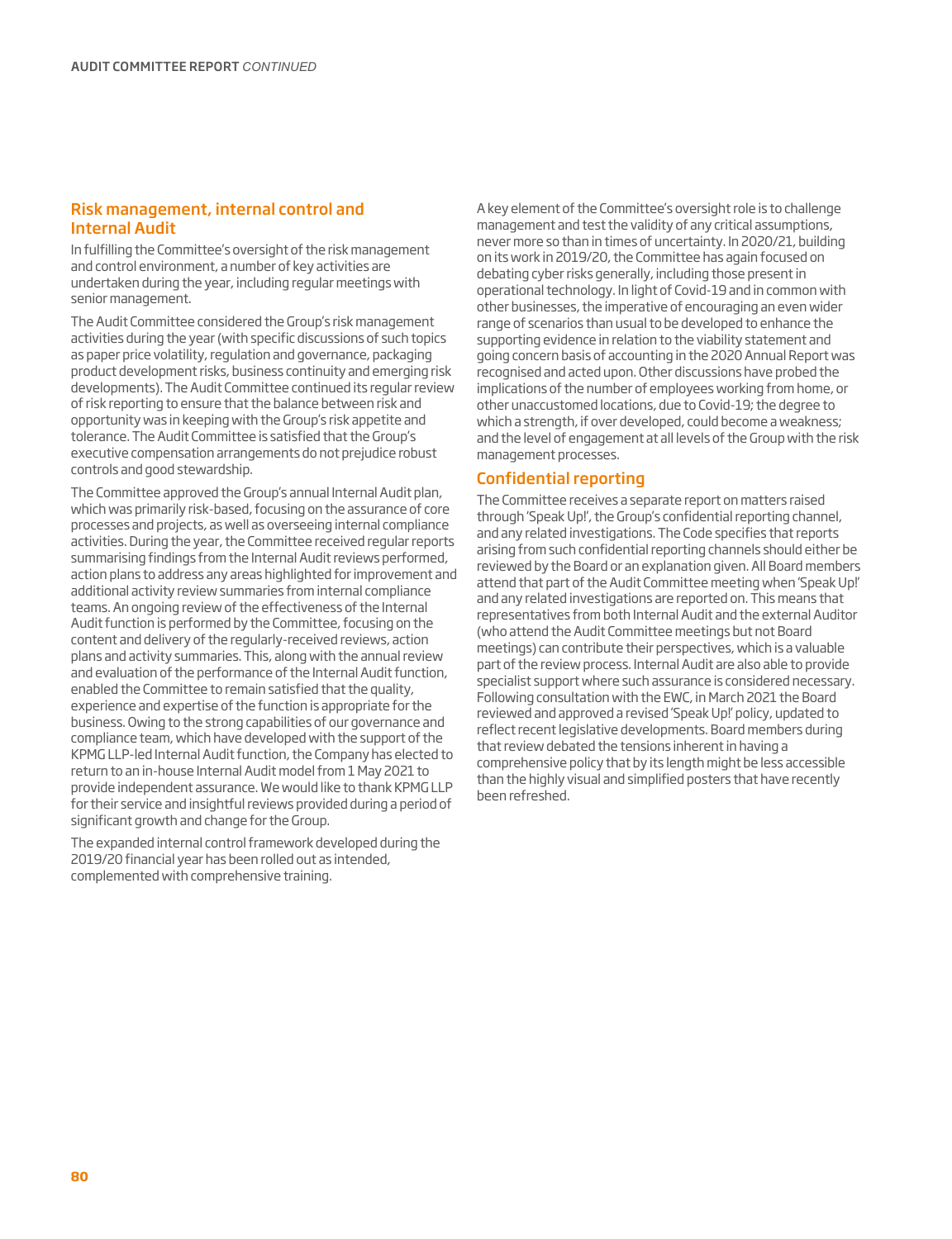## Risk management, internal control and Internal Audit

In fulfilling the Committee's oversight of the risk management and control environment, a number of key activities are undertaken during the year, including regular meetings with senior management.

The Audit Committee considered the Group's risk management activities during the year (with specific discussions of such topics as paper price volatility, regulation and governance, packaging product development risks, business continuity and emerging risk developments). The Audit Committee continued its regular review of risk reporting to ensure that the balance between risk and opportunity was in keeping with the Group's risk appetite and tolerance. The Audit Committee is satisfied that the Group's executive compensation arrangements do not prejudice robust controls and good stewardship.

The Committee approved the Group's annual Internal Audit plan, which was primarily risk-based, focusing on the assurance of core processes and projects, as well as overseeing internal compliance activities. During the year, the Committee received regular reports summarising findings from the Internal Audit reviews performed, action plans to address any areas highlighted for improvement and additional activity review summaries from internal compliance teams. An ongoing review of the effectiveness of the Internal Audit function is performed by the Committee, focusing on the content and delivery of the regularly-received reviews, action plans and activity summaries. This, along with the annual review and evaluation of the performance of the Internal Audit function, enabled the Committee to remain satisfied that the quality, experience and expertise of the function is appropriate for the business. Owing to the strong capabilities of our governance and compliance team, which have developed with the support of the KPMG LLP-led Internal Audit function, the Company has elected to return to an in-house Internal Audit model from 1 May 2021 to provide independent assurance. We would like to thank KPMG LLP for their service and insightful reviews provided during a period of significant growth and change for the Group.

The expanded internal control framework developed during the 2019/20 financial year has been rolled out as intended, complemented with comprehensive training.

A key element of the Committee's oversight role is to challenge management and test the validity of any critical assumptions, never more so than in times of uncertainty. In 2020/21, building on its work in 2019/20, the Committee has again focused on debating cyber risks generally, including those present in operational technology. In light of Covid-19 and in common with other businesses, the imperative of encouraging an even wider range of scenarios than usual to be developed to enhance the supporting evidence in relation to the viability statement and going concern basis of accounting in the 2020 Annual Report was recognised and acted upon. Other discussions have probed the implications of the number of employees working from home, or other unaccustomed locations, due to Covid-19; the degree to which a strength, if over developed, could become a weakness; and the level of engagement at all levels of the Group with the risk management processes.

## Confidential reporting

The Committee receives a separate report on matters raised through 'Speak Up!', the Group's confidential reporting channel, and any related investigations. The Code specifies that reports arising from such confidential reporting channels should either be reviewed by the Board or an explanation given. All Board members attend that part of the Audit Committee meeting when 'Speak Up!' and any related investigations are reported on. This means that representatives from both Internal Audit and the external Auditor (who attend the Audit Committee meetings but not Board meetings) can contribute their perspectives, which is a valuable part of the review process. Internal Audit are also able to provide specialist support where such assurance is considered necessary. Following consultation with the EWC, in March 2021 the Board reviewed and approved a revised 'Speak Up!' policy, updated to reflect recent legislative developments. Board members during that review debated the tensions inherent in having a comprehensive policy that by its length might be less accessible than the highly visual and simplified posters that have recently been refreshed.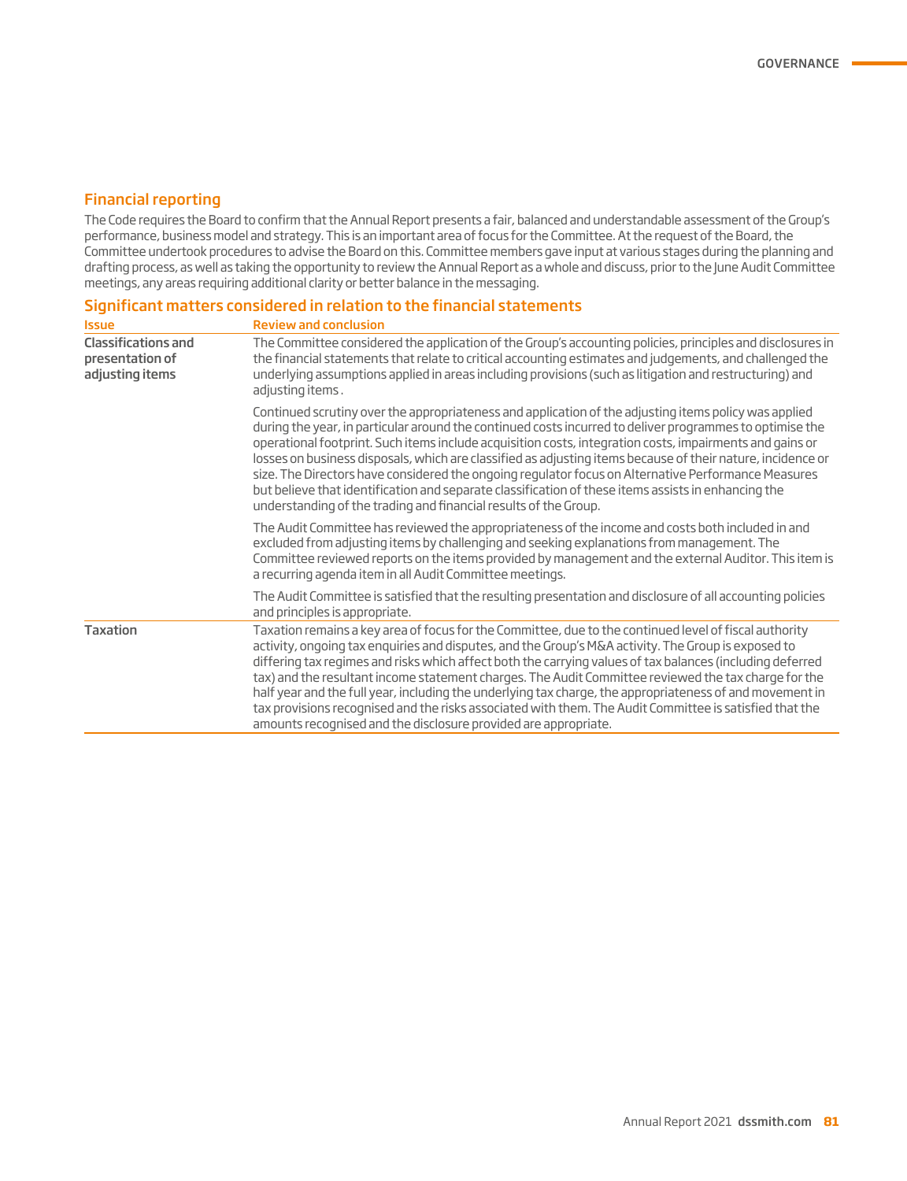## Financial reporting

The Code requires the Board to confirm that the Annual Report presents a fair, balanced and understandable assessment of the Group's performance, business model and strategy. This is an important area of focus for the Committee. At the request of the Board, the Committee undertook procedures to advise the Board on this. Committee members gave input at various stages during the planning and drafting process, as well as taking the opportunity to review the Annual Report as a whole and discuss, prior to the June Audit Committee meetings, any areas requiring additional clarity or better balance in the messaging.

## Significant matters considered in relation to the financial statements

| Issue | Review and conclusion |
|---|---|
| **Classifications and presentation of adjusting items** | The Committee considered the application of the Group's accounting policies, principles and disclosures in the financial statements that relate to critical accounting estimates and judgements, and challenged the underlying assumptions applied in areas including provisions (such as litigation and restructuring) and adjusting items.<br><br>Continued scrutiny over the appropriateness and application of the adjusting items policy was applied during the year, in particular around the continued costs incurred to deliver programmes to optimise the operational footprint. Such items include acquisition costs, integration costs, impairments and gains or losses on business disposals, which are classified as adjusting items because of their nature, incidence or size. The Directors have considered the ongoing regulator focus on Alternative Performance Measures but believe that identification and separate classification of these items assists in enhancing the understanding of the trading and financial results of the Group.<br><br>The Audit Committee has reviewed the appropriateness of the income and costs both included in and excluded from adjusting items by challenging and seeking explanations from management. The Committee reviewed reports on the items provided by management and the external Auditor. This item is a recurring agenda item in all Audit Committee meetings.<br><br>The Audit Committee is satisfied that the resulting presentation and disclosure of all accounting policies and principles is appropriate. |
| **Taxation** | Taxation remains a key area of focus for the Committee, due to the continued level of fiscal authority activity, ongoing tax enquiries and disputes, and the Group's M&A activity. The Group is exposed to differing tax regimes and risks which affect both the carrying values of tax balances (including deferred tax) and the resultant income statement charges. The Audit Committee reviewed the tax charge for the half year and the full year, including the underlying tax charge, the appropriateness of and movement in tax provisions recognised and the risks associated with them. The Audit Committee is satisfied that the amounts recognised and the disclosure provided are appropriate. |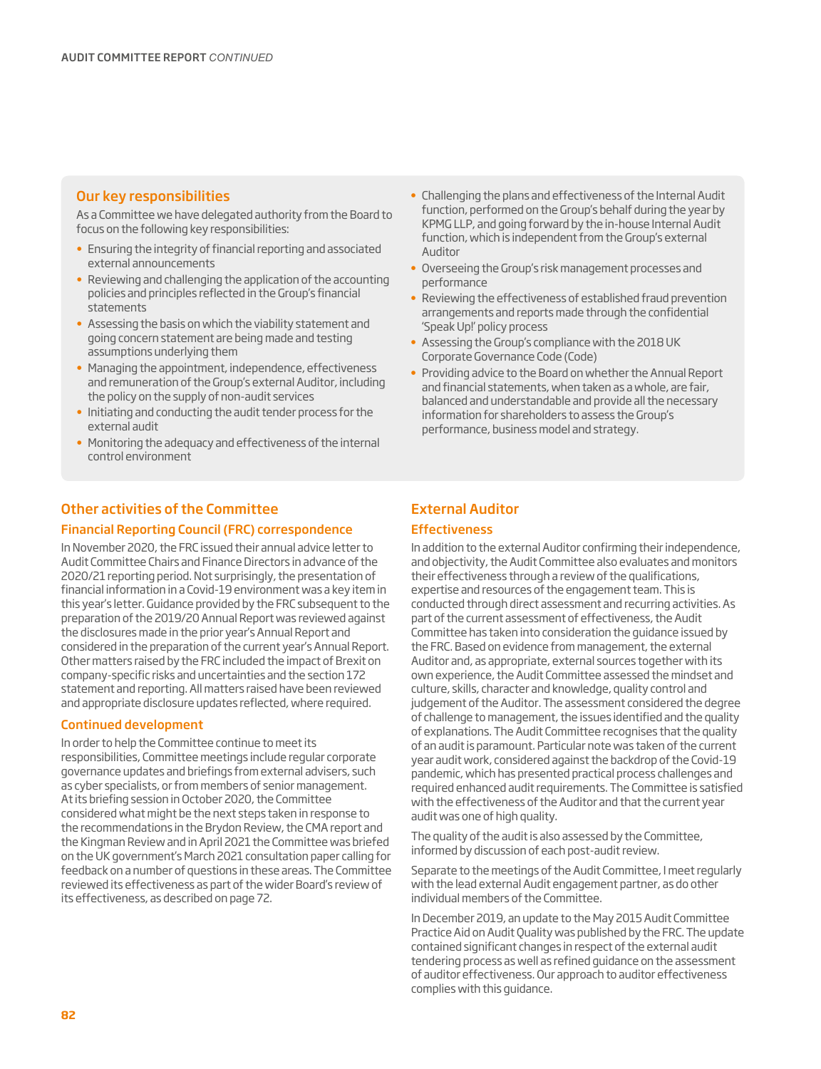## Our key responsibilities

As a Committee we have delegated authority from the Board to focus on the following key responsibilities:

- Ensuring the integrity of financial reporting and associated external announcements
- Reviewing and challenging the application of the accounting policies and principles reflected in the Group's financial statements
- Assessing the basis on which the viability statement and going concern statement are being made and testing assumptions underlying them
- Managing the appointment, independence, effectiveness and remuneration of the Group's external Auditor, including the policy on the supply of non-audit services
- Initiating and conducting the audit tender process for the external audit
- Monitoring the adequacy and effectiveness of the internal control environment
- Challenging the plans and effectiveness of the Internal Audit function, performed on the Group's behalf during the year by KPMG LLP, and going forward by the in-house Internal Audit function, which is independent from the Group's external Auditor
- Overseeing the Group's risk management processes and performance
- Reviewing the effectiveness of established fraud prevention arrangements and reports made through the confidential 'Speak Up!' policy process
- Assessing the Group's compliance with the 2018 UK Corporate Governance Code (Code)
- Providing advice to the Board on whether the Annual Report and financial statements, when taken as a whole, are fair, balanced and understandable and provide all the necessary information for shareholders to assess the Group's performance, business model and strategy.

## Other activities of the Committee

### Financial Reporting Council (FRC) correspondence

In November 2020, the FRC issued their annual advice letter to Audit Committee Chairs and Finance Directors in advance of the 2020/21 reporting period. Not surprisingly, the presentation of financial information in a Covid-19 environment was a key item in this year's letter. Guidance provided by the FRC subsequent to the preparation of the 2019/20 Annual Report was reviewed against the disclosures made in the prior year's Annual Report and considered in the preparation of the current year's Annual Report. Other matters raised by the FRC included the impact of Brexit on company-specific risks and uncertainties and the section 172 statement and reporting. All matters raised have been reviewed and appropriate disclosure updates reflected, where required.

### Continued development

In order to help the Committee continue to meet its responsibilities, Committee meetings include regular corporate governance updates and briefings from external advisers, such as cyber specialists, or from members of senior management. At its briefing session in October 2020, the Committee considered what might be the next steps taken in response to the recommendations in the Brydon Review, the CMA report and the Kingman Review and in April 2021 the Committee was briefed on the UK government's March 2021 consultation paper calling for feedback on a number of questions in these areas. The Committee reviewed its effectiveness as part of the wider Board's review of its effectiveness, as described on page 72.

## External Auditor

### Effectiveness

In addition to the external Auditor confirming their independence, and objectivity, the Audit Committee also evaluates and monitors their effectiveness through a review of the qualifications, expertise and resources of the engagement team. This is conducted through direct assessment and recurring activities. As part of the current assessment of effectiveness, the Audit Committee has taken into consideration the guidance issued by the FRC. Based on evidence from management, the external Auditor and, as appropriate, external sources together with its own experience, the Audit Committee assessed the mindset and culture, skills, character and knowledge, quality control and judgement of the Auditor. The assessment considered the degree of challenge to management, the issues identified and the quality of explanations. The Audit Committee recognises that the quality of an audit is paramount. Particular note was taken of the current year audit work, considered against the backdrop of the Covid-19 pandemic, which has presented practical process challenges and required enhanced audit requirements. The Committee is satisfied with the effectiveness of the Auditor and that the current year audit was one of high quality.

The quality of the audit is also assessed by the Committee, informed by discussion of each post-audit review.

Separate to the meetings of the Audit Committee, I meet regularly with the lead external Audit engagement partner, as do other individual members of the Committee.

In December 2019, an update to the May 2015 Audit Committee Practice Aid on Audit Quality was published by the FRC. The update contained significant changes in respect of the external audit tendering process as well as refined guidance on the assessment of auditor effectiveness. Our approach to auditor effectiveness complies with this guidance.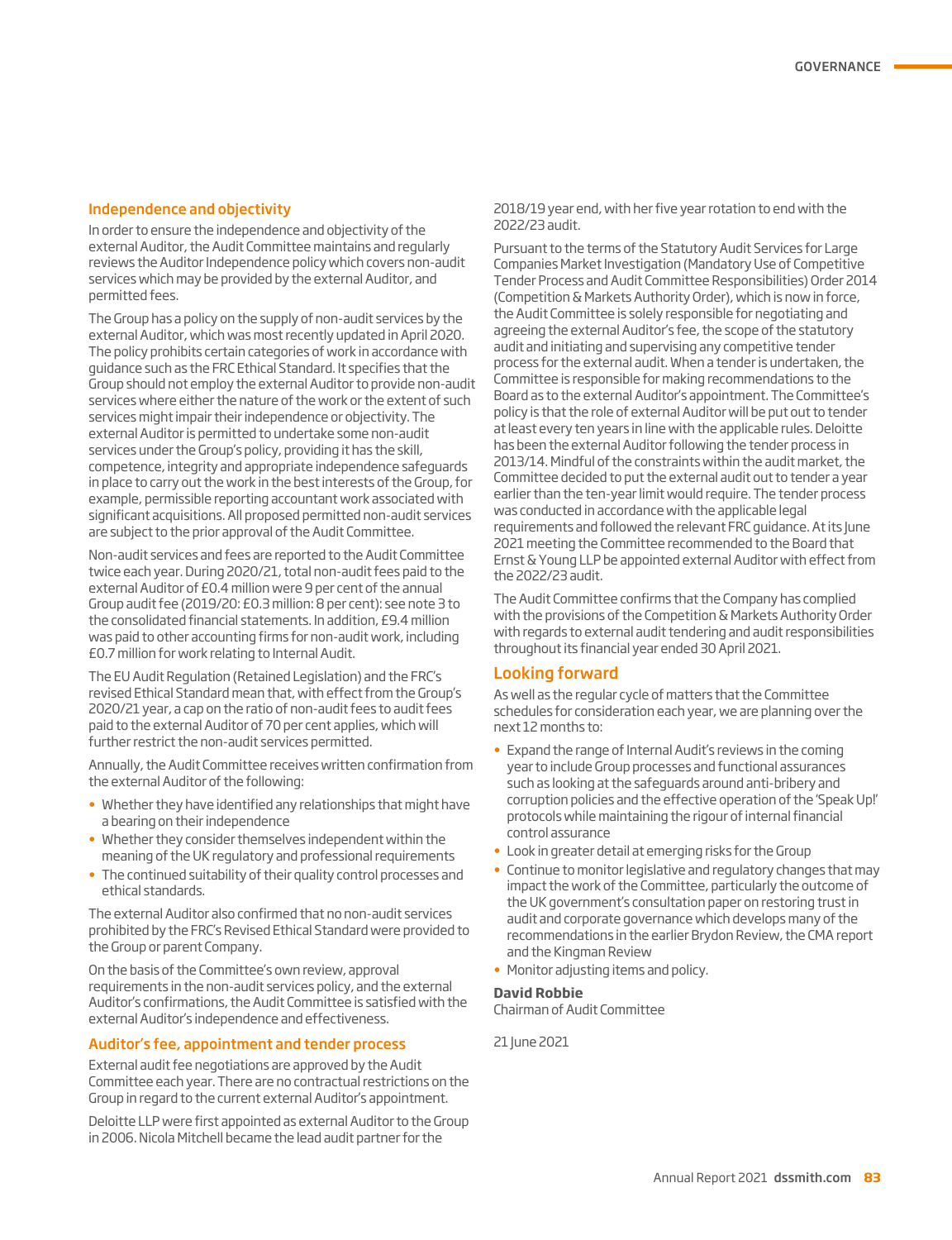## Independence and objectivity

In order to ensure the independence and objectivity of the external Auditor, the Audit Committee maintains and regularly reviews the Auditor Independence policy which covers non-audit services which may be provided by the external Auditor, and permitted fees.

The Group has a policy on the supply of non-audit services by the external Auditor, which was most recently updated in April 2020. The policy prohibits certain categories of work in accordance with guidance such as the FRC Ethical Standard. It specifies that the Group should not employ the external Auditor to provide non-audit services where either the nature of the work or the extent of such services might impair their independence or objectivity. The external Auditor is permitted to undertake some non-audit services under the Group's policy, providing it has the skill, competence, integrity and appropriate independence safeguards in place to carry out the work in the best interests of the Group, for example, permissible reporting accountant work associated with significant acquisitions. All proposed permitted non-audit services are subject to the prior approval of the Audit Committee.

Non-audit services and fees are reported to the Audit Committee twice each year. During 2020/21, total non-audit fees paid to the external Auditor of £0.4 million were 9 per cent of the annual Group audit fee (2019/20: £0.3 million: 8 per cent): see note 3 to the consolidated financial statements. In addition, £9.4 million was paid to other accounting firms for non-audit work, including £0.7 million for work relating to Internal Audit.

The EU Audit Regulation (Retained Legislation) and the FRC's revised Ethical Standard mean that, with effect from the Group's 2020/21 year, a cap on the ratio of non-audit fees to audit fees paid to the external Auditor of 70 per cent applies, which will further restrict the non-audit services permitted.

Annually, the Audit Committee receives written confirmation from the external Auditor of the following:

- Whether they have identified any relationships that might have a bearing on their independence
- Whether they consider themselves independent within the meaning of the UK regulatory and professional requirements
- The continued suitability of their quality control processes and ethical standards.

The external Auditor also confirmed that no non-audit services prohibited by the FRC's Revised Ethical Standard were provided to the Group or parent Company.

On the basis of the Committee's own review, approval requirements in the non-audit services policy, and the external Auditor's confirmations, the Audit Committee is satisfied with the external Auditor's independence and effectiveness.

## Auditor's fee, appointment and tender process

External audit fee negotiations are approved by the Audit Committee each year. There are no contractual restrictions on the Group in regard to the current external Auditor's appointment.

Deloitte LLP were first appointed as external Auditor to the Group in 2006. Nicola Mitchell became the lead audit partner for the 2018/19 year end, with her five year rotation to end with the 2022/23 audit.

Pursuant to the terms of the Statutory Audit Services for Large Companies Market Investigation (Mandatory Use of Competitive Tender Process and Audit Committee Responsibilities) Order 2014 (Competition & Markets Authority Order), which is now in force, the Audit Committee is solely responsible for negotiating and agreeing the external Auditor's fee, the scope of the statutory audit and initiating and supervising any competitive tender process for the external audit. When a tender is undertaken, the Committee is responsible for making recommendations to the Board as to the external Auditor's appointment. The Committee's policy is that the role of external Auditor will be put out to tender at least every ten years in line with the applicable rules. Deloitte has been the external Auditor following the tender process in 2013/14. Mindful of the constraints within the audit market, the Committee decided to put the external audit out to tender a year earlier than the ten-year limit would require. The tender process was conducted in accordance with the applicable legal requirements and followed the relevant FRC guidance. At its June 2021 meeting the Committee recommended to the Board that Ernst & Young LLP be appointed external Auditor with effect from the 2022/23 audit.

The Audit Committee confirms that the Company has complied with the provisions of the Competition & Markets Authority Order with regards to external audit tendering and audit responsibilities throughout its financial year ended 30 April 2021.

## Looking forward

As well as the regular cycle of matters that the Committee schedules for consideration each year, we are planning over the next 12 months to:

- Expand the range of Internal Audit's reviews in the coming year to include Group processes and functional assurances such as looking at the safeguards around anti-bribery and corruption policies and the effective operation of the 'Speak Up!' protocols while maintaining the rigour of internal financial control assurance
- Look in greater detail at emerging risks for the Group
- Continue to monitor legislative and regulatory changes that may impact the work of the Committee, particularly the outcome of the UK government's consultation paper on restoring trust in audit and corporate governance which develops many of the recommendations in the earlier Brydon Review, the CMA report and the Kingman Review
- Monitor adjusting items and policy.

**David Robbie**
Chairman of Audit Committee

21 June 2021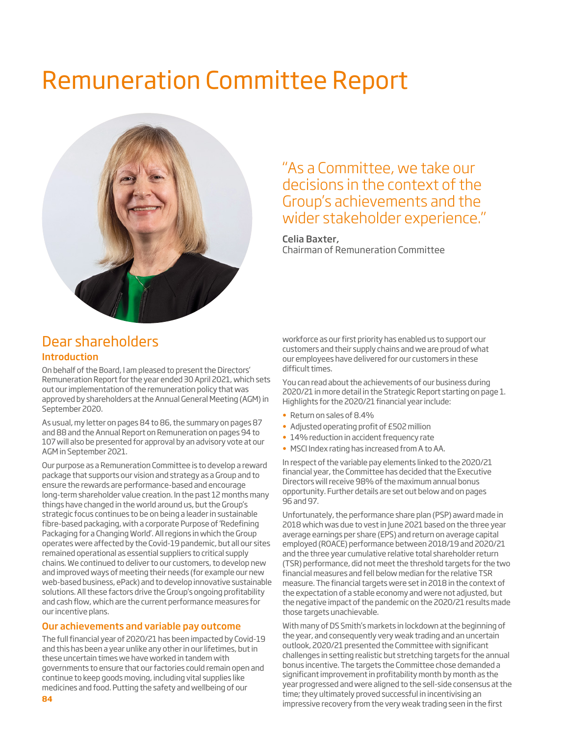# Remuneration Committee Report

"As a Committee, we take our decisions in the context of the Group's achievements and the wider stakeholder experience."

**Celia Baxter,**
Chairman of Remuneration Committee

## Dear shareholders

### Introduction

On behalf of the Board, I am pleased to present the Directors' Remuneration Report for the year ended 30 April 2021, which sets out our implementation of the remuneration policy that was approved by shareholders at the Annual General Meeting (AGM) in September 2020.

As usual, my letter on pages 84 to 86, the summary on pages 87 and 88 and the Annual Report on Remuneration on pages 94 to 107 will also be presented for approval by an advisory vote at our AGM in September 2021.

Our purpose as a Remuneration Committee is to develop a reward package that supports our vision and strategy as a Group and to ensure the rewards are performance-based and encourage long-term shareholder value creation. In the past 12 months many things have changed in the world around us, but the Group's strategic focus continues to be on being a leader in sustainable fibre-based packaging, with a corporate Purpose of 'Redefining Packaging for a Changing World'. All regions in which the Group operates were affected by the Covid-19 pandemic, but all our sites remained operational as essential suppliers to critical supply chains. We continued to deliver to our customers, to develop new and improved ways of meeting their needs (for example our new web-based business, ePack) and to develop innovative sustainable solutions. All these factors drive the Group's ongoing profitability and cash flow, which are the current performance measures for our incentive plans.

### Our achievements and variable pay outcome

The full financial year of 2020/21 has been impacted by Covid-19 and this has been a year unlike any other in our lifetimes, but in these uncertain times we have worked in tandem with governments to ensure that our factories could remain open and continue to keep goods moving, including vital supplies like medicines and food. Putting the safety and wellbeing of our workforce as our first priority has enabled us to support our customers and their supply chains and we are proud of what our employees have delivered for our customers in these difficult times.

You can read about the achievements of our business during 2020/21 in more detail in the Strategic Report starting on page 1. Highlights for the 2020/21 financial year include:

- Return on sales of 8.4%
- Adjusted operating profit of £502 million
- 14% reduction in accident frequency rate
- MSCI Index rating has increased from A to AA.

In respect of the variable pay elements linked to the 2020/21 financial year, the Committee has decided that the Executive Directors will receive 98% of the maximum annual bonus opportunity. Further details are set out below and on pages 96 and 97.

Unfortunately, the performance share plan (PSP) award made in 2018 which was due to vest in June 2021 based on the three year average earnings per share (EPS) and return on average capital employed (ROACE) performance between 2018/19 and 2020/21 and the three year cumulative relative total shareholder return (TSR) performance, did not meet the threshold targets for the two financial measures and fell below median for the relative TSR measure. The financial targets were set in 2018 in the context of the expectation of a stable economy and were not adjusted, but the negative impact of the pandemic on the 2020/21 results made those targets unachievable.

With many of DS Smith's markets in lockdown at the beginning of the year, and consequently very weak trading and an uncertain outlook, 2020/21 presented the Committee with significant challenges in setting realistic but stretching targets for the annual bonus incentive. The targets the Committee chose demanded a significant improvement in profitability month by month as the year progressed and were aligned to the sell-side consensus at the time; they ultimately proved successful in incentivising an impressive recovery from the very weak trading seen in the first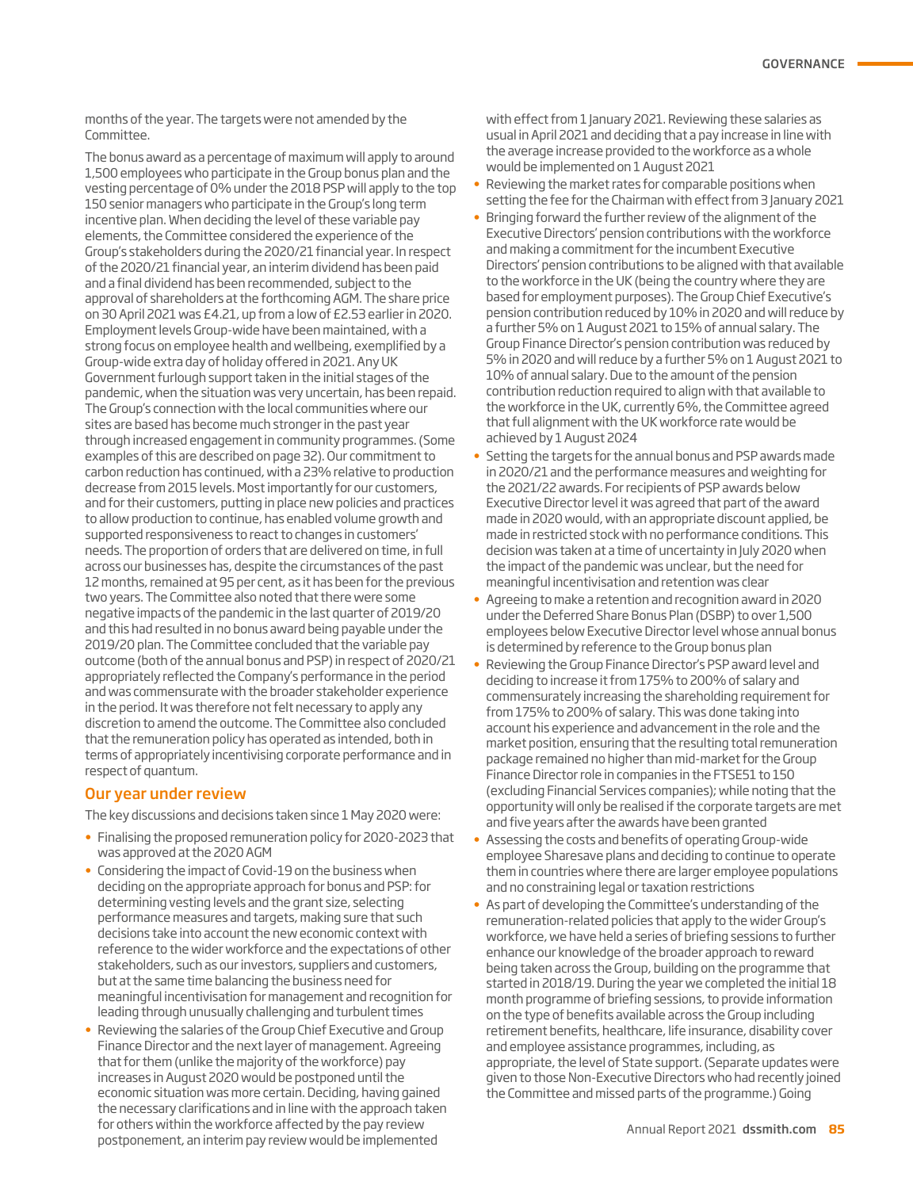months of the year. The targets were not amended by the Committee.

The bonus award as a percentage of maximum will apply to around 1,500 employees who participate in the Group bonus plan and the vesting percentage of 0% under the 2018 PSP will apply to the top 150 senior managers who participate in the Group's long term incentive plan. When deciding the level of these variable pay elements, the Committee considered the experience of the Group's stakeholders during the 2020/21 financial year. In respect of the 2020/21 financial year, an interim dividend has been paid and a final dividend has been recommended, subject to the approval of shareholders at the forthcoming AGM. The share price on 30 April 2021 was £4.21, up from a low of £2.53 earlier in 2020. Employment levels Group-wide have been maintained, with a strong focus on employee health and wellbeing, exemplified by a Group-wide extra day of holiday offered in 2021. Any UK Government furlough support taken in the initial stages of the pandemic, when the situation was very uncertain, has been repaid. The Group's connection with the local communities where our sites are based has become much stronger in the past year through increased engagement in community programmes. (Some examples of this are described on page 32). Our commitment to carbon reduction has continued, with a 23% relative to production decrease from 2015 levels. Most importantly for our customers, and for their customers, putting in place new policies and practices to allow production to continue, has enabled volume growth and supported responsiveness to react to changes in customers' needs. The proportion of orders that are delivered on time, in full across our businesses has, despite the circumstances of the past 12 months, remained at 95 per cent, as it has been for the previous two years. The Committee also noted that there were some negative impacts of the pandemic in the last quarter of 2019/20 and this had resulted in no bonus award being payable under the 2019/20 plan. The Committee concluded that the variable pay outcome (both of the annual bonus and PSP) in respect of 2020/21 appropriately reflected the Company's performance in the period and was commensurate with the broader stakeholder experience in the period. It was therefore not felt necessary to apply any discretion to amend the outcome. The Committee also concluded that the remuneration policy has operated as intended, both in terms of appropriately incentivising corporate performance and in respect of quantum.

## Our year under review

The key discussions and decisions taken since 1 May 2020 were:

- Finalising the proposed remuneration policy for 2020-2023 that was approved at the 2020 AGM
- Considering the impact of Covid-19 on the business when deciding on the appropriate approach for bonus and PSP: for determining vesting levels and the grant size, selecting performance measures and targets, making sure that such decisions take into account the new economic context with reference to the wider workforce and the expectations of other stakeholders, such as our investors, suppliers and customers, but at the same time balancing the business need for meaningful incentivisation for management and recognition for leading through unusually challenging and turbulent times
- Reviewing the salaries of the Group Chief Executive and Group Finance Director and the next layer of management. Agreeing that for them (unlike the majority of the workforce) pay increases in August 2020 would be postponed until the economic situation was more certain. Deciding, having gained the necessary clarifications and in line with the approach taken for others within the workforce affected by the pay review postponement, an interim pay review would be implemented with effect from 1 January 2021. Reviewing these salaries as usual in April 2021 and deciding that a pay increase in line with the average increase provided to the workforce as a whole would be implemented on 1 August 2021
- Reviewing the market rates for comparable positions when setting the fee for the Chairman with effect from 3 January 2021
- Bringing forward the further review of the alignment of the Executive Directors' pension contributions with the workforce and making a commitment for the incumbent Executive Directors' pension contributions to be aligned with that available to the workforce in the UK (being the country where they are based for employment purposes). The Group Chief Executive's pension contribution reduced by 10% in 2020 and will reduce by a further 5% on 1 August 2021 to 15% of annual salary. The Group Finance Director's pension contribution was reduced by 5% in 2020 and will reduce a further 5% on 1 August 2021 to 10% of annual salary. Due to the amount of the pension contribution reduction required to align with that available to the workforce in the UK, currently 6%, the Committee agreed that full alignment with the UK workforce rate would be achieved by 1 August 2024
- Setting the targets for the annual bonus and PSP awards made in 2020/21 and the performance measures and weighting for the 2021/22 awards. For recipients of PSP awards below Executive Director level it was agreed that part of the award made in 2020 would, with an appropriate discount applied, be made in restricted stock with no performance conditions. This decision was taken at a time of uncertainty in July 2020 when the impact of the pandemic was unclear, but the need for meaningful incentivisation and retention was clear
- Agreeing to make a retention and recognition award in 2020 under the Deferred Share Bonus Plan (DSBP) to over 1,500 employees below Executive Director level whose annual bonus is determined by reference to the Group bonus plan
- Reviewing the Group Finance Director's PSP award level and deciding to increase it from 175% to 200% of salary and commensurately increasing the shareholding requirement for from 175% to 200% of salary. This was done taking into account his experience and advancement in the role and the market position, ensuring that the resulting total remuneration package remained no higher than mid-market for the Group Finance Director role in companies in the FTSE51 to 150 (excluding Financial Services companies); while noting that the opportunity will only be realised if the corporate targets are met and five years after the awards have been granted
- Assessing the costs and benefits of operating Group-wide employee Sharesave plans and deciding to continue to operate them in countries where there are larger employee populations and no constraining legal or taxation restrictions
- As part of developing the Committee's understanding of the remuneration-related policies that apply to the wider Group's workforce, we have held a series of briefing sessions to further enhance our knowledge of the broader approach to reward being taken across the Group, building on the programme that started in 2018/19. During the year we completed the initial 18 month programme of briefing sessions, to provide information on the type of benefits available across the Group including retirement benefits, healthcare, life insurance, disability cover and employee assistance programmes, including, as appropriate, the level of State support. (Separate updates were given to those Non-Executive Directors who had recently joined the Committee and missed parts of the programme.) Going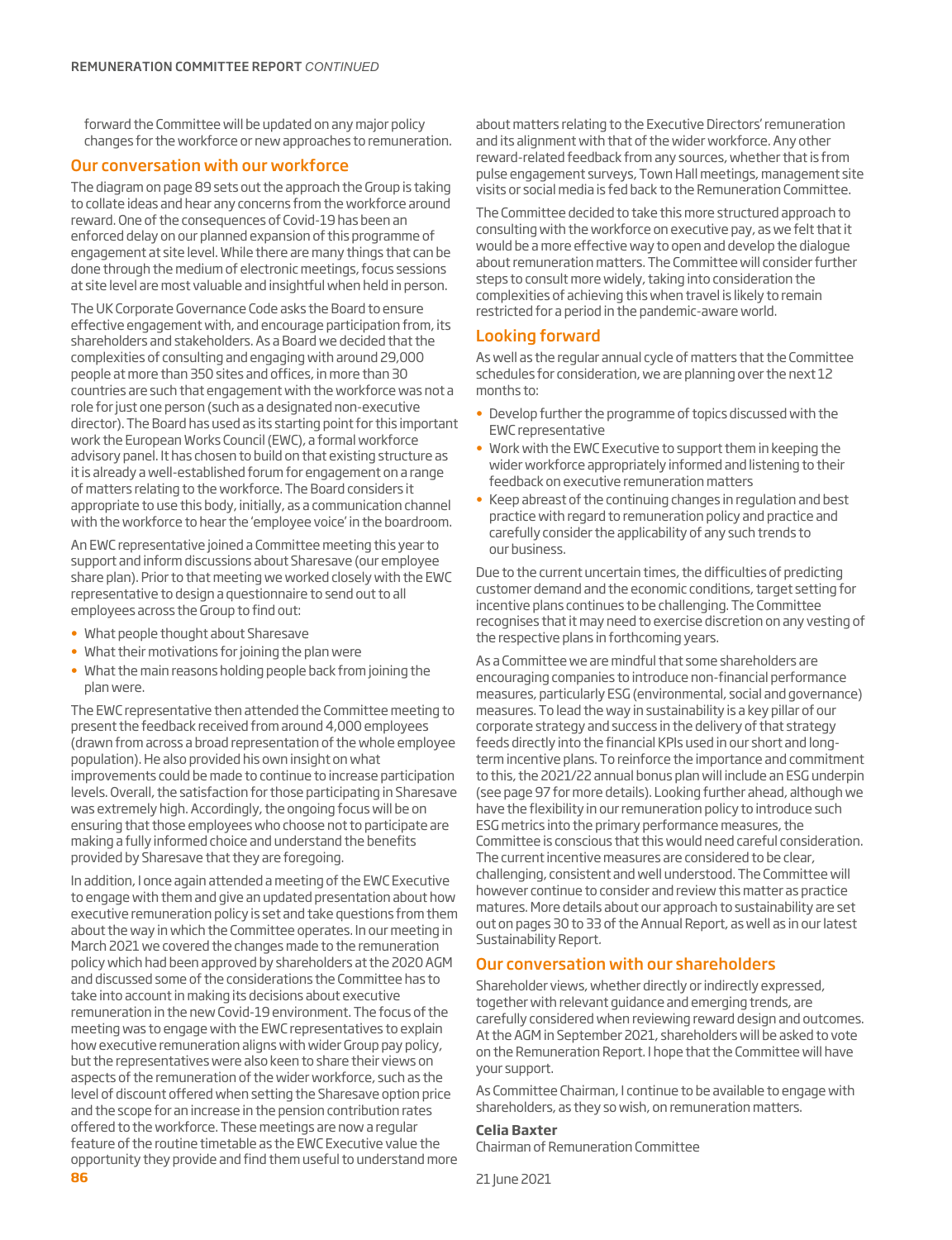forward the Committee will be updated on any major policy changes for the workforce or new approaches to remuneration.

## Our conversation with our workforce

The diagram on page 89 sets out the approach the Group is taking to collate ideas and hear any concerns from the workforce around reward. One of the consequences of Covid-19 has been an enforced delay on our planned expansion of this programme of engagement at site level. While there are many things that can be done through the medium of electronic meetings, focus sessions at site level are most valuable and insightful when held in person.

The UK Corporate Governance Code asks the Board to ensure effective engagement with, and encourage participation from, its shareholders and stakeholders. As a Board we decided that the complexities of consulting and engaging with around 29,000 people at more than 350 sites and offices, in more than 30 countries are such that engagement with the workforce was not a role for just one person (such as a designated non-executive director). The Board has used as its starting point for this important work the European Works Council (EWC), a formal workforce advisory panel. It has chosen to build on that existing structure as it is already a well-established forum for engagement on a range of matters relating to the workforce. The Board considers it appropriate to use this body, initially, as a communication channel with the workforce to hear the 'employee voice' in the boardroom.

An EWC representative joined a Committee meeting this year to support and inform discussions about Sharesave (our employee share plan). Prior to that meeting we worked closely with the EWC representative to design a questionnaire to send out to all employees across the Group to find out:

- What people thought about Sharesave
- What their motivations for joining the plan were
- What the main reasons holding people back from joining the plan were.

The EWC representative then attended the Committee meeting to present the feedback received from around 4,000 employees (drawn from across a broad representation of the whole employee population). He also provided his own insight on what improvements could be made to continue to increase participation levels. Overall, the satisfaction for those participating in Sharesave was extremely high. Accordingly, the ongoing focus will be on ensuring that those employees who choose not to participate are making a fully informed choice and understand the benefits provided by Sharesave that they are foregoing.

In addition, I once again attended a meeting of the EWC Executive to engage with them and give an updated presentation about how executive remuneration policy is set and take questions from them about the way in which the Committee operates. In our meeting in March 2021 we covered the changes made to the remuneration policy which had been approved by shareholders at the 2020 AGM and discussed some of the considerations the Committee has to take into account in making its decisions about executive remuneration in the new Covid-19 environment. The focus of the meeting was to engage with the EWC representatives to explain how executive remuneration aligns with wider Group pay policy, but the representatives were also keen to share their views on aspects of the remuneration of the wider workforce, such as the level of discount offered when setting the Sharesave option price and the scope for an increase in the pension contribution rates offered to the workforce. These meetings are now a regular feature of the routine timetable as the EWC Executive value the opportunity they provide and find them useful to understand more about matters relating to the Executive Directors' remuneration and its alignment with that of the wider workforce. Any other reward-related feedback from any sources, whether that is from pulse engagement surveys, Town Hall meetings, management site visits or social media is fed back to the Remuneration Committee.

The Committee decided to take this more structured approach to consulting with the workforce on executive pay, as we felt that it would be a more effective way to open and develop the dialogue about remuneration matters. The Committee will consider further steps to consult more widely, taking into consideration the complexities of achieving this when travel is likely to remain restricted for a period in the pandemic-aware world.

## Looking forward

As well as the regular annual cycle of matters that the Committee schedules for consideration, we are planning over the next 12 months to:

- Develop further the programme of topics discussed with the EWC representative
- Work with the EWC Executive to support them in keeping the wider workforce appropriately informed and listening to their feedback on executive remuneration matters
- Keep abreast of the continuing changes in regulation and best practice with regard to remuneration policy and practice and carefully consider the applicability of any such trends to our business.

Due to the current uncertain times, the difficulties of predicting customer demand and the economic conditions, target setting for incentive plans continues to be challenging. The Committee recognises that it may need to exercise discretion on any vesting of the respective plans in forthcoming years.

As a Committee we are mindful that some shareholders are encouraging companies to introduce non-financial performance measures, particularly ESG (environmental, social and governance) measures. To lead the way in sustainability is a key pillar of our corporate strategy and success in the delivery of that strategy feeds directly into the financial KPIs used in our short and long-term incentive plans. To reinforce the importance and commitment to this, the 2021/22 annual bonus plan will include an ESG underpin (see page 97 for more details). Looking further ahead, although we have the flexibility in our remuneration policy to introduce such ESG metrics into the primary performance measures, the Committee is conscious that this would need careful consideration. The current incentive measures are considered to be clear, challenging, consistent and well understood. The Committee will however continue to consider and review this matter as practice matures. More details about our approach to sustainability are set out on pages 30 to 33 of the Annual Report, as well as in our latest Sustainability Report.

## Our conversation with our shareholders

Shareholder views, whether directly or indirectly expressed, together with relevant guidance and emerging trends, are carefully considered when reviewing reward design and outcomes. At the AGM in September 2021, shareholders will be asked to vote on the Remuneration Report. I hope that the Committee will have your support.

As Committee Chairman, I continue to be available to engage with shareholders, as they so wish, on remuneration matters.

**Celia Baxter**
Chairman of Remuneration Committee

21 June 2021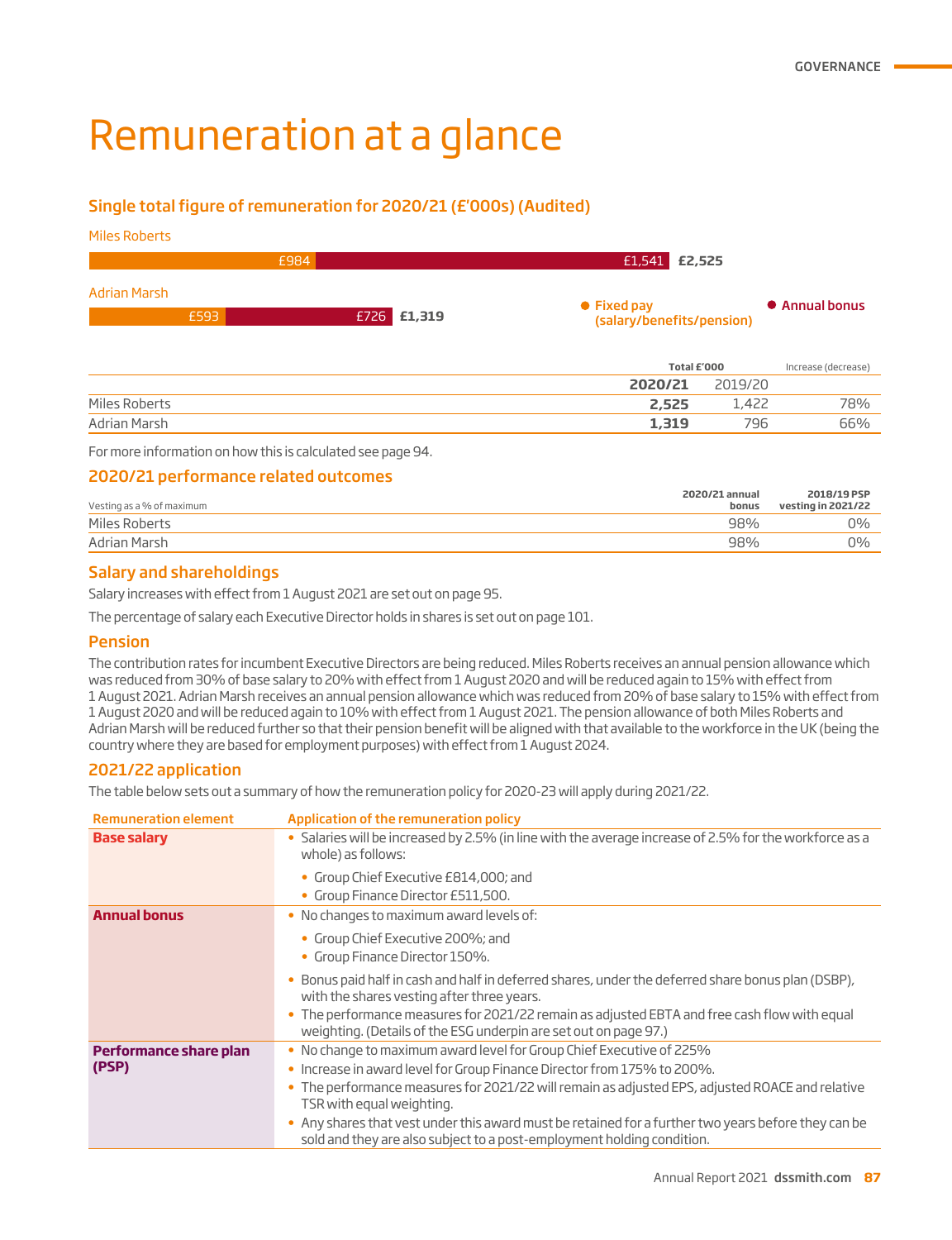# Remuneration at a glance

## Single total figure of remuneration for 2020/21 (£'000s) (Audited)

Miles Roberts

£984 | £1,541 | £2,525

Adrian Marsh

£593 | £726 | £1,319

● Fixed pay (salary/benefits/pension) ● Annual bonus

| | Total £'000 | | Increase (decrease) |
|---|---|---|---|
| | **2020/21** | 2019/20 | |
| Miles Roberts | **2,525** | 1,422 | 78% |
| Adrian Marsh | **1,319** | 796 | 66% |

For more information on how this is calculated see page 94.

## 2020/21 performance related outcomes

| Vesting as a % of maximum | 2020/21 annual bonus | 2018/19 PSP vesting in 2021/22 |
|---|---|---|
| Miles Roberts | 98% | 0% |
| Adrian Marsh | 98% | 0% |

## Salary and shareholdings

Salary increases with effect from 1 August 2021 are set out on page 95.

The percentage of salary each Executive Director holds in shares is set out on page 101.

## Pension

The contribution rates for incumbent Executive Directors are being reduced. Miles Roberts receives an annual pension allowance which was reduced from 30% of base salary to 20% with effect from 1 August 2020 and will be reduced again to 15% with effect from 1 August 2021. Adrian Marsh receives an annual pension allowance which was reduced from 20% of base salary to 15% with effect from 1 August 2020 and will be reduced again to 10% with effect from 1 August 2021. The pension allowance of both Miles Roberts and Adrian Marsh will be reduced further so that their pension benefit will be aligned with that available to the workforce in the UK (being the country where they are based for employment purposes) with effect from 1 August 2024.

## 2021/22 application

The table below sets out a summary of how the remuneration policy for 2020-23 will apply during 2021/22.

| Remuneration element | Application of the remuneration policy |
|---|---|
| **Base salary** | • Salaries will be increased by 2.5% (in line with the average increase of 2.5% for the workforce as a whole) as follows:<br>  • Group Chief Executive £814,000; and<br>  • Group Finance Director £511,500. |
| **Annual bonus** | • No changes to maximum award levels of:<br>  • Group Chief Executive 200%; and<br>  • Group Finance Director 150%.<br>• Bonus paid half in cash and half in deferred shares, under the deferred share bonus plan (DSBP), with the shares vesting after three years.<br>• The performance measures for 2021/22 remain as adjusted EBTA and free cash flow with equal weighting. (Details of the ESG underpin are set out on page 97.) |
| **Performance share plan (PSP)** | • No change to maximum award level for Group Chief Executive of 225%<br>• Increase in award level for Group Finance Director from 175% to 200%.<br>• The performance measures for 2021/22 will remain as adjusted EPS, adjusted ROACE and relative TSR with equal weighting.<br>• Any shares that vest under this award must be retained for a further two years before they can be sold and they are also subject to a post-employment holding condition. |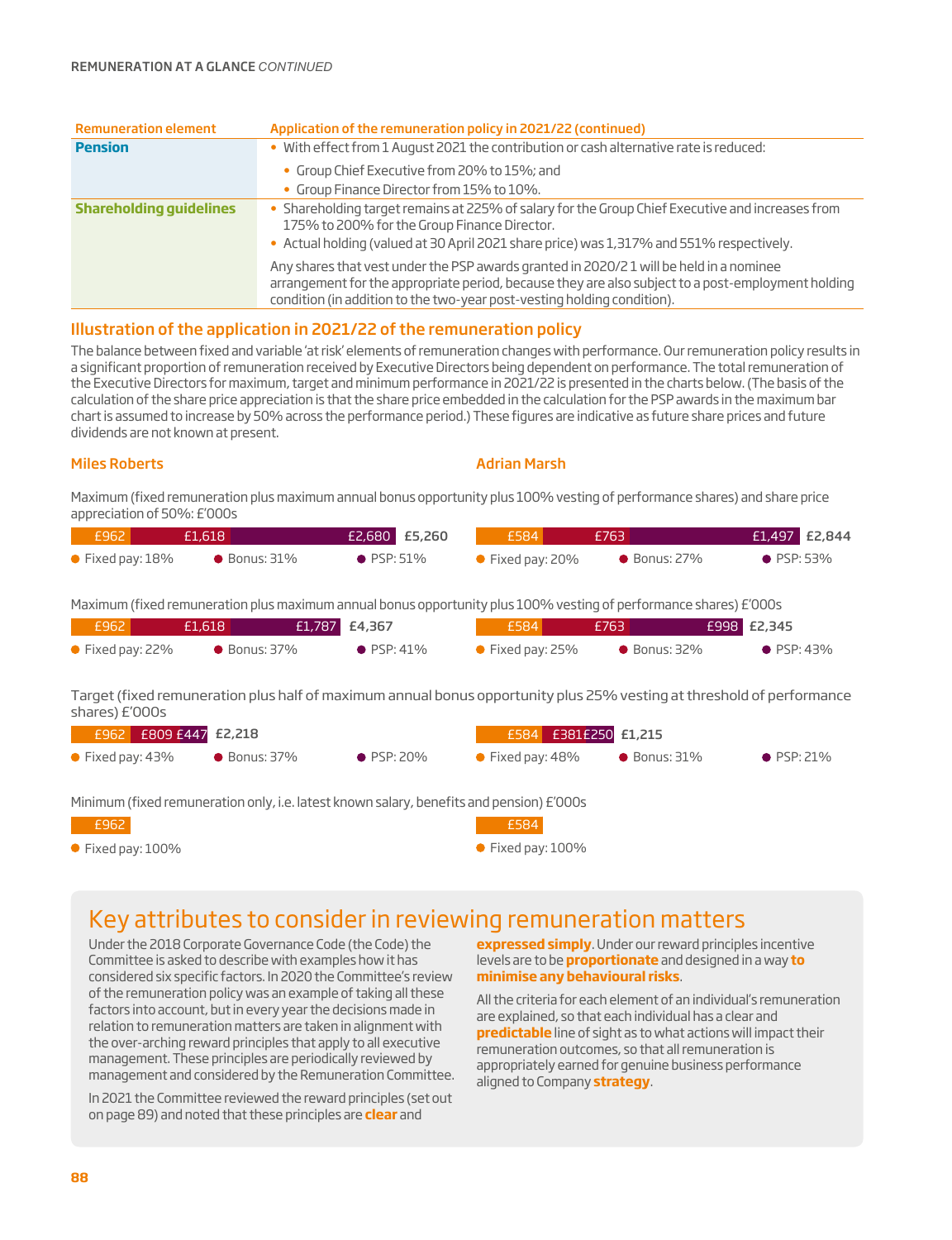| Remuneration element | Application of the remuneration policy in 2021/22 (continued) |
|---|---|
| **Pension** | • With effect from 1 August 2021 the contribution or cash alternative rate is reduced:<br>• Group Chief Executive from 20% to 15%; and<br>• Group Finance Director from 15% to 10%. |
| **Shareholding guidelines** | • Shareholding target remains at 225% of salary for the Group Chief Executive and increases from 175% to 200% for the Group Finance Director.<br>• Actual holding (valued at 30 April 2021 share price) was 1,317% and 551% respectively.<br>Any shares that vest under the PSP awards granted in 2020/21 will be held in a nominee arrangement for the appropriate period, because they are also subject to a post-employment holding condition (in addition to the two-year post-vesting holding condition). |

## Illustration of the application in 2021/22 of the remuneration policy

The balance between fixed and variable 'at risk' elements of remuneration changes with performance. Our remuneration policy results in a significant proportion of remuneration received by Executive Directors being dependent on performance. The total remuneration of the Executive Directors for maximum, target and minimum performance in 2021/22 is presented in the charts below. (The basis of the calculation of the share price appreciation is that the share price embedded in the calculation for the PSP awards in the maximum bar chart is assumed to increase by 50% across the performance period.) These figures are indicative as future share prices and future dividends are not known at present.

### Miles Roberts

Maximum (fixed remuneration plus maximum annual bonus opportunity plus 100% vesting of performance shares) and share price appreciation of 50%: £'000s

£962 | £1,618 | £2,680 | £5,260

- Fixed pay: 18%
- Bonus: 31%
- PSP: 51%

Maximum (fixed remuneration plus maximum annual bonus opportunity plus 100% vesting of performance shares) £'000s

£962 | £1,618 | £1,787 | £4,367

- Fixed pay: 22%
- Bonus: 37%
- PSP: 41%

Target (fixed remuneration plus half of maximum annual bonus opportunity plus 25% vesting at threshold of performance shares) £'000s

£962 | £809 | £447 | £2,218

- Fixed pay: 43%
- Bonus: 37%
- PSP: 20%

Minimum (fixed remuneration only, i.e. latest known salary, benefits and pension) £'000s

£962

- Fixed pay: 100%

### Adrian Marsh

Maximum (fixed remuneration plus maximum annual bonus opportunity plus 100% vesting of performance shares) and share price appreciation of 50%: £'000s

£584 | £763 | £1,497 | £2,844

- Fixed pay: 20%
- Bonus: 27%
- PSP: 53%

Maximum (fixed remuneration plus maximum annual bonus opportunity plus 100% vesting of performance shares) £'000s

£584 | £763 | £998 | £2,345

- Fixed pay: 25%
- Bonus: 32%
- PSP: 43%

Target (fixed remuneration plus half of maximum annual bonus opportunity plus 25% vesting at threshold of performance shares) £'000s

£584 | £381 | £250 | £1,215

- Fixed pay: 48%
- Bonus: 31%
- PSP: 21%

Minimum (fixed remuneration only, i.e. latest known salary, benefits and pension) £'000s

£584

- Fixed pay: 100%

## Key attributes to consider in reviewing remuneration matters

Under the 2018 Corporate Governance Code (the Code) the Committee is asked to describe with examples how it has considered six specific factors. In 2020 the Committee's review of the remuneration policy was an example of taking all these factors into account, but in every year the decisions made in relation to remuneration matters are taken in alignment with the over-arching reward principles that apply to all executive management. These principles are periodically reviewed by management and considered by the Remuneration Committee.

In 2021 the Committee reviewed the reward principles (set out on page 89) and noted that these principles are **clear** and **expressed simply**. Under our reward principles incentive levels are to be **proportionate** and designed in a way **to minimise any behavioural risks**.

All the criteria for each element of an individual's remuneration are explained, so that each individual has a clear and **predictable** line of sight as to what actions will impact their remuneration outcomes, so that all remuneration is appropriately earned for genuine business performance aligned to Company **strategy**.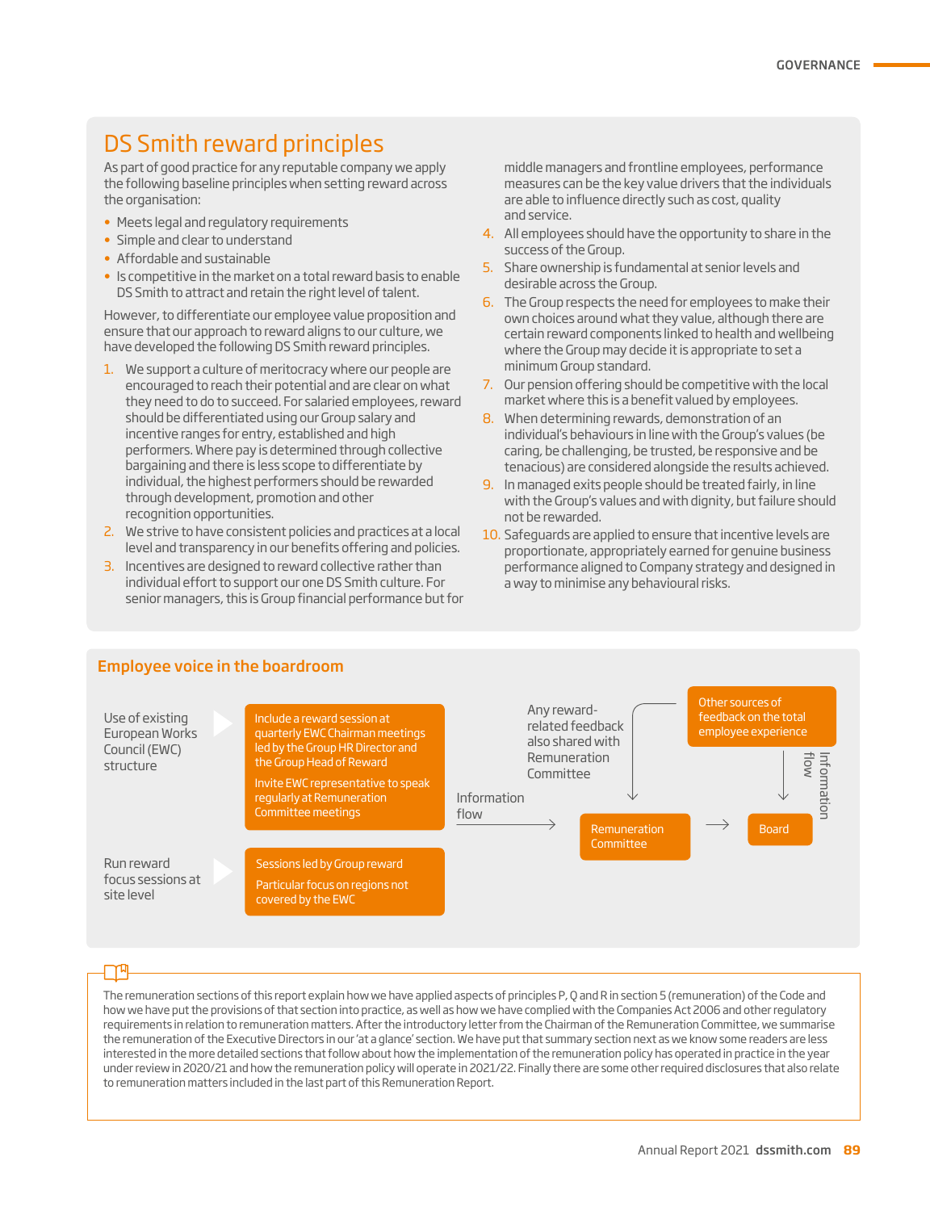## DS Smith reward principles

As part of good practice for any reputable company we apply the following baseline principles when setting reward across the organisation:

- Meets legal and regulatory requirements
- Simple and clear to understand
- Affordable and sustainable
- Is competitive in the market on a total reward basis to enable DS Smith to attract and retain the right level of talent.

However, to differentiate our employee value proposition and ensure that our approach to reward aligns to our culture, we have developed the following DS Smith reward principles.

1. We support a culture of meritocracy where our people are encouraged to reach their potential and are clear on what they need to do to succeed. For salaried employees, reward should be differentiated using our Group salary and incentive ranges for entry, established and high performers. Where pay is determined through collective bargaining and there is less scope to differentiate by individual, the highest performers should be rewarded through development, promotion and other recognition opportunities.
2. We strive to have consistent policies and practices at a local level and transparency in our benefits offering and policies.
3. Incentives are designed to reward collective rather than individual effort to support our one DS Smith culture. For senior managers, this is Group financial performance but for middle managers and frontline employees, performance measures can be the key value drivers that the individuals are able to influence directly such as cost, quality and service.
4. All employees should have the opportunity to share in the success of the Group.
5. Share ownership is fundamental at senior levels and desirable across the Group.
6. The Group respects the need for employees to make their own choices around what they value, although there are certain reward components linked to health and wellbeing where the Group may decide it is appropriate to set a minimum Group standard.
7. Our pension offering should be competitive with the local market where this is a benefit valued by employees.
8. When determining rewards, demonstration of an individual's behaviours in line with the Group's values (be caring, be challenging, be trusted, be responsive and be tenacious) are considered alongside the results achieved.
9. In managed exits people should be treated fairly, in line with the Group's values and with dignity, but failure should not be rewarded.
10. Safeguards are applied to ensure that incentive levels are proportionate, appropriately earned for genuine business performance aligned to Company strategy and designed in a way to minimise any behavioural risks.

## Employee voice in the boardroom

Use of existing European Works Council (EWC) structure

- Include a reward session at quarterly EWC Chairman meetings led by the Group HR Director and the Group Head of Reward
- Invite EWC representative to speak regularly at Remuneration Committee meetings

Run reward focus sessions at site level

- Sessions led by Group reward
- Particular focus on regions not covered by the EWC

Information flow → Remuneration Committee → Board

Any reward-related feedback also shared with Remuneration Committee

Other sources of feedback on the total employee experience → Information flow → Board

The remuneration sections of this report explain how we have applied aspects of principles P, Q and R in section 5 (remuneration) of the Code and how we have put the provisions of that section into practice, as well as how we have complied with the Companies Act 2006 and other regulatory requirements in relation to remuneration matters. After the introductory letter from the Chairman of the Remuneration Committee, we summarise the remuneration of the Executive Directors in our 'at a glance' section. We have put that summary section next as we know some readers are less interested in the more detailed sections that follow about how the implementation of the remuneration policy has operated in practice in the year under review in 2020/21 and how the remuneration policy will operate in 2021/22. Finally there are some other required disclosures that also relate to remuneration matters included in the last part of this Remuneration Report.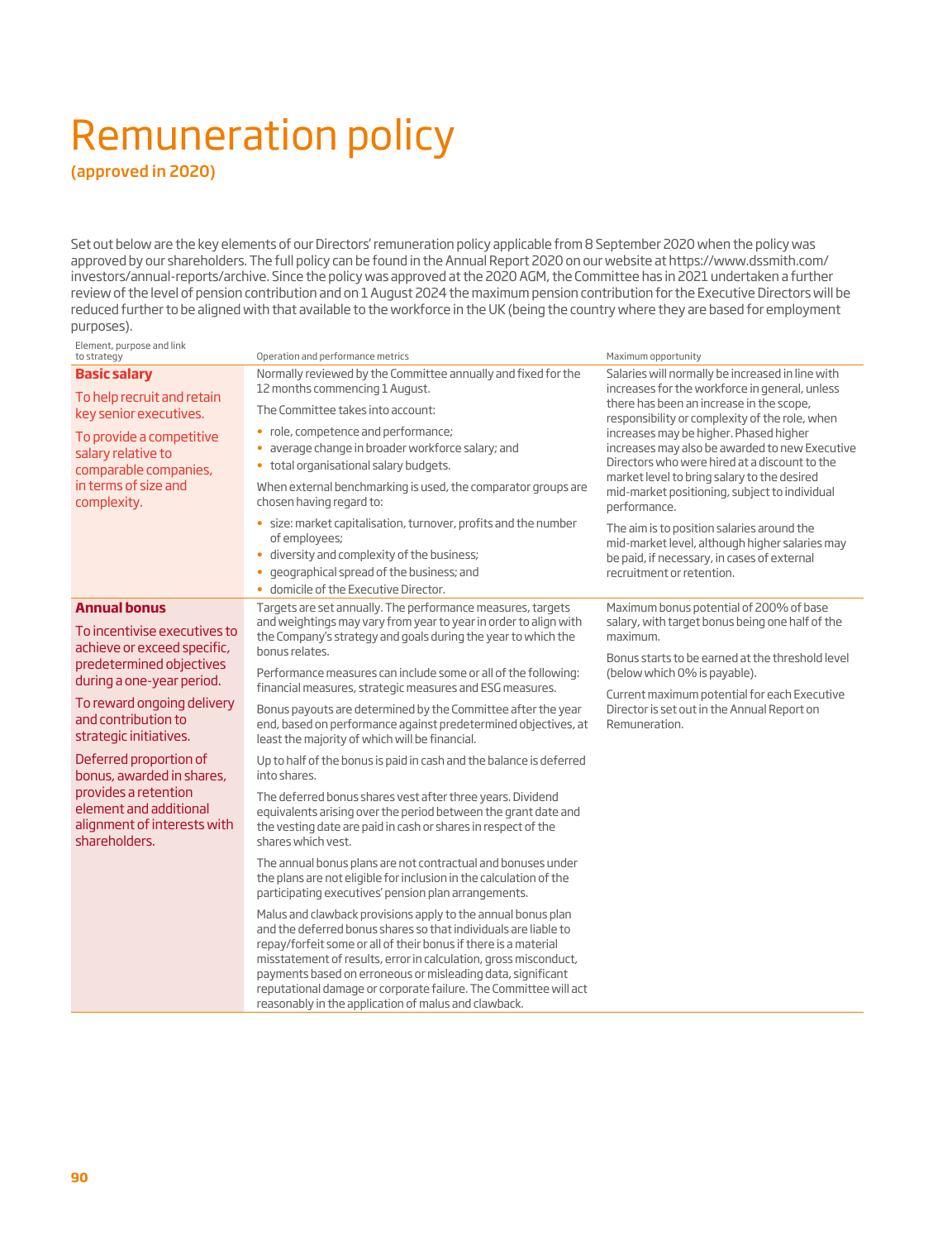# Remuneration policy

## (approved in 2020)

Set out below are the key elements of our Directors' remuneration policy applicable from 8 September 2020 when the policy was approved by our shareholders. The full policy can be found in the Annual Report 2020 on our website at https://www.dssmith.com/investors/annual-reports/archive. Since the policy was approved at the 2020 AGM, the Committee has in 2021 undertaken a further review of the level of pension contribution and on 1 August 2024 the maximum pension contribution for the Executive Directors will be reduced further to be aligned with that available to the workforce in the UK (being the country where they are based for employment purposes).

| Element, purpose and link to strategy | Operation and performance metrics | Maximum opportunity |
|---|---|---|
| **Basic salary**<br><br>To help recruit and retain key senior executives.<br><br>To provide a competitive salary relative to comparable companies, in terms of size and complexity. | Normally reviewed by the Committee annually and fixed for the 12 months commencing 1 August.<br><br>The Committee takes into account:<br>• role, competence and performance;<br>• average change in broader workforce salary; and<br>• total organisational salary budgets.<br><br>When external benchmarking is used, the comparator groups are chosen having regard to:<br>• size: market capitalisation, turnover, profits and the number of employees;<br>• diversity and complexity of the business;<br>• geographical spread of the business; and<br>• domicile of the Executive Director. | Salaries will normally be increased in line with increases for the workforce in general, unless there has been an increase in the scope, responsibility or complexity of the role, when increases may be higher. Phased higher increases may also be awarded to new Executive Directors who were hired at a discount to the market level to bring salary to the desired mid-market positioning, subject to individual performance.<br><br>The aim is to position salaries around the mid-market level, although higher salaries may be paid, if necessary, in cases of external recruitment or retention. |
| **Annual bonus**<br><br>To incentivise executives to achieve or exceed specific, predetermined objectives during a one-year period.<br><br>To reward ongoing delivery and contribution to strategic initiatives.<br><br>Deferred proportion of bonus, awarded in shares, provides a retention element and additional alignment of interests with shareholders. | Targets are set annually. The performance measures, targets and weightings may vary from year to year in order to align with the Company's strategy and goals during the year to which the bonus relates.<br><br>Performance measures can include some or all of the following: financial measures, strategic measures and ESG measures.<br><br>Bonus payouts are determined by the Committee after the year end, based on performance against predetermined objectives, at least the majority of which will be financial.<br><br>Up to half of the bonus is paid in cash and the balance is deferred into shares.<br><br>The deferred bonus shares vest after three years. Dividend equivalents arising over the period between the grant date and the vesting date are paid in cash or shares in respect of the shares which vest.<br><br>The annual bonus plans are not contractual and bonuses under the plans are not eligible for inclusion in the calculation of the participating executives' pension plan arrangements.<br><br>Malus and clawback provisions apply to the annual bonus plan and the deferred bonus shares so that individuals are liable to repay/forfeit some or all of their bonus if there is a material misstatement of results, error in calculation, gross misconduct, payments based on erroneous or misleading data, significant reputational damage or corporate failure. The Committee will act reasonably in the application of malus and clawback. | Maximum bonus potential of 200% of base salary, with target bonus being one half of the maximum.<br><br>Bonus starts to be earned at the threshold level (below which 0% is payable).<br><br>Current maximum potential for each Executive Director is set out in the Annual Report on Remuneration. |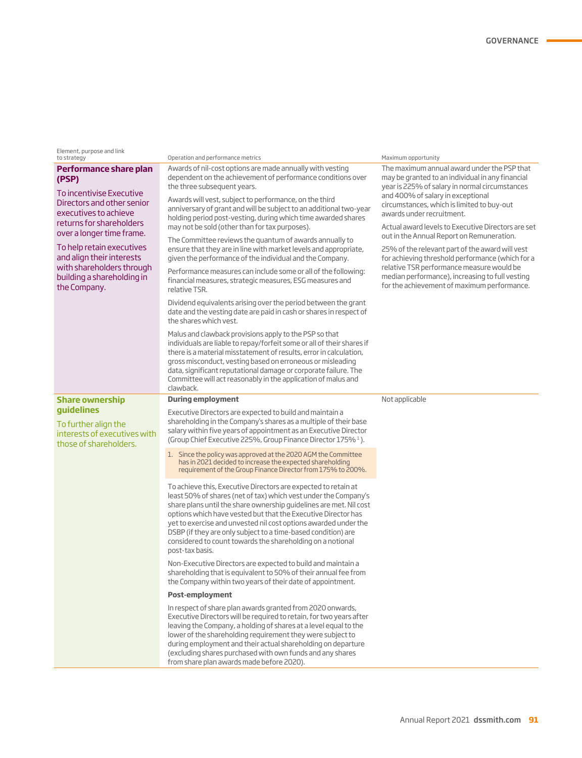| Element, purpose and link to strategy | Operation and performance metrics | Maximum opportunity |
| --- | --- | --- |
| **Performance share plan (PSP)**<br><br>To incentivise Executive Directors and other senior executives to achieve returns for shareholders over a longer time frame.<br><br>To help retain executives and align their interests with shareholders through building a shareholding in the Company. | Awards of nil-cost options are made annually with vesting dependent on the achievement of performance conditions over the three subsequent years.<br><br>Awards will vest, subject to performance, on the third anniversary of grant and will be subject to an additional two-year holding period post-vesting, during which time awarded shares may not be sold (other than for tax purposes).<br><br>The Committee reviews the quantum of awards annually to ensure that they are in line with market levels and appropriate, given the performance of the individual and the Company.<br><br>Performance measures can include some or all of the following: financial measures, strategic measures, ESG measures and relative TSR.<br><br>Dividend equivalents arising over the period between the grant date and the vesting date are paid in cash or shares in respect of the shares which vest.<br><br>Malus and clawback provisions apply to the PSP so that individuals are liable to repay/forfeit some or all of their shares if there is a material misstatement of results, error in calculation, gross misconduct, vesting based on erroneous or misleading data, significant reputational damage or corporate failure. The Committee will act reasonably in the application of malus and clawback. | The maximum annual award under the PSP that may be granted to an individual in any financial year is 225% of salary in normal circumstances and 400% of salary in exceptional circumstances, which is limited to buy-out awards under recruitment.<br><br>Actual award levels to Executive Directors are set out in the Annual Report on Remuneration.<br><br>25% of the relevant part of the award will vest for achieving threshold performance (which for a relative TSR performance measure would be median performance), increasing to full vesting for the achievement of maximum performance. |
| **Share ownership guidelines**<br><br>To further align the interests of executives with those of shareholders. | **During employment**<br><br>Executive Directors are expected to build and maintain a shareholding in the Company's shares as a multiple of their base salary within five years of appointment as an Executive Director (Group Chief Executive 225%, Group Finance Director 175%[1]).<br><br>1. Since the policy was approved at the 2020 AGM the Committee has in 2021 decided to increase the expected shareholding requirement of the Group Finance Director from 175% to 200%.<br><br>To achieve this, Executive Directors are expected to retain at least 50% of shares (net of tax) which vest under the Company's share plans until the share ownership guidelines are met. Nil cost options which have vested but that the Executive Director has yet to exercise and unvested nil cost options awarded under the DSBP (if they are only subject to a time-based condition) are considered to count towards the shareholding on a notional post-tax basis.<br><br>Non-Executive Directors are expected to build and maintain a shareholding that is equivalent to 50% of their annual fee from the Company within two years of their date of appointment.<br><br>**Post-employment**<br><br>In respect of share plan awards granted from 2020 onwards, Executive Directors will be required to retain, for two years after leaving the Company, a holding of shares at a level equal to the lower of the shareholding requirement they were subject to during employment and their actual shareholding on departure (excluding shares purchased with own funds and any shares from share plan awards made before 2020). | Not applicable |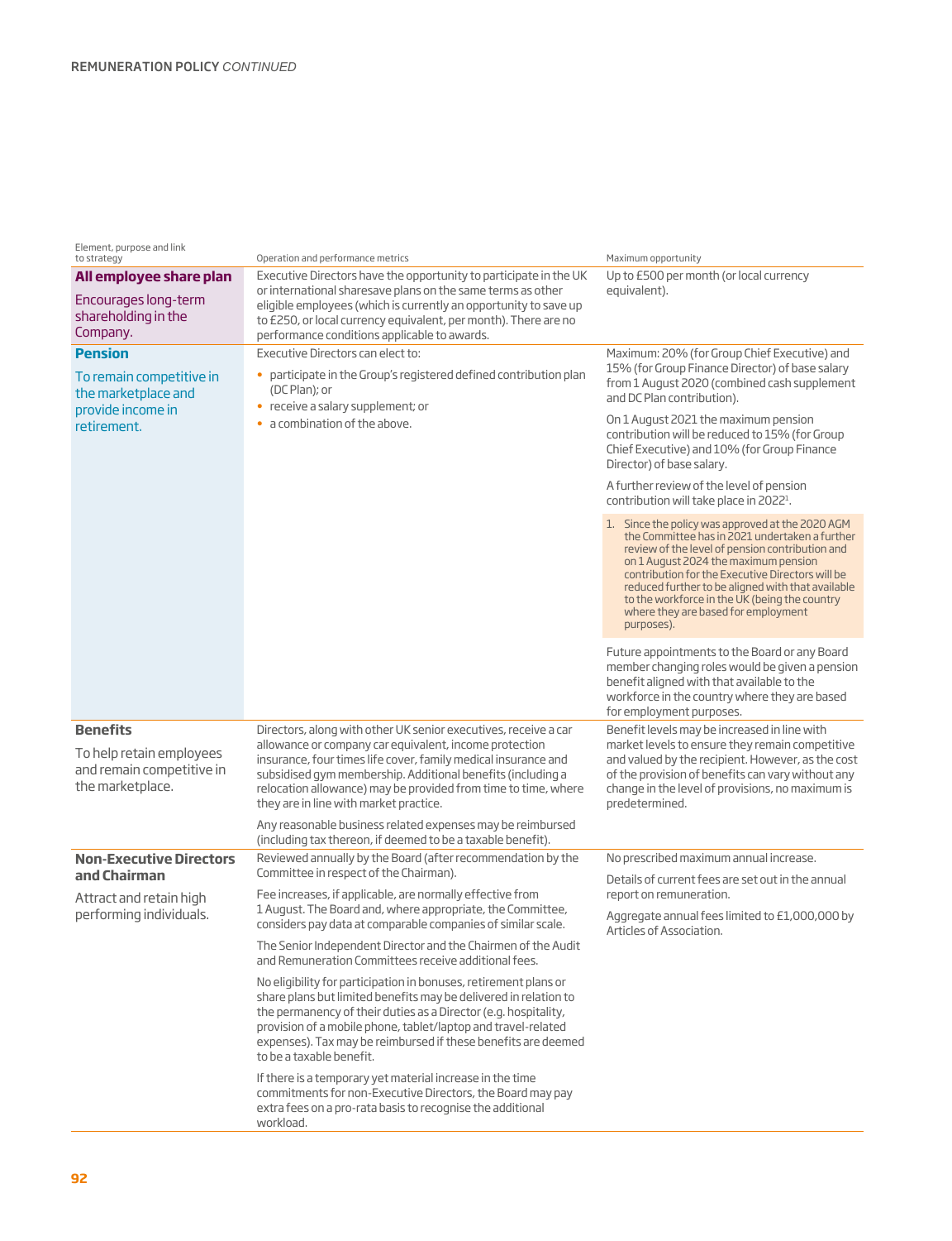REMUNERATION POLICY *CONTINUED*

| Element, purpose and link to strategy | Operation and performance metrics | Maximum opportunity |
|---|---|---|
| **All employee share plan**<br><br>Encourages long-term shareholding in the Company. | Executive Directors have the opportunity to participate in the UK or international sharesave plans on the same terms as other eligible employees (which is currently an opportunity to save up to £250, or local currency equivalent, per month). There are no performance conditions applicable to awards. | Up to £500 per month (or local currency equivalent). |
| **Pension**<br><br>To remain competitive in the marketplace and provide income in retirement. | Executive Directors can elect to:<br>• participate in the Group's registered defined contribution plan (DC Plan); or<br>• receive a salary supplement; or<br>• a combination of the above. | Maximum: 20% (for Group Chief Executive) and 15% (for Group Finance Director) of base salary from 1 August 2020 (combined cash supplement and DC Plan contribution).<br><br>On 1 August 2021 the maximum pension contribution will be reduced to 15% (for Group Chief Executive) and 10% (for Group Finance Director) of base salary.<br><br>A further review of the level of pension contribution will take place in 2022[1].<br><br>1. Since the policy was approved at the 2020 AGM the Committee has in 2021 undertaken a further review of the level of pension contribution and on 1 August 2024 the maximum pension contribution for the Executive Directors will be reduced further to be aligned with that available to the workforce in the UK (being the country where they are based for employment purposes).<br><br>Future appointments to the Board or any Board member changing roles would be given a pension benefit aligned with that available to the workforce in the country where they are based for employment purposes. |
| **Benefits**<br><br>To help retain employees and remain competitive in the marketplace. | Directors, along with other UK senior executives, receive a car allowance or company car equivalent, income protection insurance, four times life cover, family medical insurance and subsidised gym membership. Additional benefits (including a relocation allowance) may be provided from time to time, where they are in line with market practice.<br><br>Any reasonable business related expenses may be reimbursed (including tax thereon, if deemed to be a taxable benefit). | Benefit levels may be increased in line with market levels to ensure they remain competitive and valued by the recipient. However, as the cost of the provision of benefits can vary without any change in the level of provisions, no maximum is predetermined. |
| **Non-Executive Directors and Chairman**<br><br>Attract and retain high performing individuals. | Reviewed annually by the Board (after recommendation by the Committee in respect of the Chairman).<br><br>Fee increases, if applicable, are normally effective from 1 August. The Board and, where appropriate, the Committee, considers pay data at comparable companies of similar scale.<br><br>The Senior Independent Director and the Chairmen of the Audit and Remuneration Committees receive additional fees.<br><br>No eligibility for participation in bonuses, retirement plans or share plans but limited benefits may be delivered in relation to the permanency of their duties as a Director (e.g. hospitality, provision of a mobile phone, tablet/laptop and travel-related expenses). Tax may be reimbursed if these benefits are deemed to be a taxable benefit.<br><br>If there is a temporary yet material increase in the time commitments for non-Executive Directors, the Board may pay extra fees on a pro-rata basis to recognise the additional workload. | No prescribed maximum annual increase.<br><br>Details of current fees are set out in the annual report on remuneration.<br><br>Aggregate annual fees limited to £1,000,000 by Articles of Association. |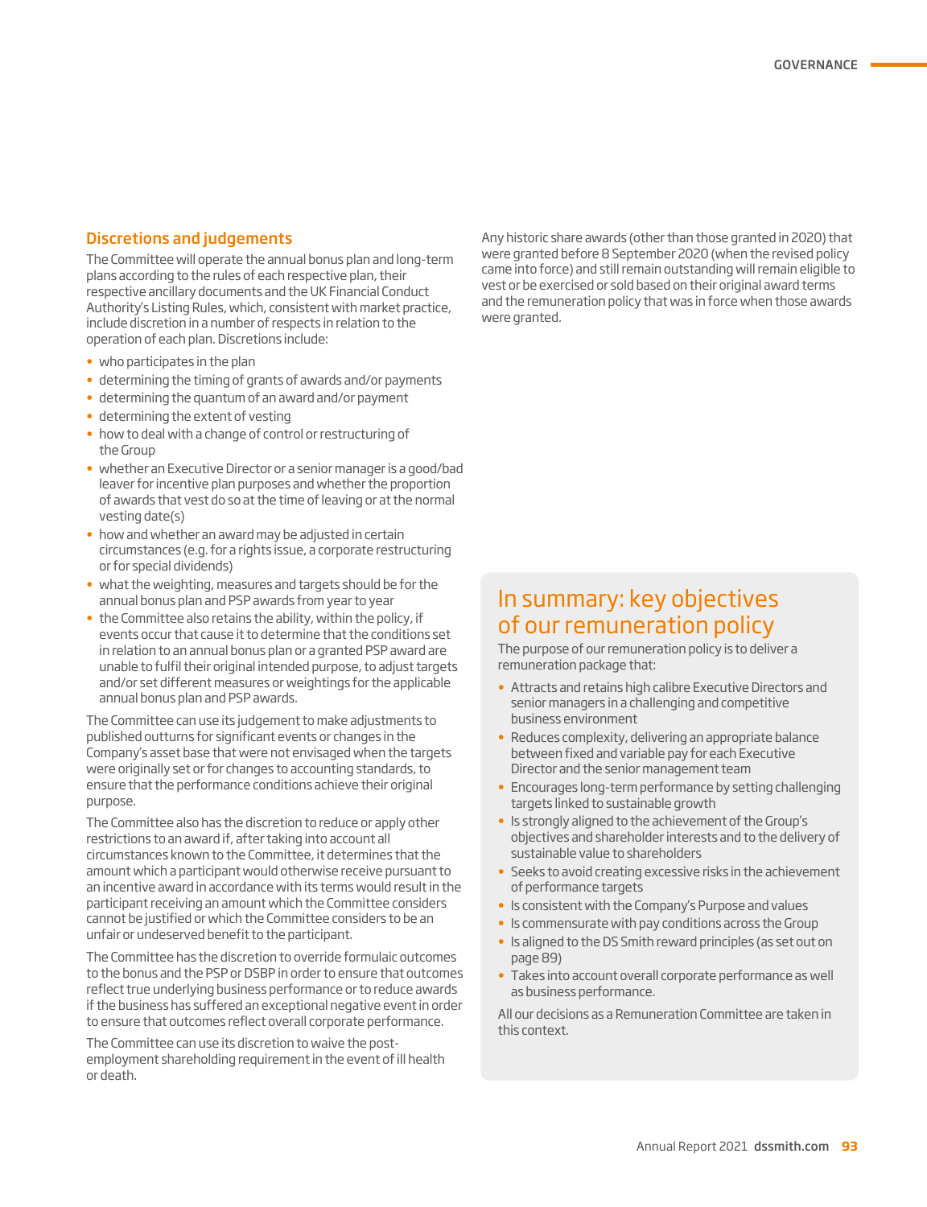## Discretions and judgements

The Committee will operate the annual bonus plan and long-term plans according to the rules of each respective plan, their respective ancillary documents and the UK Financial Conduct Authority's Listing Rules, which, consistent with market practice, include discretion in a number of respects in relation to the operation of each plan. Discretions include:

- who participates in the plan
- determining the timing of grants of awards and/or payments
- determining the quantum of an award and/or payment
- determining the extent of vesting
- how to deal with a change of control or restructuring of the Group
- whether an Executive Director or a senior manager is a good/bad leaver for incentive plan purposes and whether the proportion of awards that vest do so at the time of leaving or at the normal vesting date(s)
- how and whether an award may be adjusted in certain circumstances (e.g. for a rights issue, a corporate restructuring or for special dividends)
- what the weighting, measures and targets should be for the annual bonus plan and PSP awards from year to year
- the Committee also retains the ability, within the policy, if events occur that cause it to determine that the conditions set in relation to an annual bonus plan or a granted PSP award are unable to fulfil their original intended purpose, to adjust targets and/or set different measures or weightings for the applicable annual bonus plan and PSP awards.

The Committee can use its judgement to make adjustments to published outturns for significant events or changes in the Company's asset base that were not envisaged when the targets were originally set or for changes to accounting standards, to ensure that the performance conditions achieve their original purpose.

The Committee also has the discretion to reduce or apply other restrictions to an award if, after taking into account all circumstances known to the Committee, it determines that the amount which a participant would otherwise receive pursuant to an incentive award in accordance with its terms would result in the participant receiving an amount which the Committee considers cannot be justified or which the Committee considers to be an unfair or undeserved benefit to the participant.

The Committee has the discretion to override formulaic outcomes to the bonus and the PSP or DSBP in order to ensure that outcomes reflect true underlying business performance or to reduce awards if the business has suffered an exceptional negative event in order to ensure that outcomes reflect overall corporate performance.

The Committee can use its discretion to waive the post-employment shareholding requirement in the event of ill health or death.

Any historic share awards (other than those granted in 2020) that were granted before 8 September 2020 (when the revised policy came into force) and still remain outstanding will remain eligible to vest or be exercised or sold based on their original award terms and the remuneration policy that was in force when those awards were granted.

## In summary: key objectives of our remuneration policy

The purpose of our remuneration policy is to deliver a remuneration package that:

- Attracts and retains high calibre Executive Directors and senior managers in a challenging and competitive business environment
- Reduces complexity, delivering an appropriate balance between fixed and variable pay for each Executive Director and the senior management team
- Encourages long-term performance by setting challenging targets linked to sustainable growth
- Is strongly aligned to the achievement of the Group's objectives and shareholder interests and to the delivery of sustainable value to shareholders
- Seeks to avoid creating excessive risks in the achievement of performance targets
- Is consistent with the Company's Purpose and values
- Is commensurate with pay conditions across the Group
- Is aligned to the DS Smith reward principles (as set out on page 89)
- Takes into account overall corporate performance as well as business performance.

All our decisions as a Remuneration Committee are taken in this context.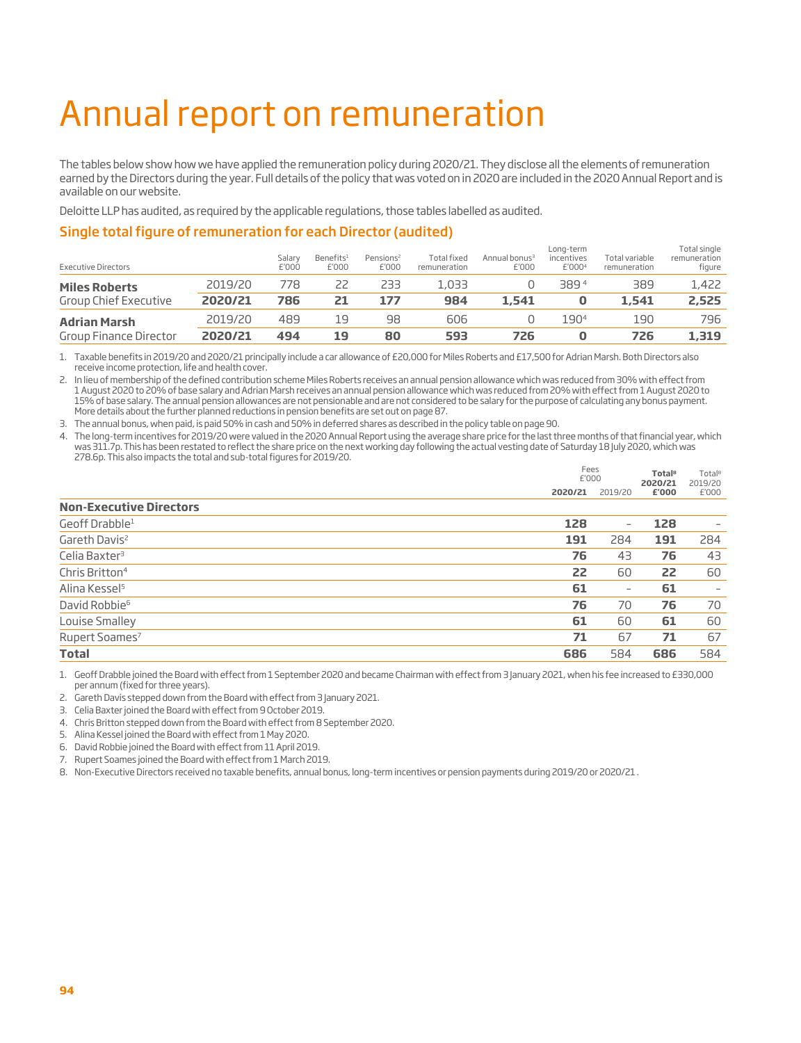# Annual report on remuneration

The tables below show how we have applied the remuneration policy during 2020/21. They disclose all the elements of remuneration earned by the Directors during the year. Full details of the policy that was voted on in 2020 are included in the 2020 Annual Report and is available on our website.

Deloitte LLP has audited, as required by the applicable regulations, those tables labelled as audited.

## Single total figure of remuneration for each Director (audited)

| Executive Directors | | Salary £'000 | Benefits[1] £'000 | Pensions[2] £'000 | Total fixed remuneration | Annual bonus[3] £'000 | Long-term incentives £'000[4] | Total variable remuneration | Total single remuneration figure |
|---|---|---|---|---|---|---|---|---|---|
| **Miles Roberts** | 2019/20 | 778 | 22 | 233 | 1,033 | 0 | 389[4] | 389 | 1,422 |
| Group Chief Executive | **2020/21** | **786** | **21** | **177** | **984** | **1,541** | **0** | **1,541** | **2,525** |
| **Adrian Marsh** | 2019/20 | 489 | 19 | 98 | 606 | 0 | 190[4] | 190 | 796 |
| Group Finance Director | **2020/21** | **494** | **19** | **80** | **593** | **726** | **0** | **726** | **1,319** |

1. Taxable benefits in 2019/20 and 2020/21 principally include a car allowance of £20,000 for Miles Roberts and £17,500 for Adrian Marsh. Both Directors also receive income protection, life and health cover.
2. In lieu of membership of the defined contribution scheme Miles Roberts receives an annual pension allowance which was reduced from 30% with effect from 1 August 2020 to 20% of base salary and Adrian Marsh receives an annual pension allowance which was reduced from 20% with effect from 1 August 2020 to 15% of base salary. The annual pension allowances are not pensionable and are not considered to be salary for the purpose of calculating any bonus payment. More details about the further planned reductions in pension benefits are set out on page 87.
3. The annual bonus, when paid, is paid 50% in cash and 50% in deferred shares as described in the policy table on page 90.
4. The long-term incentives for 2019/20 were valued in the 2020 Annual Report using the average share price for the last three months of that financial year, which was 311.7p. This has been restated to reflect the share price on the next working day following the actual vesting date of Saturday 18 July 2020, which was 278.6p. This also impacts the total and sub-total figures for 2019/20.

| | Fees £'000 2020/21 | Fees £'000 2019/20 | Total[8] 2020/21 £'000 | Total[8] 2019/20 £'000 |
|---|---|---|---|---|
| **Non-Executive Directors** | | | | |
| Geoff Drabble[1] | **128** | – | **128** | – |
| Gareth Davis[2] | **191** | 284 | **191** | 284 |
| Celia Baxter[3] | **76** | 43 | **76** | 43 |
| Chris Britton[4] | **22** | 60 | **22** | 60 |
| Alina Kessel[5] | **61** | – | **61** | – |
| David Robbie[6] | **76** | 70 | **76** | 70 |
| Louise Smalley | **61** | 60 | **61** | 60 |
| Rupert Soames[7] | **71** | 67 | **71** | 67 |
| **Total** | **686** | 584 | **686** | 584 |

1. Geoff Drabble joined the Board with effect from 1 September 2020 and became Chairman with effect from 3 January 2021, when his fee increased to £330,000 per annum (fixed for three years).
2. Gareth Davis stepped down from the Board with effect from 3 January 2021.
3. Celia Baxter joined the Board with effect from 9 October 2019.
4. Chris Britton stepped down from the Board with effect from 8 September 2020.
5. Alina Kessel joined the Board with effect from 1 May 2020.
6. David Robbie joined the Board with effect from 11 April 2019.
7. Rupert Soames joined the Board with effect from 1 March 2019.
8. Non-Executive Directors received no taxable benefits, annual bonus, long-term incentives or pension payments during 2019/20 or 2020/21 .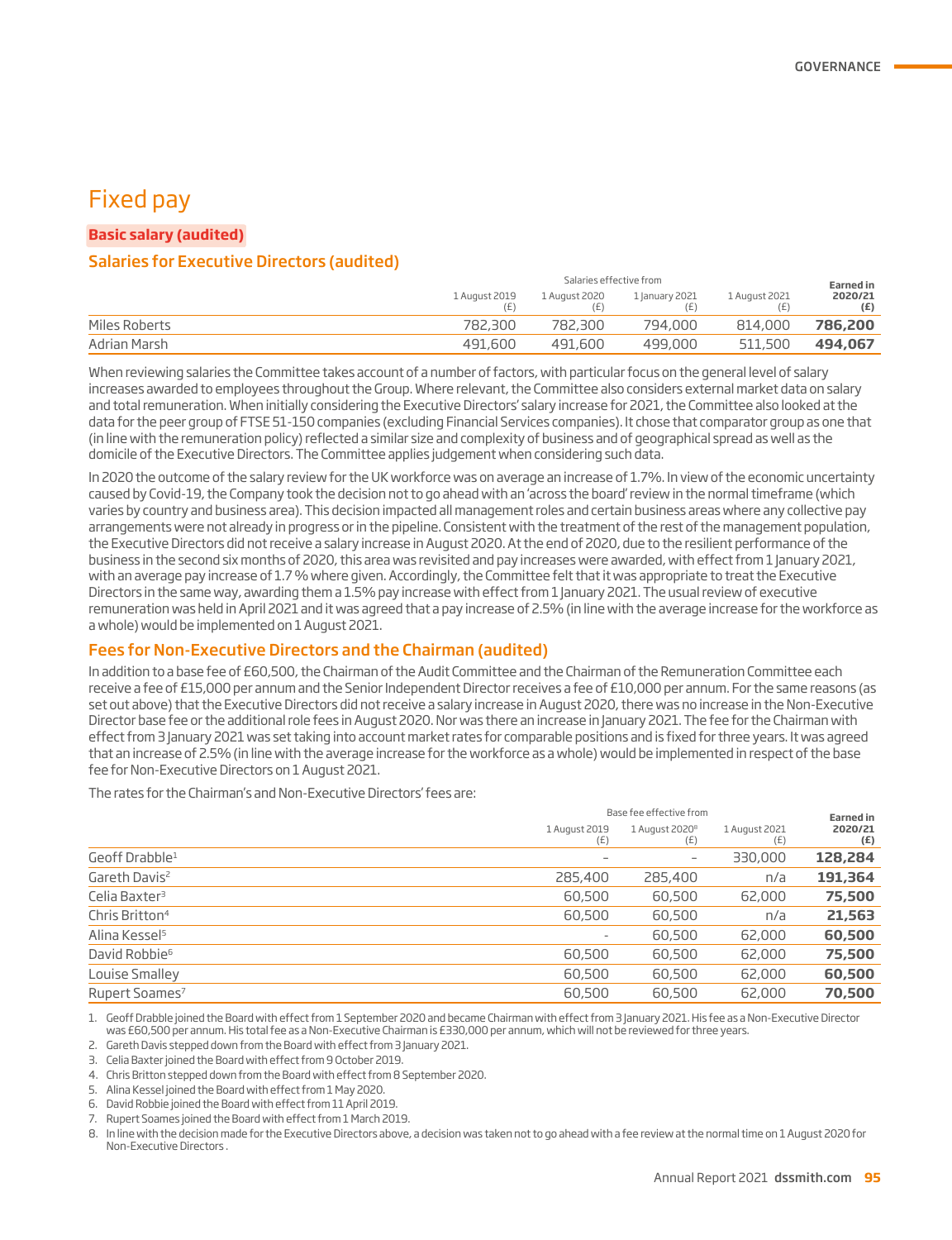# Fixed pay

### Basic salary (audited)

### Salaries for Executive Directors (audited)

| | Salaries effective from | | | | Earned in 2020/21 (£) |
|---|---|---|---|---|---|
| | 1 August 2019 (£) | 1 August 2020 (£) | 1 January 2021 (£) | 1 August 2021 (£) | |
| Miles Roberts | 782,300 | 782,300 | 794,000 | 814,000 | **786,200** |
| Adrian Marsh | 491,600 | 491,600 | 499,000 | 511,500 | **494,067** |

When reviewing salaries the Committee takes account of a number of factors, with particular focus on the general level of salary increases awarded to employees throughout the Group. Where relevant, the Committee also considers external market data on salary and total remuneration. When initially considering the Executive Directors' salary increase for 2021, the Committee also looked at the data for the peer group of FTSE 51-150 companies (excluding Financial Services companies). It chose that comparator group as one that (in line with the remuneration policy) reflected a similar size and complexity of business and of geographical spread as well as the domicile of the Executive Directors. The Committee applies judgement when considering such data.

In 2020 the outcome of the salary review for the UK workforce was on average an increase of 1.7%. In view of the economic uncertainty caused by Covid-19, the Company took the decision not to go ahead with an 'across the board' review in the normal timeframe (which varies by country and business area). This decision impacted all management roles and certain business areas where any collective pay arrangements were not already in progress or in the pipeline. Consistent with the treatment of the rest of the management population, the Executive Directors did not receive a salary increase in August 2020. At the end of 2020, due to the resilient performance of the business in the second six months of 2020, this area was revisited and pay increases were awarded, with effect from 1 January 2021, with an average pay increase of 1.7 % where given. Accordingly, the Committee felt that it was appropriate to treat the Executive Directors in the same way, awarding them a 1.5% pay increase with effect from 1 January 2021. The usual review of executive remuneration was held in April 2021 and it was agreed that a pay increase of 2.5% (in line with the average increase for the workforce as a whole) would be implemented on 1 August 2021.

### Fees for Non-Executive Directors and the Chairman (audited)

In addition to a base fee of £60,500, the Chairman of the Audit Committee and the Chairman of the Remuneration Committee each receive a fee of £15,000 per annum and the Senior Independent Director receives a fee of £10,000 per annum. For the same reasons (as set out above) that the Executive Directors did not receive a salary increase in August 2020, there was no increase in the Non-Executive Director base fee or the additional role fees in August 2020. Nor was there an increase in January 2021. The fee for the Chairman with effect from 3 January 2021 was set taking into account market rates for comparable positions and is fixed for three years. It was agreed that an increase of 2.5% (in line with the average increase for the workforce as a whole) would be implemented in respect of the base fee for Non-Executive Directors on 1 August 2021.

The rates for the Chairman's and Non-Executive Directors' fees are:

| | Base fee effective from | | | Earned in 2020/21 (£) |
|---|---|---|---|---|
| | 1 August 2019 (£) | 1 August 2020[8] (£) | 1 August 2021 (£) | |
| Geoff Drabble[1] | – | – | 330,000 | **128,284** |
| Gareth Davis[2] | 285,400 | 285,400 | n/a | **191,364** |
| Celia Baxter[3] | 60,500 | 60,500 | 62,000 | **75,500** |
| Chris Britton[4] | 60,500 | 60,500 | n/a | **21,563** |
| Alina Kessel[5] | – | 60,500 | 62,000 | **60,500** |
| David Robbie[6] | 60,500 | 60,500 | 62,000 | **75,500** |
| Louise Smalley | 60,500 | 60,500 | 62,000 | **60,500** |
| Rupert Soames[7] | 60,500 | 60,500 | 62,000 | **70,500** |

1. Geoff Drabble joined the Board with effect from 1 September 2020 and became Chairman with effect from 3 January 2021. His fee as a Non-Executive Director was £60,500 per annum. His total fee as a Non-Executive Chairman is £330,000 per annum, which will not be reviewed for three years.
2. Gareth Davis stepped down from the Board with effect from 3 January 2021.
3. Celia Baxter joined the Board with effect from 9 October 2019.
4. Chris Britton stepped down from the Board with effect from 8 September 2020.
5. Alina Kessel joined the Board with effect from 1 May 2020.
6. David Robbie joined the Board with effect from 11 April 2019.
7. Rupert Soames joined the Board with effect from 1 March 2019.
8. In line with the decision made for the Executive Directors above, a decision was taken not to go ahead with a fee review at the normal time on 1 August 2020 for Non-Executive Directors .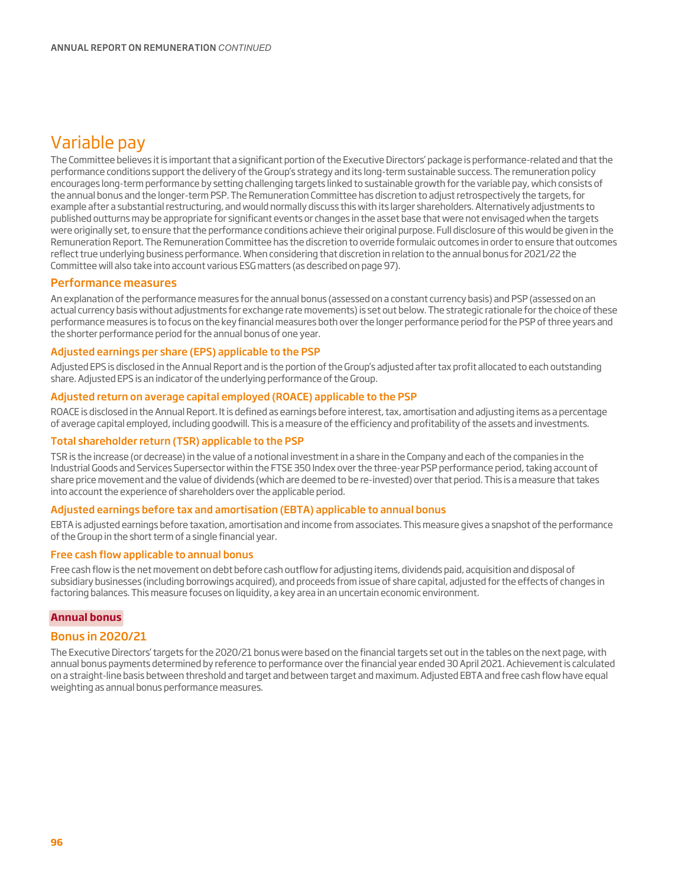# Variable pay

The Committee believes it is important that a significant portion of the Executive Directors' package is performance-related and that the performance conditions support the delivery of the Group's strategy and its long-term sustainable success. The remuneration policy encourages long-term performance by setting challenging targets linked to sustainable growth for the variable pay, which consists of the annual bonus and the longer-term PSP. The Remuneration Committee has discretion to adjust retrospectively the targets, for example after a substantial restructuring, and would normally discuss this with its larger shareholders. Alternatively adjustments to published outturns may be appropriate for significant events or changes in the asset base that were not envisaged when the targets were originally set, to ensure that the performance conditions achieve their original purpose. Full disclosure of this would be given in the Remuneration Report. The Remuneration Committee has the discretion to override formulaic outcomes in order to ensure that outcomes reflect true underlying business performance. When considering that discretion in relation to the annual bonus for 2021/22 the Committee will also take into account various ESG matters (as described on page 97).

## Performance measures

An explanation of the performance measures for the annual bonus (assessed on a constant currency basis) and PSP (assessed on an actual currency basis without adjustments for exchange rate movements) is set out below. The strategic rationale for the choice of these performance measures is to focus on the key financial measures both over the longer performance period for the PSP of three years and the shorter performance period for the annual bonus of one year.

### Adjusted earnings per share (EPS) applicable to the PSP

Adjusted EPS is disclosed in the Annual Report and is the portion of the Group's adjusted after tax profit allocated to each outstanding share. Adjusted EPS is an indicator of the underlying performance of the Group.

### Adjusted return on average capital employed (ROACE) applicable to the PSP

ROACE is disclosed in the Annual Report. It is defined as earnings before interest, tax, amortisation and adjusting items as a percentage of average capital employed, including goodwill. This is a measure of the efficiency and profitability of the assets and investments.

### Total shareholder return (TSR) applicable to the PSP

TSR is the increase (or decrease) in the value of a notional investment in a share in the Company and each of the companies in the Industrial Goods and Services Supersector within the FTSE 350 Index over the three-year PSP performance period, taking account of share price movement and the value of dividends (which are deemed to be re-invested) over that period. This is a measure that takes into account the experience of shareholders over the applicable period.

### Adjusted earnings before tax and amortisation (EBTA) applicable to annual bonus

EBTA is adjusted earnings before taxation, amortisation and income from associates. This measure gives a snapshot of the performance of the Group in the short term of a single financial year.

### Free cash flow applicable to annual bonus

Free cash flow is the net movement on debt before cash outflow for adjusting items, dividends paid, acquisition and disposal of subsidiary businesses (including borrowings acquired), and proceeds from issue of share capital, adjusted for the effects of changes in factoring balances. This measure focuses on liquidity, a key area in an uncertain economic environment.

## Annual bonus

### Bonus in 2020/21

The Executive Directors' targets for the 2020/21 bonus were based on the financial targets set out in the tables on the next page, with annual bonus payments determined by reference to performance over the financial year ended 30 April 2021. Achievement is calculated on a straight-line basis between threshold and target and between target and maximum. Adjusted EBTA and free cash flow have equal weighting as annual bonus performance measures.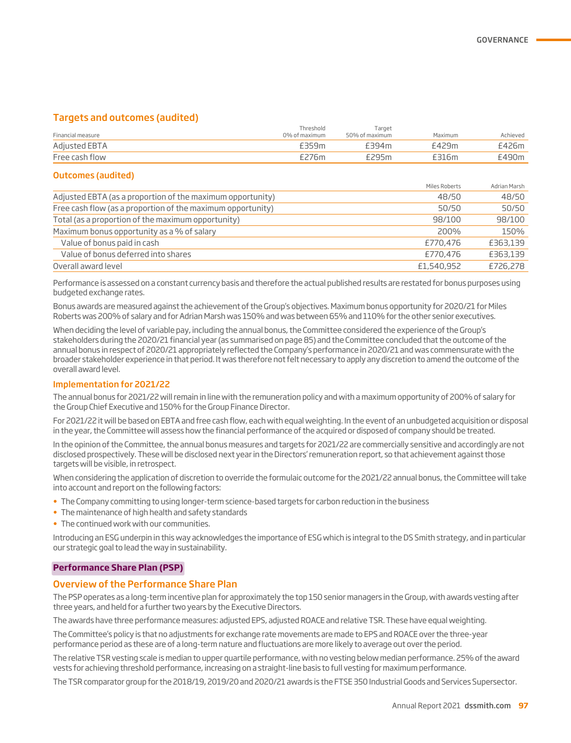## Targets and outcomes (audited)

| Financial measure | Threshold 0% of maximum | Target 50% of maximum | Maximum | Achieved |
|---|---|---|---|---|
| Adjusted EBTA | £359m | £394m | £429m | £426m |
| Free cash flow | £276m | £295m | £316m | £490m |

## Outcomes (audited)

| | Miles Roberts | Adrian Marsh |
|---|---|---|
| Adjusted EBTA (as a proportion of the maximum opportunity) | 48/50 | 48/50 |
| Free cash flow (as a proportion of the maximum opportunity) | 50/50 | 50/50 |
| Total (as a proportion of the maximum opportunity) | 98/100 | 98/100 |
| Maximum bonus opportunity as a % of salary | 200% | 150% |
| Value of bonus paid in cash | £770,476 | £363,139 |
| Value of bonus deferred into shares | £770,476 | £363,139 |
| Overall award level | £1,540,952 | £726,278 |

Performance is assessed on a constant currency basis and therefore the actual published results are restated for bonus purposes using budgeted exchange rates.

Bonus awards are measured against the achievement of the Group's objectives. Maximum bonus opportunity for 2020/21 for Miles Roberts was 200% of salary and for Adrian Marsh was 150% and was between 65% and 110% for the other senior executives.

When deciding the level of variable pay, including the annual bonus, the Committee considered the experience of the Group's stakeholders during the 2020/21 financial year (as summarised on page 85) and the Committee concluded that the outcome of the annual bonus in respect of 2020/21 appropriately reflected the Company's performance in 2020/21 and was commensurate with the broader stakeholder experience in that period. It was therefore not felt necessary to apply any discretion to amend the outcome of the overall award level.

### Implementation for 2021/22

The annual bonus for 2021/22 will remain in line with the remuneration policy and with a maximum opportunity of 200% of salary for the Group Chief Executive and 150% for the Group Finance Director.

For 2021/22 it will be based on EBTA and free cash flow, each with equal weighting. In the event of an unbudgeted acquisition or disposal in the year, the Committee will assess how the financial performance of the acquired or disposed of company should be treated.

In the opinion of the Committee, the annual bonus measures and targets for 2021/22 are commercially sensitive and accordingly are not disclosed prospectively. These will be disclosed next year in the Directors' remuneration report, so that achievement against those targets will be visible, in retrospect.

When considering the application of discretion to override the formulaic outcome for the 2021/22 annual bonus, the Committee will take into account and report on the following factors:

- The Company committing to using longer-term science-based targets for carbon reduction in the business
- The maintenance of high health and safety standards
- The continued work with our communities.

Introducing an ESG underpin in this way acknowledges the importance of ESG which is integral to the DS Smith strategy, and in particular our strategic goal to lead the way in sustainability.

## Performance Share Plan (PSP)

### Overview of the Performance Share Plan

The PSP operates as a long-term incentive plan for approximately the top 150 senior managers in the Group, with awards vesting after three years, and held for a further two years by the Executive Directors.

The awards have three performance measures: adjusted EPS, adjusted ROACE and relative TSR. These have equal weighting.

The Committee's policy is that no adjustments for exchange rate movements are made to EPS and ROACE over the three-year performance period as these are of a long-term nature and fluctuations are more likely to average out over the period.

The relative TSR vesting scale is median to upper quartile performance, with no vesting below median performance. 25% of the award vests for achieving threshold performance, increasing on a straight-line basis to full vesting for maximum performance.

The TSR comparator group for the 2018/19, 2019/20 and 2020/21 awards is the FTSE 350 Industrial Goods and Services Supersector.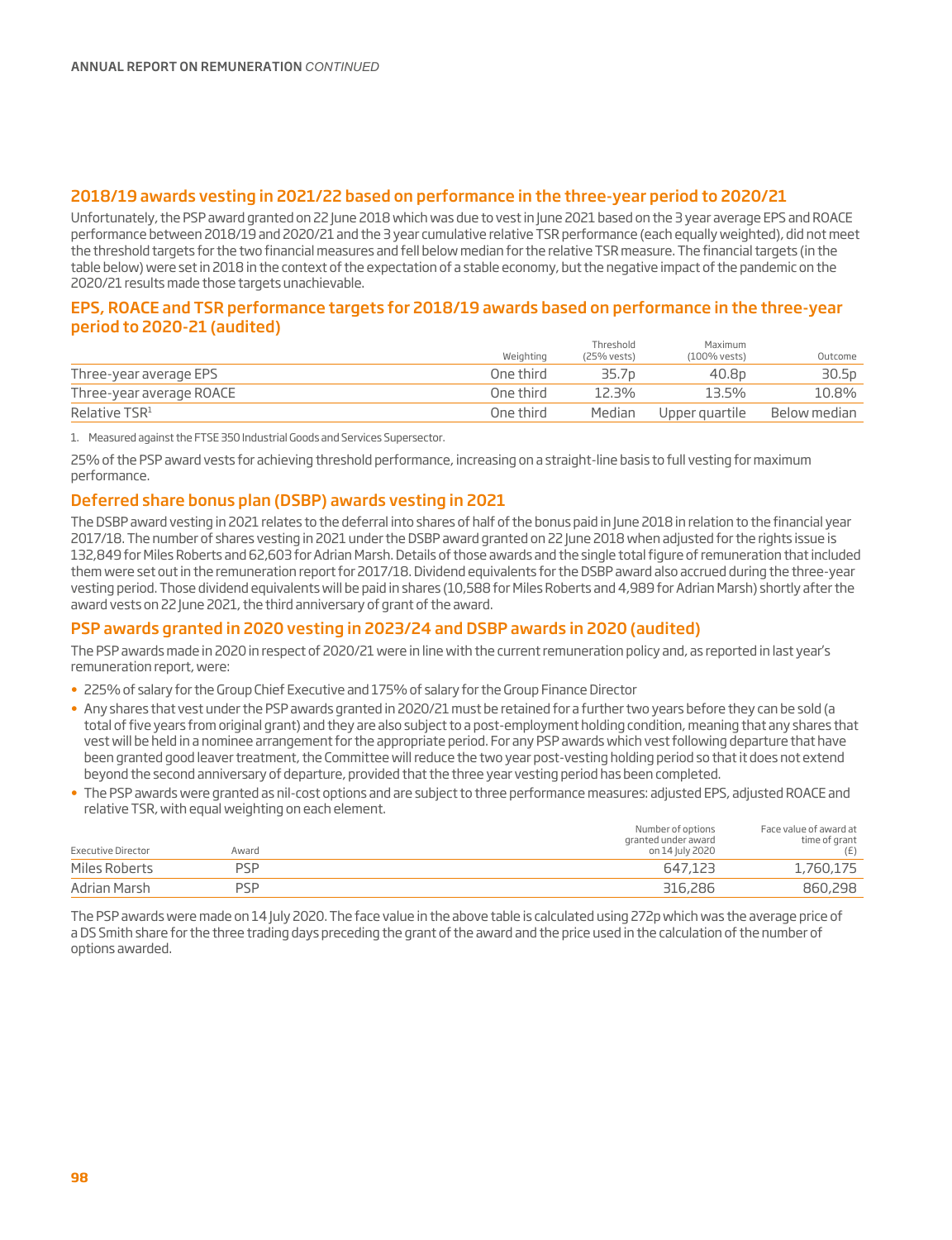## 2018/19 awards vesting in 2021/22 based on performance in the three-year period to 2020/21

Unfortunately, the PSP award granted on 22 June 2018 which was due to vest in June 2021 based on the 3 year average EPS and ROACE performance between 2018/19 and 2020/21 and the 3 year cumulative relative TSR performance (each equally weighted), did not meet the threshold targets for the two financial measures and fell below median for the relative TSR measure. The financial targets (in the table below) were set in 2018 in the context of the expectation of a stable economy, but the negative impact of the pandemic on the 2020/21 results made those targets unachievable.

## EPS, ROACE and TSR performance targets for 2018/19 awards based on performance in the three-year period to 2020-21 (audited)

| | Weighting | Threshold (25% vests) | Maximum (100% vests) | Outcome |
|---|---|---|---|---|
| Three-year average EPS | One third | 35.7p | 40.8p | 30.5p |
| Three-year average ROACE | One third | 12.3% | 13.5% | 10.8% |
| Relative TSR[1] | One third | Median | Upper quartile | Below median |

1. Measured against the FTSE 350 Industrial Goods and Services Supersector.

25% of the PSP award vests for achieving threshold performance, increasing on a straight-line basis to full vesting for maximum performance.

## Deferred share bonus plan (DSBP) awards vesting in 2021

The DSBP award vesting in 2021 relates to the deferral into shares of half of the bonus paid in June 2018 in relation to the financial year 2017/18. The number of shares vesting in 2021 under the DSBP award granted on 22 June 2018 when adjusted for the rights issue is 132,849 for Miles Roberts and 62,603 for Adrian Marsh. Details of those awards and the single total figure of remuneration that included them were set out in the remuneration report for 2017/18. Dividend equivalents for the DSBP award also accrued during the three-year vesting period. Those dividend equivalents will be paid in shares (10,588 for Miles Roberts and 4,989 for Adrian Marsh) shortly after the award vests on 22 June 2021, the third anniversary of grant of the award.

## PSP awards granted in 2020 vesting in 2023/24 and DSBP awards in 2020 (audited)

The PSP awards made in 2020 in respect of 2020/21 were in line with the current remuneration policy and, as reported in last year's remuneration report, were:

- 225% of salary for the Group Chief Executive and 175% of salary for the Group Finance Director
- Any shares that vest under the PSP awards granted in 2020/21 must be retained for a further two years before they can be sold (a total of five years from original grant) and they are also subject to a post-employment holding condition, meaning that any shares that vest will be held in a nominee arrangement for the appropriate period. For any PSP awards which vest following departure that have been granted good leaver treatment, the Committee will reduce the two year post-vesting holding period so that it does not extend beyond the second anniversary of departure, provided that the three year vesting period has been completed.
- The PSP awards were granted as nil-cost options and are subject to three performance measures: adjusted EPS, adjusted ROACE and relative TSR, with equal weighting on each element.

| Executive Director | Award | Number of options granted under award on 14 July 2020 | Face value of award at time of grant (£) |
|---|---|---|---|
| Miles Roberts | PSP | 647,123 | 1,760,175 |
| Adrian Marsh | PSP | 316,286 | 860,298 |

The PSP awards were made on 14 July 2020. The face value in the above table is calculated using 272p which was the average price of a DS Smith share for the three trading days preceding the grant of the award and the price used in the calculation of the number of options awarded.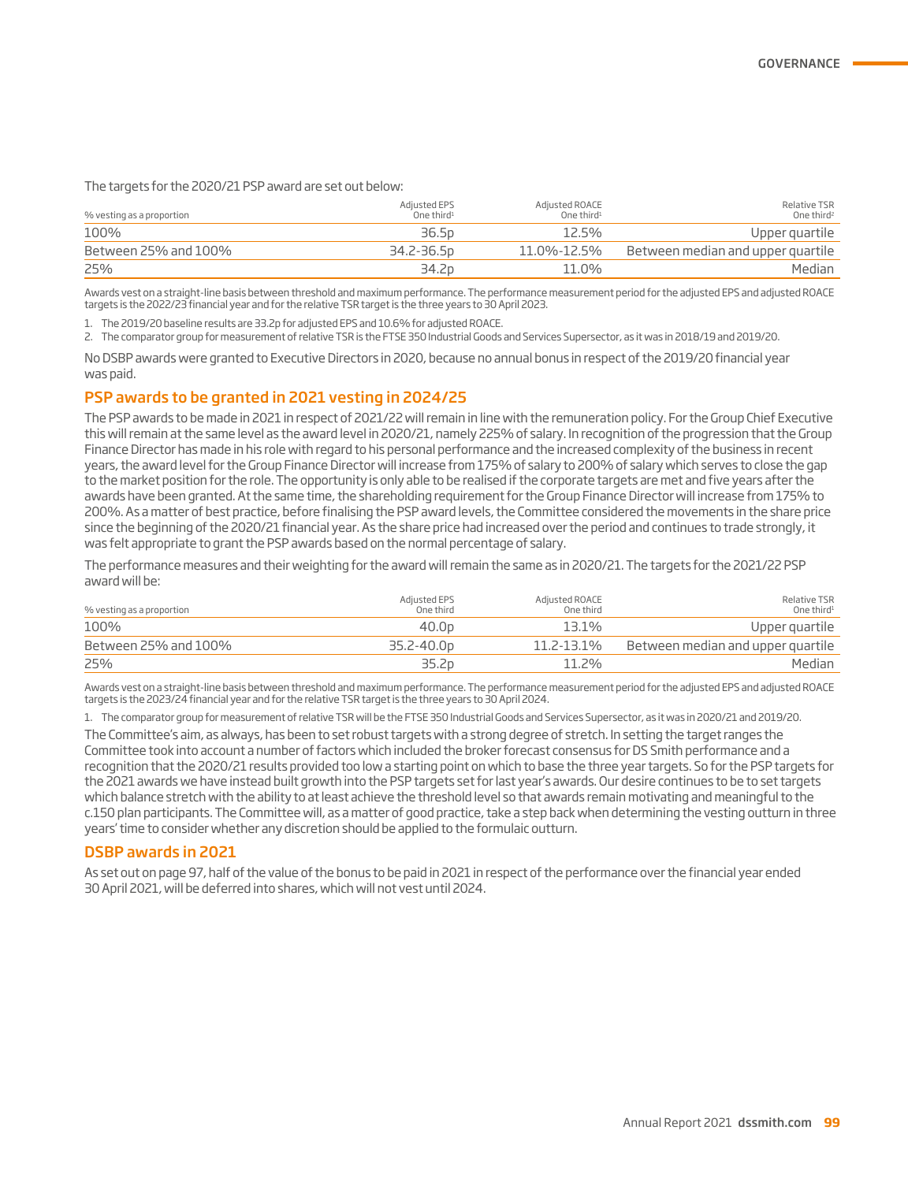The targets for the 2020/21 PSP award are set out below:

| % vesting as a proportion | Adjusted EPS One third[1] | Adjusted ROACE One third[1] | Relative TSR One third[2] |
|---|---|---|---|
| 100% | 36.5p | 12.5% | Upper quartile |
| Between 25% and 100% | 34.2-36.5p | 11.0%-12.5% | Between median and upper quartile |
| 25% | 34.2p | 11.0% | Median |

Awards vest on a straight-line basis between threshold and maximum performance. The performance measurement period for the adjusted EPS and adjusted ROACE targets is the 2022/23 financial year and for the relative TSR target is the three years to 30 April 2023.

1. The 2019/20 baseline results are 33.2p for adjusted EPS and 10.6% for adjusted ROACE.
2. The comparator group for measurement of relative TSR is the FTSE 350 Industrial Goods and Services Supersector, as it was in 2018/19 and 2019/20.

No DSBP awards were granted to Executive Directors in 2020, because no annual bonus in respect of the 2019/20 financial year was paid.

## PSP awards to be granted in 2021 vesting in 2024/25

The PSP awards to be made in 2021 in respect of 2021/22 will remain in line with the remuneration policy. For the Group Chief Executive this will remain at the same level as the award level in 2020/21, namely 225% of salary. In recognition of the progression that the Group Finance Director has made in his role with regard to his personal performance and the increased complexity of the business in recent years, the award level for the Group Finance Director will increase from 175% of salary to 200% of salary which serves to close the gap to the market position for the role. The opportunity is only able to be realised if the corporate targets are met and five years after the awards have been granted. At the same time, the shareholding requirement for the Group Finance Director will increase from 175% to 200%. As a matter of best practice, before finalising the PSP award levels, the Committee considered the movements in the share price since the beginning of the 2020/21 financial year. As the share price had increased over the period and continues to trade strongly, it was felt appropriate to grant the PSP awards based on the normal percentage of salary.

The performance measures and their weighting for the award will remain the same as in 2020/21. The targets for the 2021/22 PSP award will be:

| % vesting as a proportion | Adjusted EPS One third | Adjusted ROACE One third | Relative TSR One third[1] |
|---|---|---|---|
| 100% | 40.0p | 13.1% | Upper quartile |
| Between 25% and 100% | 35.2-40.0p | 11.2-13.1% | Between median and upper quartile |
| 25% | 35.2p | 11.2% | Median |

Awards vest on a straight-line basis between threshold and maximum performance. The performance measurement period for the adjusted EPS and adjusted ROACE targets is the 2023/24 financial year and for the relative TSR target is the three years to 30 April 2024.

1. The comparator group for measurement of relative TSR will be the FTSE 350 Industrial Goods and Services Supersector, as it was in 2020/21 and 2019/20.

The Committee's aim, as always, has been to set robust targets with a strong degree of stretch. In setting the target ranges the Committee took into account a number of factors which included the broker forecast consensus for DS Smith performance and a recognition that the 2020/21 results provided too low a starting point on which to base the three year targets. So for the PSP targets for the 2021 awards we have instead built growth into the PSP targets set for last year's awards. Our desire continues to be to set targets which balance stretch with the ability to at least achieve the threshold level so that awards remain motivating and meaningful to the c.150 plan participants. The Committee will, as a matter of good practice, take a step back when determining the vesting outturn in three years' time to consider whether any discretion should be applied to the formulaic outturn.

## DSBP awards in 2021

As set out on page 97, half of the value of the bonus to be paid in 2021 in respect of the performance over the financial year ended 30 April 2021, will be deferred into shares, which will not vest until 2024.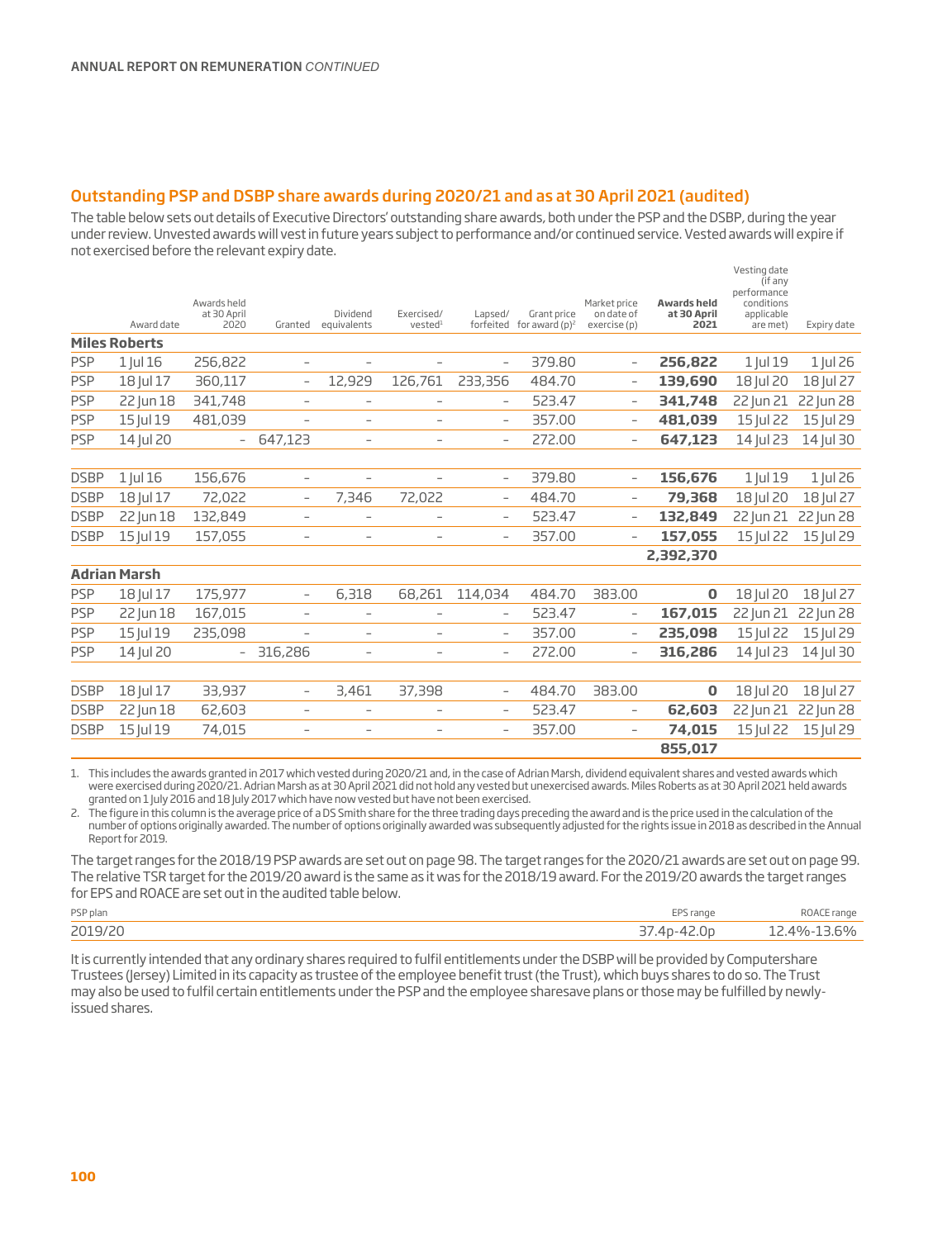ANNUAL REPORT ON REMUNERATION *CONTINUED*

## Outstanding PSP and DSBP share awards during 2020/21 and as at 30 April 2021 (audited)

The table below sets out details of Executive Directors' outstanding share awards, both under the PSP and the DSBP, during the year under review. Unvested awards will vest in future years subject to performance and/or continued service. Vested awards will expire if not exercised before the relevant expiry date.

| | Award date | Awards held at 30 April 2020 | Granted | Dividend equivalents | Exercised/ vested[1] | Lapsed/ forfeited | Grant price for award (p)[2] | Market price on date of exercise (p) | **Awards held at 30 April 2021** | Vesting date (if any performance conditions applicable are met) | Expiry date |
|---|---|---|---|---|---|---|---|---|---|---|---|
| **Miles Roberts** | | | | | | | | | | | |
| PSP | 1 Jul 16 | 256,822 | – | – | – | – | 379.80 | – | **256,822** | 1 Jul 19 | 1 Jul 26 |
| PSP | 18 Jul 17 | 360,117 | – | 12,929 | 126,761 | 233,356 | 484.70 | – | **139,690** | 18 Jul 20 | 18 Jul 27 |
| PSP | 22 Jun 18 | 341,748 | – | – | – | – | 523.47 | – | **341,748** | 22 Jun 21 | 22 Jun 28 |
| PSP | 15 Jul 19 | 481,039 | – | – | – | – | 357.00 | – | **481,039** | 15 Jul 22 | 15 Jul 29 |
| PSP | 14 Jul 20 | – | 647,123 | – | – | – | 272.00 | – | **647,123** | 14 Jul 23 | 14 Jul 30 |
| DSBP | 1 Jul 16 | 156,676 | – | – | – | – | 379.80 | – | **156,676** | 1 Jul 19 | 1 Jul 26 |
| DSBP | 18 Jul 17 | 72,022 | – | 7,346 | 72,022 | – | 484.70 | – | **79,368** | 18 Jul 20 | 18 Jul 27 |
| DSBP | 22 Jun 18 | 132,849 | – | – | – | – | 523.47 | – | **132,849** | 22 Jun 21 | 22 Jun 28 |
| DSBP | 15 Jul 19 | 157,055 | – | – | – | – | 357.00 | – | **157,055** | 15 Jul 22 | 15 Jul 29 |
| | | | | | | | | | **2,392,370** | | |
| **Adrian Marsh** | | | | | | | | | | | |
| PSP | 18 Jul 17 | 175,977 | – | 6,318 | 68,261 | 114,034 | 484.70 | 383.00 | **0** | 18 Jul 20 | 18 Jul 27 |
| PSP | 22 Jun 18 | 167,015 | – | – | – | – | 523.47 | – | **167,015** | 22 Jun 21 | 22 Jun 28 |
| PSP | 15 Jul 19 | 235,098 | – | – | – | – | 357.00 | – | **235,098** | 15 Jul 22 | 15 Jul 29 |
| PSP | 14 Jul 20 | – | 316,286 | – | – | – | 272.00 | – | **316,286** | 14 Jul 23 | 14 Jul 30 |
| DSBP | 18 Jul 17 | 33,937 | – | 3,461 | 37,398 | – | 484.70 | 383.00 | **0** | 18 Jul 20 | 18 Jul 27 |
| DSBP | 22 Jun 18 | 62,603 | – | – | – | – | 523.47 | – | **62,603** | 22 Jun 21 | 22 Jun 28 |
| DSBP | 15 Jul 19 | 74,015 | – | – | – | – | 357.00 | – | **74,015** | 15 Jul 22 | 15 Jul 29 |
| | | | | | | | | | **855,017** | | |

1. This includes the awards granted in 2017 which vested during 2020/21 and, in the case of Adrian Marsh, dividend equivalent shares and vested awards which were exercised during 2020/21. Adrian Marsh as at 30 April 2021 did not hold any vested but unexercised awards. Miles Roberts as at 30 April 2021 held awards granted on 1 July 2016 and 18 July 2017 which have now vested but have not been exercised.
2. The figure in this column is the average price of a DS Smith share for the three trading days preceding the award and is the price used in the calculation of the number of options originally awarded. The number of options originally awarded was subsequently adjusted for the rights issue in 2018 as described in the Annual Report for 2019.

The target ranges for the 2018/19 PSP awards are set out on page 98. The target ranges for the 2020/21 awards are set out on page 99. The relative TSR target for the 2019/20 award is the same as it was for the 2018/19 award. For the 2019/20 awards the target ranges for EPS and ROACE are set out in the audited table below.

| PSP plan | EPS range | ROACE range |
|---|---|---|
| 2019/20 | 37.4p-42.0p | 12.4%-13.6% |

It is currently intended that any ordinary shares required to fulfil entitlements under the DSBP will be provided by Computershare Trustees (Jersey) Limited in its capacity as trustee of the employee benefit trust (the Trust), which buys shares to do so. The Trust may also be used to fulfil certain entitlements under the PSP and the employee sharesave plans or those may be fulfilled by newly-issued shares.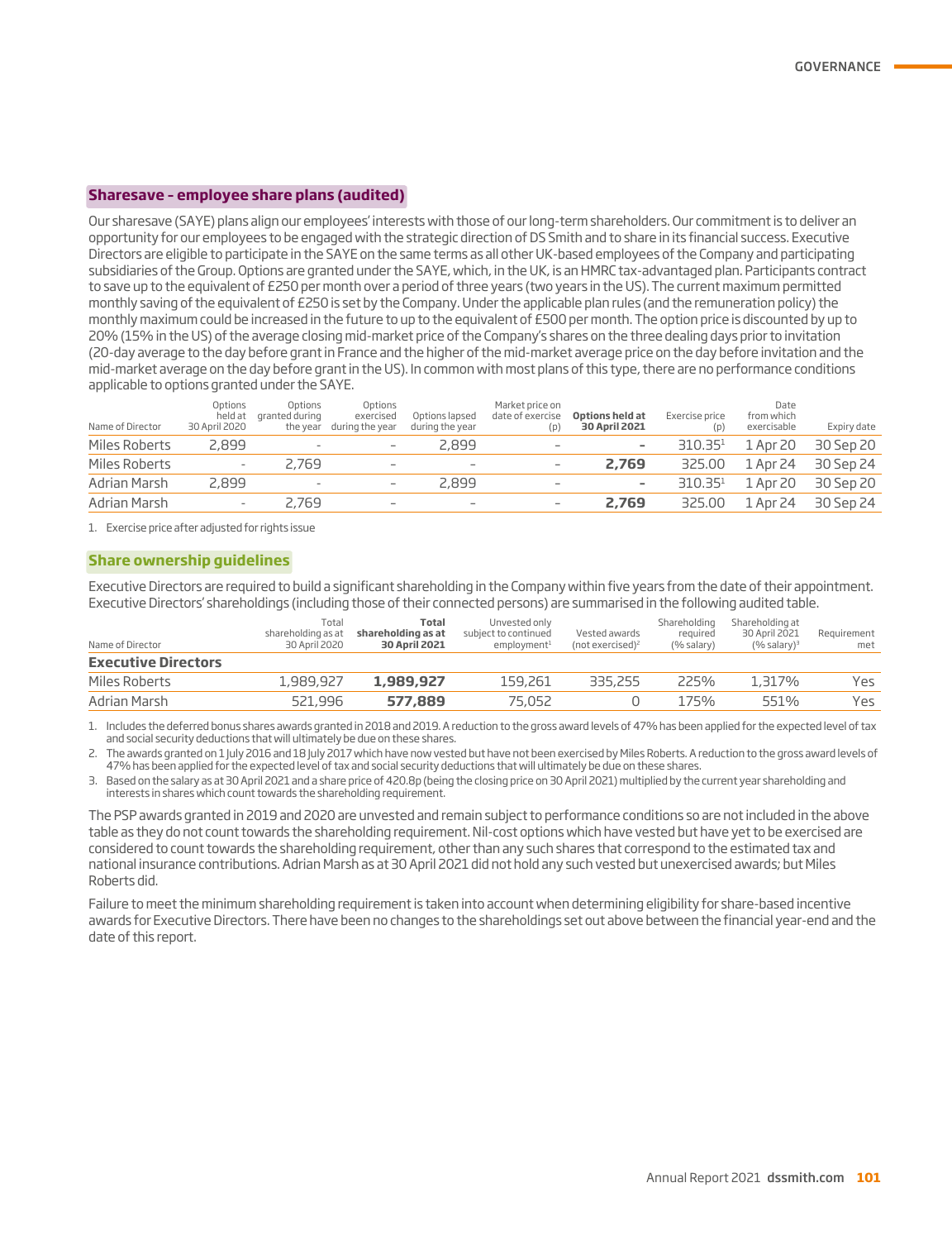## Sharesave – employee share plans (audited)

Our sharesave (SAYE) plans align our employees' interests with those of our long-term shareholders. Our commitment is to deliver an opportunity for our employees to be engaged with the strategic direction of DS Smith and to share in its financial success. Executive Directors are eligible to participate in the SAYE on the same terms as all other UK-based employees of the Company and participating subsidiaries of the Group. Options are granted under the SAYE, which, in the UK, is an HMRC tax-advantaged plan. Participants contract to save up to the equivalent of £250 per month over a period of three years (two years in the US). The current maximum permitted monthly saving of the equivalent of £250 is set by the Company. Under the applicable plan rules (and the remuneration policy) the monthly maximum could be increased in the future to up to the equivalent of £500 per month. The option price is discounted by up to 20% (15% in the US) of the average closing mid-market price of the Company's shares on the three dealing days prior to invitation (20-day average to the day before grant in France and the higher of the mid-market average price on the day before invitation and the mid-market average on the day before grant in the US). In common with most plans of this type, there are no performance conditions applicable to options granted under the SAYE.

| Name of Director | Options held at 30 April 2020 | Options granted during the year | Options exercised during the year | Options lapsed during the year | Market price on date of exercise (p) | **Options held at 30 April 2021** | Exercise price (p) | Date from which exercisable | Expiry date |
|---|---|---|---|---|---|---|---|---|---|
| Miles Roberts | 2,899 | – | – | 2,899 | – | **–** | 310.35[1] | 1 Apr 20 | 30 Sep 20 |
| Miles Roberts | – | 2,769 | – | – | – | **2,769** | 325.00 | 1 Apr 24 | 30 Sep 24 |
| Adrian Marsh | 2,899 | – | – | 2,899 | – | **–** | 310.35[1] | 1 Apr 20 | 30 Sep 20 |
| Adrian Marsh | – | 2,769 | – | – | – | **2,769** | 325.00 | 1 Apr 24 | 30 Sep 24 |

1. Exercise price after adjusted for rights issue

## Share ownership guidelines

Executive Directors are required to build a significant shareholding in the Company within five years from the date of their appointment. Executive Directors' shareholdings (including those of their connected persons) are summarised in the following audited table.

| Name of Director | Total shareholding as at 30 April 2020 | **Total shareholding as at 30 April 2021** | Unvested only subject to continued employment[1] | Vested awards (not exercised)[2] | Shareholding required (% salary) | Shareholding at 30 April 2021 (% salary)[3] | Requirement met |
|---|---|---|---|---|---|---|---|
| **Executive Directors** | | | | | | | |
| Miles Roberts | 1,989,927 | **1,989,927** | 159,261 | 335,255 | 225% | 1,317% | Yes |
| Adrian Marsh | 521,996 | **577,889** | 75,052 | 0 | 175% | 551% | Yes |

1. Includes the deferred bonus shares awards granted in 2018 and 2019. A reduction to the gross award levels of 47% has been applied for the expected level of tax and social security deductions that will ultimately be due on these shares.
2. The awards granted on 1 July 2016 and 18 July 2017 which have now vested but have not been exercised by Miles Roberts. A reduction to the gross award levels of 47% has been applied for the expected level of tax and social security deductions that will ultimately be due on these shares.
3. Based on the salary as at 30 April 2021 and a share price of 420.8p (being the closing price on 30 April 2021) multiplied by the current year shareholding and interests in shares which count towards the shareholding requirement.

The PSP awards granted in 2019 and 2020 are unvested and remain subject to performance conditions so are not included in the above table as they do not count towards the shareholding requirement. Nil-cost options which have vested but have yet to be exercised are considered to count towards the shareholding requirement, other than any such shares that correspond to the estimated tax and national insurance contributions. Adrian Marsh as at 30 April 2021 did not hold any such vested but unexercised awards; but Miles Roberts did.

Failure to meet the minimum shareholding requirement is taken into account when determining eligibility for share-based incentive awards for Executive Directors. There have been no changes to the shareholdings set out above between the financial year-end and the date of this report.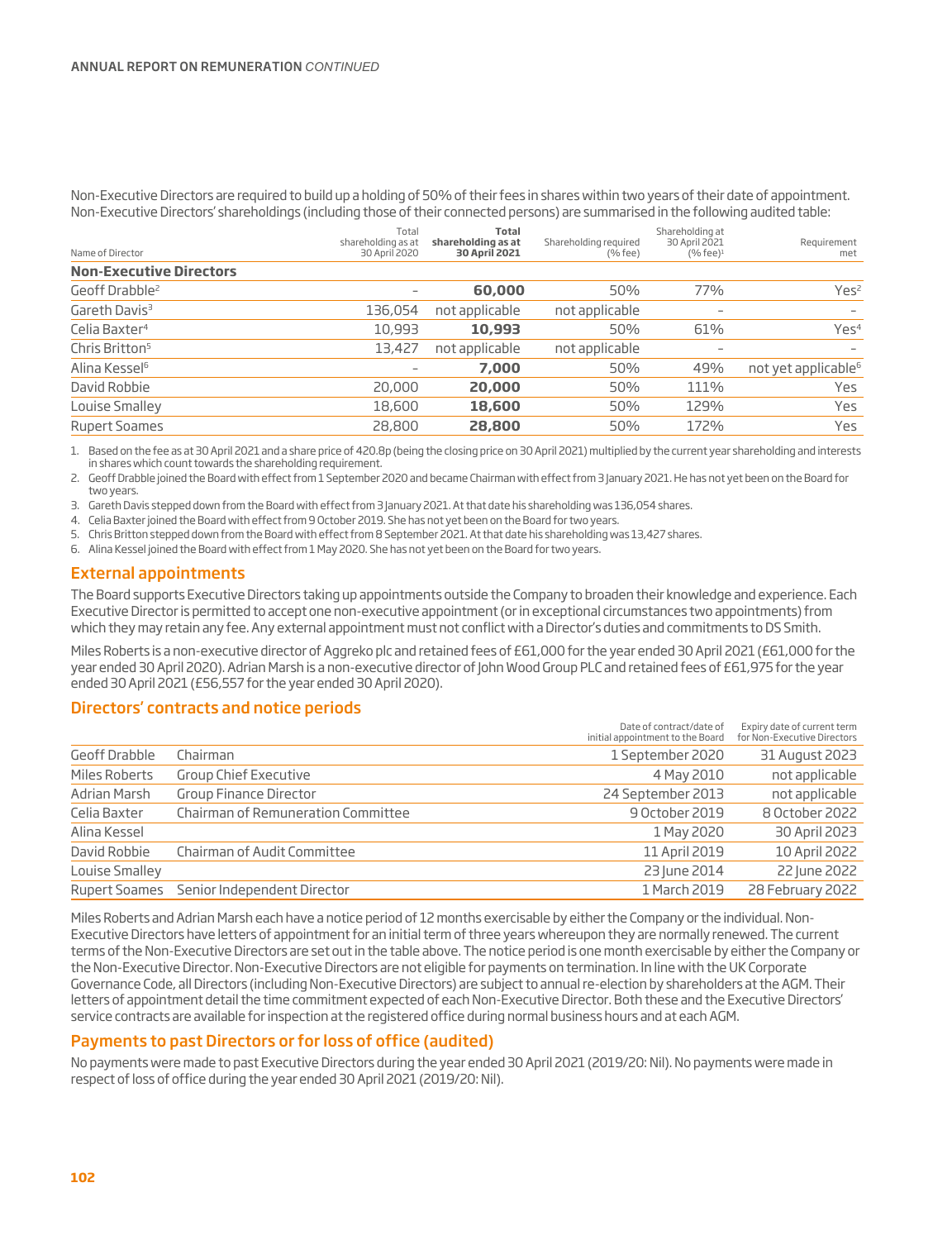Non-Executive Directors are required to build up a holding of 50% of their fees in shares within two years of their date of appointment. Non-Executive Directors' shareholdings (including those of their connected persons) are summarised in the following audited table:

| Name of Director | Total shareholding as at 30 April 2020 | **Total shareholding as at 30 April 2021** | Shareholding required (% fee) | Shareholding at 30 April 2021 (% fee)[1] | Requirement met |
|---|---|---|---|---|---|
| **Non-Executive Directors** | | | | | |
| Geoff Drabble[2] | – | **60,000** | 50% | 77% | Yes[2] |
| Gareth Davis[3] | 136,054 | not applicable | not applicable | – | – |
| Celia Baxter[4] | 10,993 | **10,993** | 50% | 61% | Yes[4] |
| Chris Britton[5] | 13,427 | not applicable | not applicable | – | – |
| Alina Kessel[6] | – | **7,000** | 50% | 49% | not yet applicable[6] |
| David Robbie | 20,000 | **20,000** | 50% | 111% | Yes |
| Louise Smalley | 18,600 | **18,600** | 50% | 129% | Yes |
| Rupert Soames | 28,800 | **28,800** | 50% | 172% | Yes |

1. Based on the fee as at 30 April 2021 and a share price of 420.8p (being the closing price on 30 April 2021) multiplied by the current year shareholding and interests in shares which count towards the shareholding requirement.
2. Geoff Drabble joined the Board with effect from 1 September 2020 and became Chairman with effect from 3 January 2021. He has not yet been on the Board for two years.
3. Gareth Davis stepped down from the Board with effect from 3 January 2021. At that date his shareholding was 136,054 shares.
4. Celia Baxter joined the Board with effect from 9 October 2019. She has not yet been on the Board for two years.
5. Chris Britton stepped down from the Board with effect from 8 September 2021. At that date his shareholding was 13,427 shares.
6. Alina Kessel joined the Board with effect from 1 May 2020. She has not yet been on the Board for two years.

## External appointments

The Board supports Executive Directors taking up appointments outside the Company to broaden their knowledge and experience. Each Executive Director is permitted to accept one non-executive appointment (or in exceptional circumstances two appointments) from which they may retain any fee. Any external appointment must not conflict with a Director's duties and commitments to DS Smith.

Miles Roberts is a non-executive director of Aggreko plc and retained fees of £61,000 for the year ended 30 April 2021 (£61,000 for the year ended 30 April 2020). Adrian Marsh is a non-executive director of John Wood Group PLC and retained fees of £61,975 for the year ended 30 April 2021 (£56,557 for the year ended 30 April 2020).

## Directors' contracts and notice periods

| | | Date of contract/date of initial appointment to the Board | Expiry date of current term for Non-Executive Directors |
|---|---|---|---|
| Geoff Drabble | Chairman | 1 September 2020 | 31 August 2023 |
| Miles Roberts | Group Chief Executive | 4 May 2010 | not applicable |
| Adrian Marsh | Group Finance Director | 24 September 2013 | not applicable |
| Celia Baxter | Chairman of Remuneration Committee | 9 October 2019 | 8 October 2022 |
| Alina Kessel | | 1 May 2020 | 30 April 2023 |
| David Robbie | Chairman of Audit Committee | 11 April 2019 | 10 April 2022 |
| Louise Smalley | | 23 June 2014 | 22 June 2022 |
| Rupert Soames | Senior Independent Director | 1 March 2019 | 28 February 2022 |

Miles Roberts and Adrian Marsh each have a notice period of 12 months exercisable by either the Company or the individual. Non-Executive Directors have letters of appointment for an initial term of three years whereupon they are normally renewed. The current terms of the Non-Executive Directors are set out in the table above. The notice period is one month exercisable by either the Company or the Non-Executive Director. Non-Executive Directors are not eligible for payments on termination. In line with the UK Corporate Governance Code, all Directors (including Non-Executive Directors) are subject to annual re-election by shareholders at the AGM. Their letters of appointment detail the time commitment expected of each Non-Executive Director. Both these and the Executive Directors' service contracts are available for inspection at the registered office during normal business hours and at each AGM.

## Payments to past Directors or for loss of office (audited)

No payments were made to past Executive Directors during the year ended 30 April 2021 (2019/20: Nil). No payments were made in respect of loss of office during the year ended 30 April 2021 (2019/20: Nil).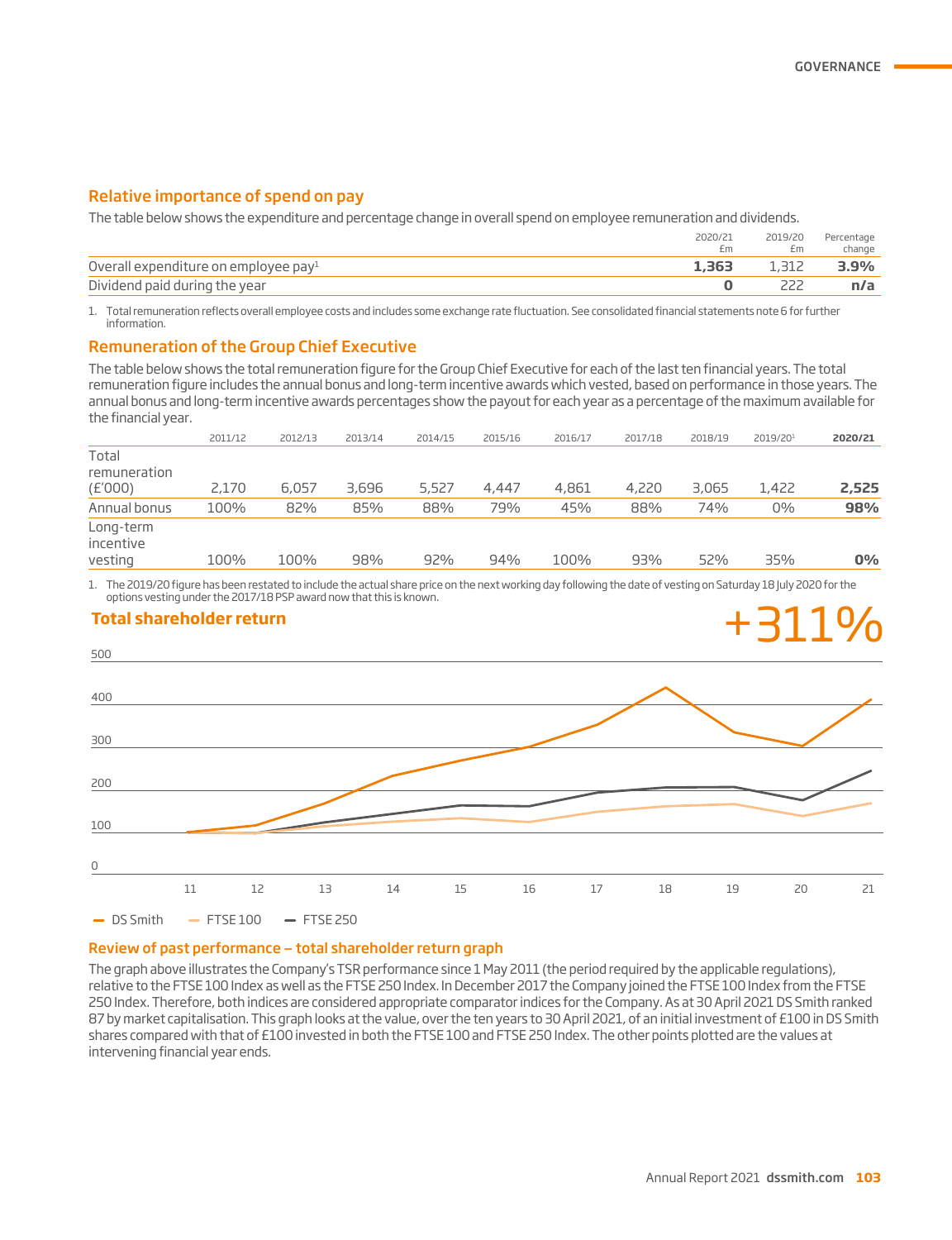## Relative importance of spend on pay

The table below shows the expenditure and percentage change in overall spend on employee remuneration and dividends.

| | 2020/21 £m | 2019/20 £m | Percentage change |
|---|---|---|---|
| Overall expenditure on employee pay[1] | **1,363** | 1,312 | **3.9%** |
| Dividend paid during the year | **0** | 222 | **n/a** |

1. Total remuneration reflects overall employee costs and includes some exchange rate fluctuation. See consolidated financial statements note 6 for further information.

## Remuneration of the Group Chief Executive

The table below shows the total remuneration figure for the Group Chief Executive for each of the last ten financial years. The total remuneration figure includes the annual bonus and long-term incentive awards which vested, based on performance in those years. The annual bonus and long-term incentive awards percentages show the payout for each year as a percentage of the maximum available for the financial year.

| | 2011/12 | 2012/13 | 2013/14 | 2014/15 | 2015/16 | 2016/17 | 2017/18 | 2018/19 | 2019/20[1] | **2020/21** |
|---|---|---|---|---|---|---|---|---|---|---|
| Total remuneration (£'000) | 2,170 | 6,057 | 3,696 | 5,527 | 4,447 | 4,861 | 4,220 | 3,065 | 1,422 | **2,525** |
| Annual bonus | 100% | 82% | 85% | 88% | 79% | 45% | 88% | 74% | 0% | **98%** |
| Long-term incentive vesting | 100% | 100% | 98% | 92% | 94% | 100% | 93% | 52% | 35% | **0%** |

1. The 2019/20 figure has been restated to include the actual share price on the next working day following the date of vesting on Saturday 18 July 2020 for the options vesting under the 2017/18 PSP award now that this is known.

## Total shareholder return

+311%

- DS Smith
- FTSE 100
- FTSE 250

## Review of past performance – total shareholder return graph

The graph above illustrates the Company's TSR performance since 1 May 2011 (the period required by the applicable regulations), relative to the FTSE 100 Index as well as the FTSE 250 Index. In December 2017 the Company joined the FTSE 100 Index from the FTSE 250 Index. Therefore, both indices are considered appropriate comparator indices for the Company. As at 30 April 2021 DS Smith ranked 87 by market capitalisation. This graph looks at the value, over the ten years to 30 April 2021, of an initial investment of £100 in DS Smith shares compared with that of £100 invested in both the FTSE 100 and FTSE 250 Index. The other points plotted are the values at intervening financial year ends.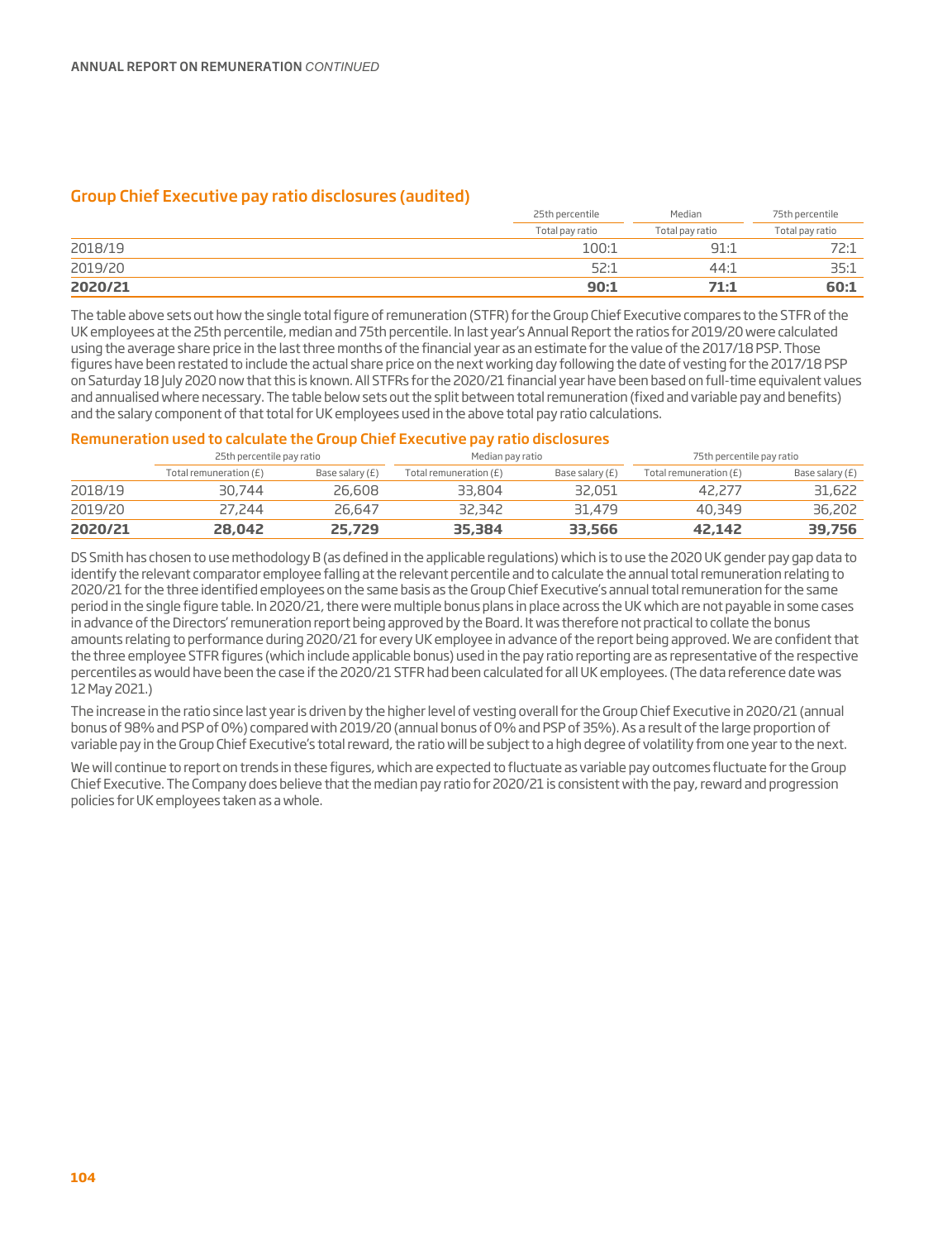## Group Chief Executive pay ratio disclosures (audited)

| | 25th percentile | Median | 75th percentile |
|---|---|---|---|
| | Total pay ratio | Total pay ratio | Total pay ratio |
| 2018/19 | 100:1 | 91:1 | 72:1 |
| 2019/20 | 52:1 | 44:1 | 35:1 |
| **2020/21** | **90:1** | **71:1** | **60:1** |

The table above sets out how the single total figure of remuneration (STFR) for the Group Chief Executive compares to the STFR of the UK employees at the 25th percentile, median and 75th percentile. In last year's Annual Report the ratios for 2019/20 were calculated using the average share price in the last three months of the financial year as an estimate for the value of the 2017/18 PSP. Those figures have been restated to include the actual share price on the next working day following the date of vesting for the 2017/18 PSP on Saturday 18 July 2020 now that this is known. All STFRs for the 2020/21 financial year have been based on full-time equivalent values and annualised where necessary. The table below sets out the split between total remuneration (fixed and variable pay and benefits) and the salary component of that total for UK employees used in the above total pay ratio calculations.

### Remuneration used to calculate the Group Chief Executive pay ratio disclosures

| | 25th percentile pay ratio | | Median pay ratio | | 75th percentile pay ratio | |
|---|---|---|---|---|---|---|
| | Total remuneration (£) | Base salary (£) | Total remuneration (£) | Base salary (£) | Total remuneration (£) | Base salary (£) |
| 2018/19 | 30,744 | 26,608 | 33,804 | 32,051 | 42,277 | 31,622 |
| 2019/20 | 27,244 | 26,647 | 32,342 | 31,479 | 40,349 | 36,202 |
| **2020/21** | **28,042** | **25,729** | **35,384** | **33,566** | **42,142** | **39,756** |

DS Smith has chosen to use methodology B (as defined in the applicable regulations) which is to use the 2020 UK gender pay gap data to identify the relevant comparator employee falling at the relevant percentile and to calculate the annual total remuneration relating to 2020/21 for the three identified employees on the same basis as the Group Chief Executive's annual total remuneration for the same period in the single figure table. In 2020/21, there were multiple bonus plans in place across the UK which are not payable in some cases in advance of the Directors' remuneration report being approved by the Board. It was therefore not practical to collate the bonus amounts relating to performance during 2020/21 for every UK employee in advance of the report being approved. We are confident that the three employee STFR figures (which include applicable bonus) used in the pay ratio reporting are as representative of the respective percentiles as would have been the case if the 2020/21 STFR had been calculated for all UK employees. (The data reference date was 12 May 2021.)

The increase in the ratio since last year is driven by the higher level of vesting overall for the Group Chief Executive in 2020/21 (annual bonus of 98% and PSP of 0%) compared with 2019/20 (annual bonus of 0% and PSP of 35%). As a result of the large proportion of variable pay in the Group Chief Executive's total reward, the ratio will be subject to a high degree of volatility from one year to the next.

We will continue to report on trends in these figures, which are expected to fluctuate as variable pay outcomes fluctuate for the Group Chief Executive. The Company does believe that the median pay ratio for 2020/21 is consistent with the pay, reward and progression policies for UK employees taken as a whole.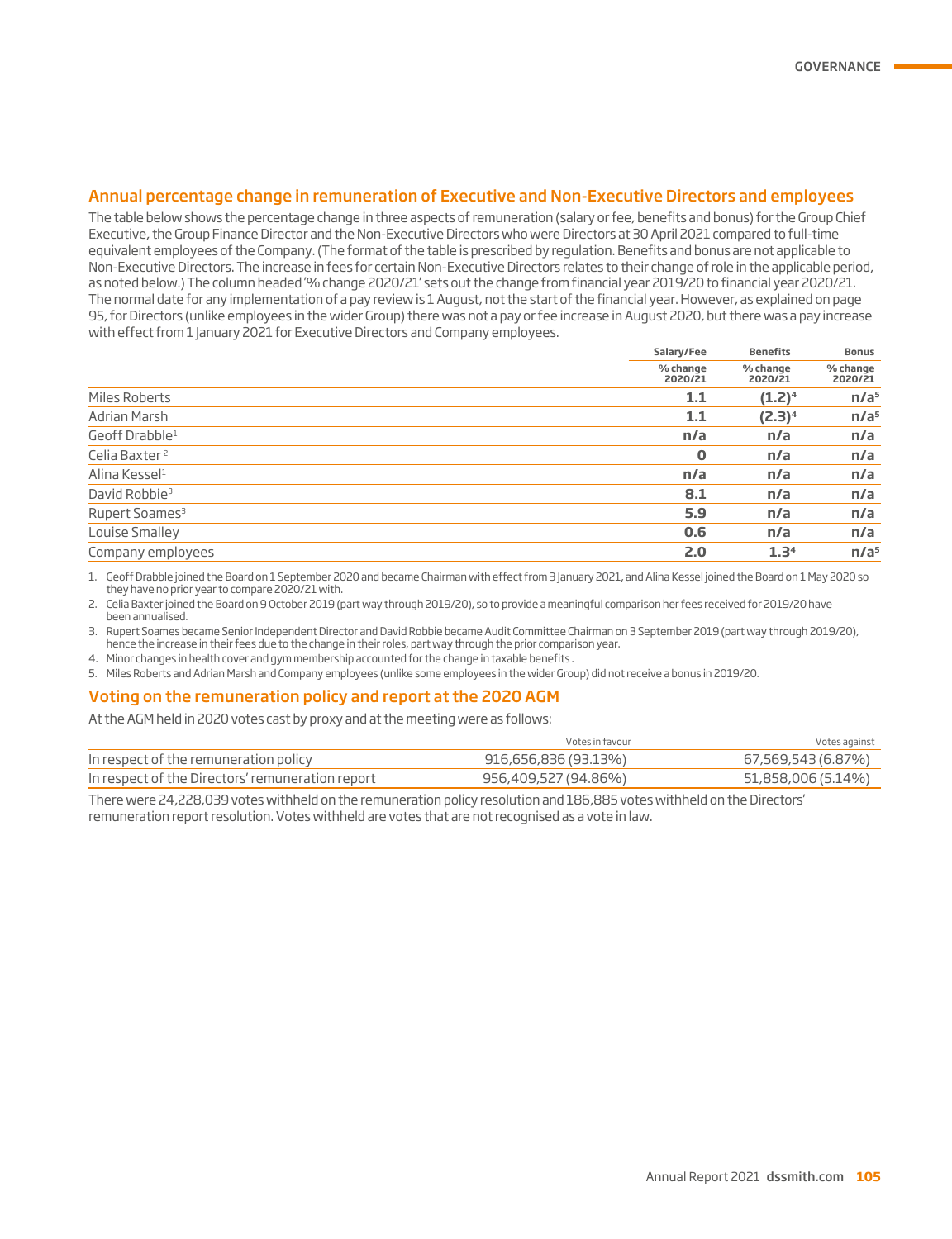## Annual percentage change in remuneration of Executive and Non-Executive Directors and employees

The table below shows the percentage change in three aspects of remuneration (salary or fee, benefits and bonus) for the Group Chief Executive, the Group Finance Director and the Non-Executive Directors who were Directors at 30 April 2021 compared to full-time equivalent employees of the Company. (The format of the table is prescribed by regulation. Benefits and bonus are not applicable to Non-Executive Directors. The increase in fees for certain Non-Executive Directors relates to their change of role in the applicable period, as noted below.) The column headed '% change 2020/21' sets out the change from financial year 2019/20 to financial year 2020/21. The normal date for any implementation of a pay review is 1 August, not the start of the financial year. However, as explained on page 95, for Directors (unlike employees in the wider Group) there was not a pay or fee increase in August 2020, but there was a pay increase with effect from 1 January 2021 for Executive Directors and Company employees.

| | Salary/Fee | Benefits | Bonus |
|---|---|---|---|
| | % change 2020/21 | % change 2020/21 | % change 2020/21 |
| Miles Roberts | **1.1** | **(1.2)**[4] | **n/a**[5] |
| Adrian Marsh | **1.1** | **(2.3)**[4] | **n/a**[5] |
| Geoff Drabble[1] | **n/a** | **n/a** | **n/a** |
| Celia Baxter[2] | **0** | **n/a** | **n/a** |
| Alina Kessel[1] | **n/a** | **n/a** | **n/a** |
| David Robbie[3] | **8.1** | **n/a** | **n/a** |
| Rupert Soames[3] | **5.9** | **n/a** | **n/a** |
| Louise Smalley | **0.6** | **n/a** | **n/a** |
| Company employees | **2.0** | **1.3**[4] | **n/a**[5] |

1. Geoff Drabble joined the Board on 1 September 2020 and became Chairman with effect from 3 January 2021, and Alina Kessel joined the Board on 1 May 2020 so they have no prior year to compare 2020/21 with.
2. Celia Baxter joined the Board on 9 October 2019 (part way through 2019/20), so to provide a meaningful comparison her fees received for 2019/20 have been annualised.
3. Rupert Soames became Senior Independent Director and David Robbie became Audit Committee Chairman on 3 September 2019 (part way through 2019/20), hence the increase in their fees due to the change in their roles, part way through the prior comparison year.
4. Minor changes in health cover and gym membership accounted for the change in taxable benefits.
5. Miles Roberts and Adrian Marsh and Company employees (unlike some employees in the wider Group) did not receive a bonus in 2019/20.

## Voting on the remuneration policy and report at the 2020 AGM

At the AGM held in 2020 votes cast by proxy and at the meeting were as follows:

| | Votes in favour | Votes against |
|---|---|---|
| In respect of the remuneration policy | 916,656,836 (93.13%) | 67,569,543 (6.87%) |
| In respect of the Directors' remuneration report | 956,409,527 (94.86%) | 51,858,006 (5.14%) |

There were 24,228,039 votes withheld on the remuneration policy resolution and 186,885 votes withheld on the Directors' remuneration report resolution. Votes withheld are votes that are not recognised as a vote in law.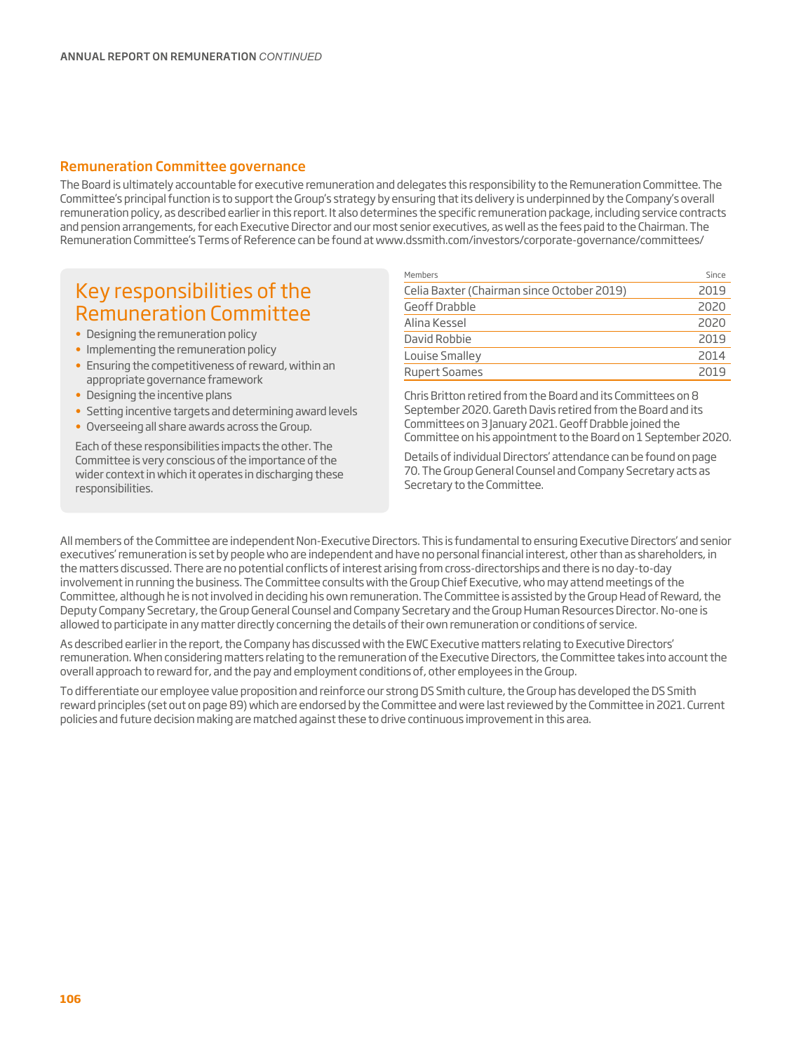## Remuneration Committee governance

The Board is ultimately accountable for executive remuneration and delegates this responsibility to the Remuneration Committee. The Committee's principal function is to support the Group's strategy by ensuring that its delivery is underpinned by the Company's overall remuneration policy, as described earlier in this report. It also determines the specific remuneration package, including service contracts and pension arrangements, for each Executive Director and our most senior executives, as well as the fees paid to the Chairman. The Remuneration Committee's Terms of Reference can be found at www.dssmith.com/investors/corporate-governance/committees/

### Key responsibilities of the Remuneration Committee

- Designing the remuneration policy
- Implementing the remuneration policy
- Ensuring the competitiveness of reward, within an appropriate governance framework
- Designing the incentive plans
- Setting incentive targets and determining award levels
- Overseeing all share awards across the Group.

Each of these responsibilities impacts the other. The Committee is very conscious of the importance of the wider context in which it operates in discharging these responsibilities.

| Members | Since |
|---|---|
| Celia Baxter (Chairman since October 2019) | 2019 |
| Geoff Drabble | 2020 |
| Alina Kessel | 2020 |
| David Robbie | 2019 |
| Louise Smalley | 2014 |
| Rupert Soames | 2019 |

Chris Britton retired from the Board and its Committees on 8 September 2020. Gareth Davis retired from the Board and its Committees on 3 January 2021. Geoff Drabble joined the Committee on his appointment to the Board on 1 September 2020.

Details of individual Directors' attendance can be found on page 70. The Group General Counsel and Company Secretary acts as Secretary to the Committee.

All members of the Committee are independent Non-Executive Directors. This is fundamental to ensuring Executive Directors' and senior executives' remuneration is set by people who are independent and have no personal financial interest, other than as shareholders, in the matters discussed. There are no potential conflicts of interest arising from cross-directorships and there is no day-to-day involvement in running the business. The Committee consults with the Group Chief Executive, who may attend meetings of the Committee, although he is not involved in deciding his own remuneration. The Committee is assisted by the Group Head of Reward, the Deputy Company Secretary, the Group General Counsel and Company Secretary and the Group Human Resources Director. No-one is allowed to participate in any matter directly concerning the details of their own remuneration or conditions of service.

As described earlier in the report, the Company has discussed with the EWC Executive matters relating to Executive Directors' remuneration. When considering matters relating to the remuneration of the Executive Directors, the Committee takes into account the overall approach to reward for, and the pay and employment conditions of, other employees in the Group.

To differentiate our employee value proposition and reinforce our strong DS Smith culture, the Group has developed the DS Smith reward principles (set out on page 89) which are endorsed by the Committee and were last reviewed by the Committee in 2021. Current policies and future decision making are matched against these to drive continuous improvement in this area.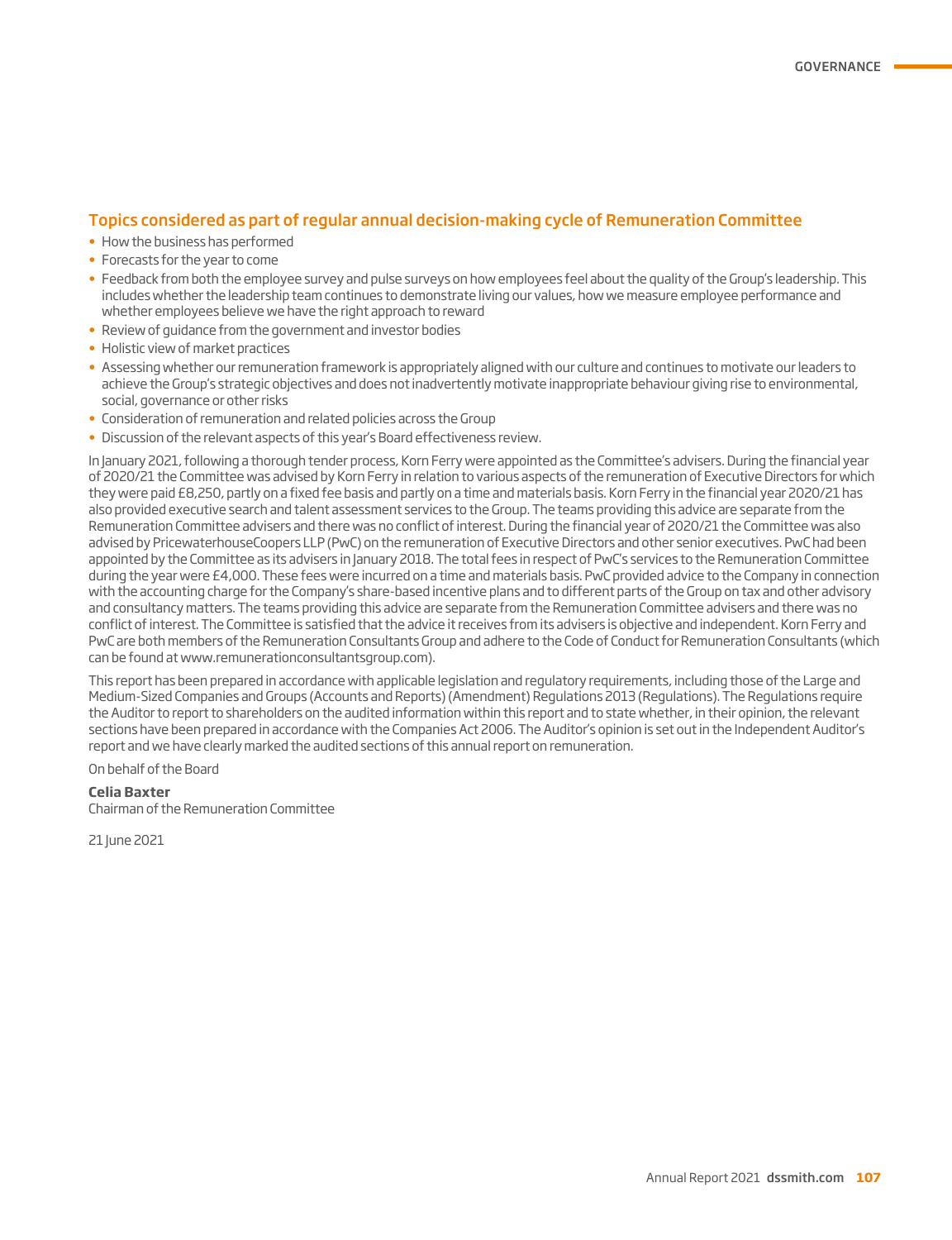## Topics considered as part of regular annual decision-making cycle of Remuneration Committee

- How the business has performed
- Forecasts for the year to come
- Feedback from both the employee survey and pulse surveys on how employees feel about the quality of the Group's leadership. This includes whether the leadership team continues to demonstrate living our values, how we measure employee performance and whether employees believe we have the right approach to reward
- Review of guidance from the government and investor bodies
- Holistic view of market practices
- Assessing whether our remuneration framework is appropriately aligned with our culture and continues to motivate our leaders to achieve the Group's strategic objectives and does not inadvertently motivate inappropriate behaviour giving rise to environmental, social, governance or other risks
- Consideration of remuneration and related policies across the Group
- Discussion of the relevant aspects of this year's Board effectiveness review.

In January 2021, following a thorough tender process, Korn Ferry were appointed as the Committee's advisers. During the financial year of 2020/21 the Committee was advised by Korn Ferry in relation to various aspects of the remuneration of Executive Directors for which they were paid £8,250, partly on a fixed fee basis and partly on a time and materials basis. Korn Ferry in the financial year 2020/21 has also provided executive search and talent assessment services to the Group. The teams providing this advice are separate from the Remuneration Committee advisers and there was no conflict of interest. During the financial year of 2020/21 the Committee was also advised by PricewaterhouseCoopers LLP (PwC) on the remuneration of Executive Directors and other senior executives. PwC had been appointed by the Committee as its advisers in January 2018. The total fees in respect of PwC's services to the Remuneration Committee during the year were £4,000. These fees were incurred on a time and materials basis. PwC provided advice to the Company in connection with the accounting charge for the Company's share-based incentive plans and to different parts of the Group on tax and other advisory and consultancy matters. The teams providing this advice are separate from the Remuneration Committee advisers and there was no conflict of interest. The Committee is satisfied that the advice it receives from its advisers is objective and independent. Korn Ferry and PwC are both members of the Remuneration Consultants Group and adhere to the Code of Conduct for Remuneration Consultants (which can be found at www.remunerationconsultantsgroup.com).

This report has been prepared in accordance with applicable legislation and regulatory requirements, including those of the Large and Medium-Sized Companies and Groups (Accounts and Reports) (Amendment) Regulations 2013 (Regulations). The Regulations require the Auditor to report to shareholders on the audited information within this report and to state whether, in their opinion, the relevant sections have been prepared in accordance with the Companies Act 2006. The Auditor's opinion is set out in the Independent Auditor's report and we have clearly marked the audited sections of this annual report on remuneration.

On behalf of the Board

**Celia Baxter**
Chairman of the Remuneration Committee

21 June 2021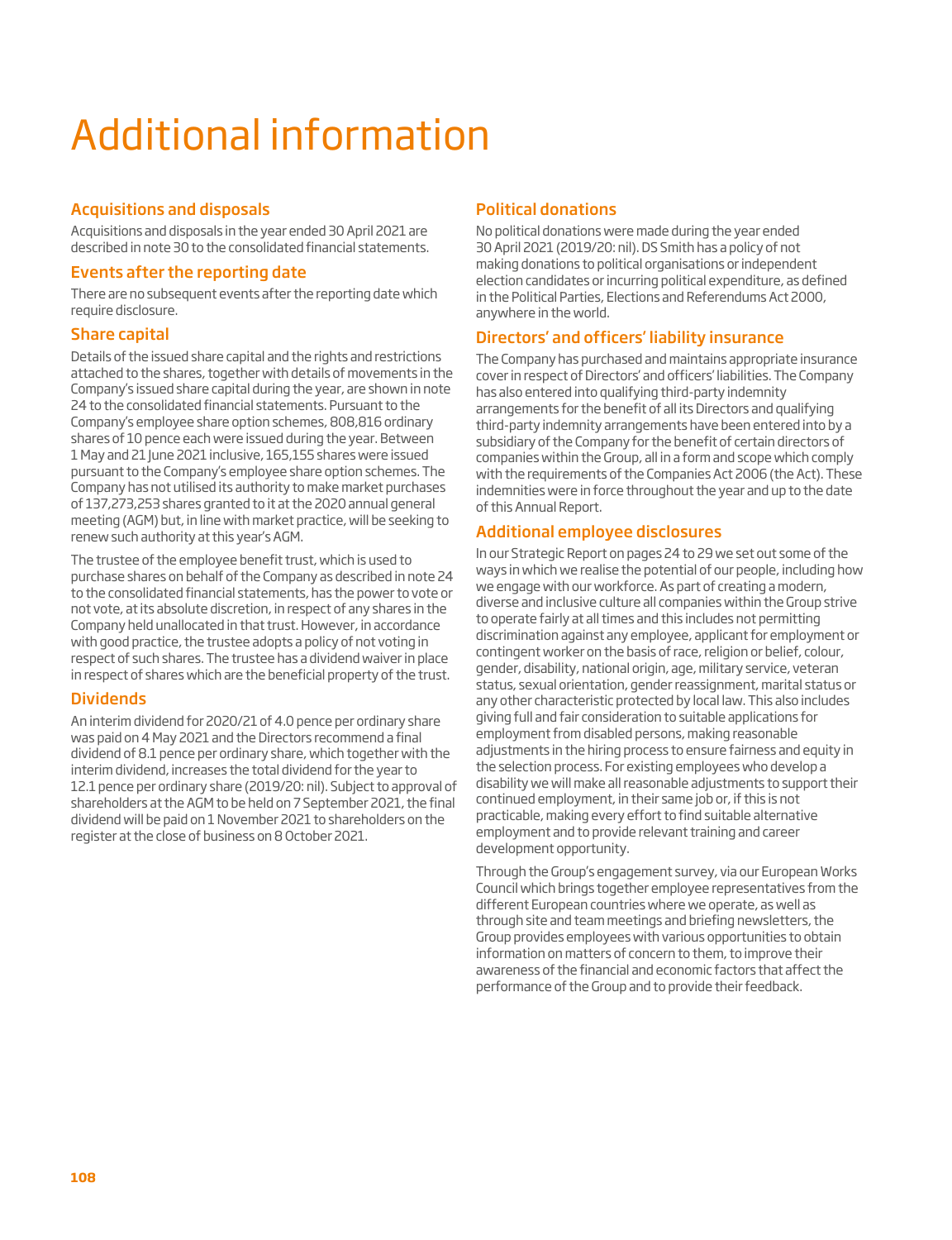# Additional information

## Acquisitions and disposals

Acquisitions and disposals in the year ended 30 April 2021 are described in note 30 to the consolidated financial statements.

## Events after the reporting date

There are no subsequent events after the reporting date which require disclosure.

## Share capital

Details of the issued share capital and the rights and restrictions attached to the shares, together with details of movements in the Company's issued share capital during the year, are shown in note 24 to the consolidated financial statements. Pursuant to the Company's employee share option schemes, 808,816 ordinary shares of 10 pence each were issued during the year. Between 1 May and 21 June 2021 inclusive, 165,155 shares were issued pursuant to the Company's employee share option schemes. The Company has not utilised its authority to make market purchases of 137,273,253 shares granted to it at the 2020 annual general meeting (AGM) but, in line with market practice, will be seeking to renew such authority at this year's AGM.

The trustee of the employee benefit trust, which is used to purchase shares on behalf of the Company as described in note 24 to the consolidated financial statements, has the power to vote or not vote, at its absolute discretion, in respect of any shares in the Company held unallocated in that trust. However, in accordance with good practice, the trustee adopts a policy of not voting in respect of such shares. The trustee has a dividend waiver in place in respect of shares which are the beneficial property of the trust.

## Dividends

An interim dividend for 2020/21 of 4.0 pence per ordinary share was paid on 4 May 2021 and the Directors recommend a final dividend of 8.1 pence per ordinary share, which together with the interim dividend, increases the total dividend for the year to 12.1 pence per ordinary share (2019/20: nil). Subject to approval of shareholders at the AGM to be held on 7 September 2021, the final dividend will be paid on 1 November 2021 to shareholders on the register at the close of business on 8 October 2021.

## Political donations

No political donations were made during the year ended 30 April 2021 (2019/20: nil). DS Smith has a policy of not making donations to political organisations or independent election candidates or incurring political expenditure, as defined in the Political Parties, Elections and Referendums Act 2000, anywhere in the world.

## Directors' and officers' liability insurance

The Company has purchased and maintains appropriate insurance cover in respect of Directors' and officers' liabilities. The Company has also entered into qualifying third-party indemnity arrangements for the benefit of all its Directors and qualifying third-party indemnity arrangements have been entered into by a subsidiary of the Company for the benefit of certain directors of companies within the Group, all in a form and scope which comply with the requirements of the Companies Act 2006 (the Act). These indemnities were in force throughout the year and up to the date of this Annual Report.

## Additional employee disclosures

In our Strategic Report on pages 24 to 29 we set out some of the ways in which we realise the potential of our people, including how we engage with our workforce. As part of creating a modern, diverse and inclusive culture all companies within the Group strive to operate fairly at all times and this includes not permitting discrimination against any employee, applicant for employment or contingent worker on the basis of race, religion or belief, colour, gender, disability, national origin, age, military service, veteran status, sexual orientation, gender reassignment, marital status or any other characteristic protected by local law. This also includes giving full and fair consideration to suitable applications for employment from disabled persons, making reasonable adjustments in the hiring process to ensure fairness and equity in the selection process. For existing employees who develop a disability we will make all reasonable adjustments to support their continued employment, in their same job or, if this is not practicable, making every effort to find suitable alternative employment and to provide relevant training and career development opportunity.

Through the Group's engagement survey, via our European Works Council which brings together employee representatives from the different European countries where we operate, as well as through site and team meetings and briefing newsletters, the Group provides employees with various opportunities to obtain information on matters of concern to them, to improve their awareness of the financial and economic factors that affect the performance of the Group and to provide their feedback.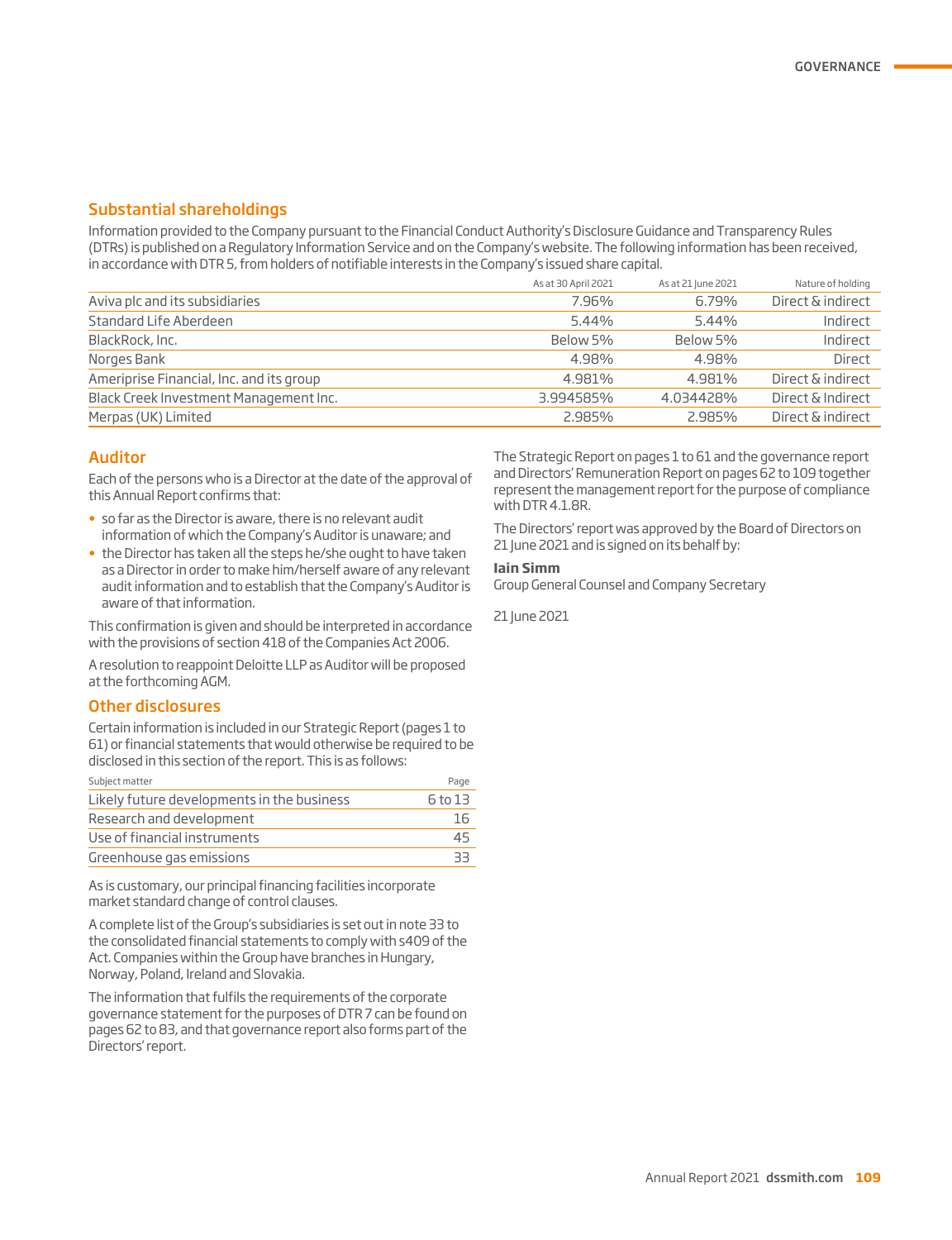## Substantial shareholdings

Information provided to the Company pursuant to the Financial Conduct Authority's Disclosure Guidance and Transparency Rules (DTRs) is published on a Regulatory Information Service and on the Company's website. The following information has been received, in accordance with DTR 5, from holders of notifiable interests in the Company's issued share capital.

| | As at 30 April 2021 | As at 21 June 2021 | Nature of holding |
|---|---|---|---|
| Aviva plc and its subsidiaries | 7.96% | 6.79% | Direct & indirect |
| Standard Life Aberdeen | 5.44% | 5.44% | Indirect |
| BlackRock, Inc. | Below 5% | Below 5% | Indirect |
| Norges Bank | 4.98% | 4.98% | Direct |
| Ameriprise Financial, Inc. and its group | 4.981% | 4.981% | Direct & indirect |
| Black Creek Investment Management Inc. | 3.994585% | 4.034428% | Direct & Indirect |
| Merpas (UK) Limited | 2.985% | 2.985% | Direct & indirect |

## Auditor

Each of the persons who is a Director at the date of the approval of this Annual Report confirms that:

- so far as the Director is aware, there is no relevant audit information of which the Company's Auditor is unaware; and
- the Director has taken all the steps he/she ought to have taken as a Director in order to make him/herself aware of any relevant audit information and to establish that the Company's Auditor is aware of that information.

This confirmation is given and should be interpreted in accordance with the provisions of section 418 of the Companies Act 2006.

A resolution to reappoint Deloitte LLP as Auditor will be proposed at the forthcoming AGM.

## Other disclosures

Certain information is included in our Strategic Report (pages 1 to 61) or financial statements that would otherwise be required to be disclosed in this section of the report. This is as follows:

| Subject matter | Page |
|---|---|
| Likely future developments in the business | 6 to 13 |
| Research and development | 16 |
| Use of financial instruments | 45 |
| Greenhouse gas emissions | 33 |

As is customary, our principal financing facilities incorporate market standard change of control clauses.

A complete list of the Group's subsidiaries is set out in note 33 to the consolidated financial statements to comply with s409 of the Act. Companies within the Group have branches in Hungary, Norway, Poland, Ireland and Slovakia.

The information that fulfils the requirements of the corporate governance statement for the purposes of DTR 7 can be found on pages 62 to 83, and that governance report also forms part of the Directors' report.

The Strategic Report on pages 1 to 61 and the governance report and Directors' Remuneration Report on pages 62 to 109 together represent the management report for the purpose of compliance with DTR 4.1.8R.

The Directors' report was approved by the Board of Directors on 21 June 2021 and is signed on its behalf by:

**Iain Simm**
Group General Counsel and Company Secretary

21 June 2021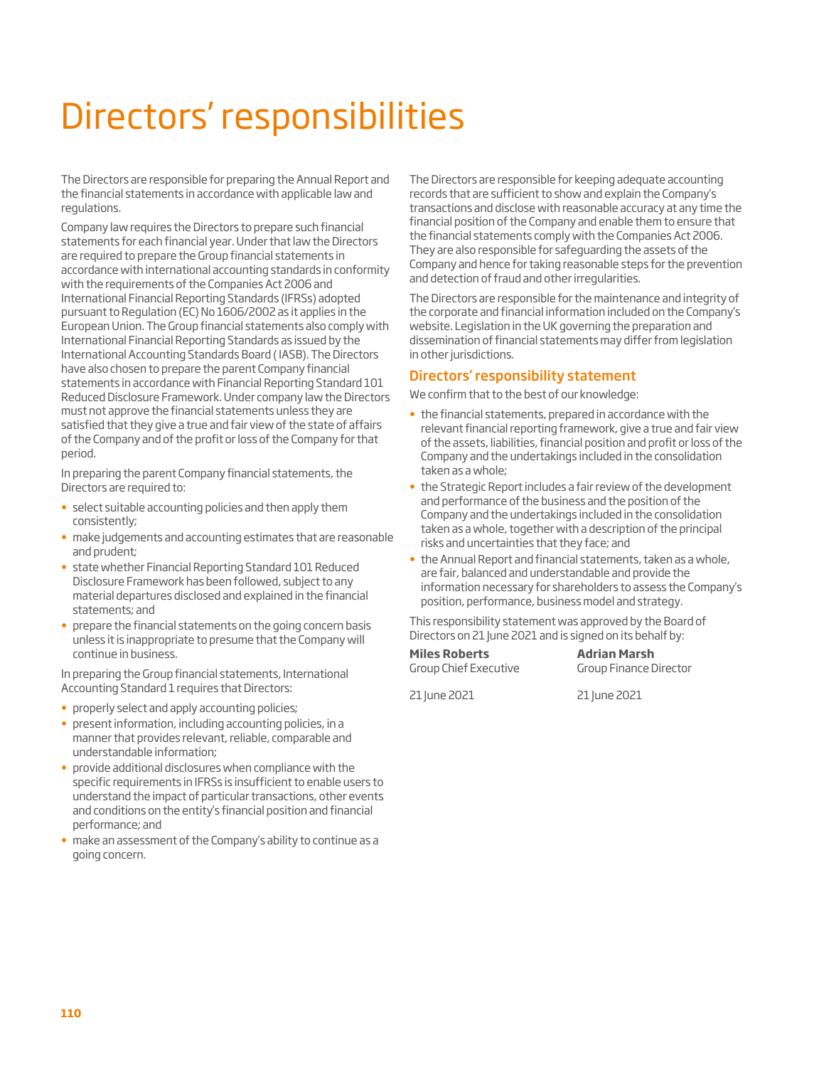# Directors' responsibilities

The Directors are responsible for preparing the Annual Report and the financial statements in accordance with applicable law and regulations.

Company law requires the Directors to prepare such financial statements for each financial year. Under that law the Directors are required to prepare the Group financial statements in accordance with international accounting standards in conformity with the requirements of the Companies Act 2006 and International Financial Reporting Standards (IFRSs) adopted pursuant to Regulation (EC) No 1606/2002 as it applies in the European Union. The Group financial statements also comply with International Financial Reporting Standards as issued by the International Accounting Standards Board ( IASB). The Directors have also chosen to prepare the parent Company financial statements in accordance with Financial Reporting Standard 101 Reduced Disclosure Framework. Under company law the Directors must not approve the financial statements unless they are satisfied that they give a true and fair view of the state of affairs of the Company and of the profit or loss of the Company for that period.

In preparing the parent Company financial statements, the Directors are required to:

- select suitable accounting policies and then apply them consistently;
- make judgements and accounting estimates that are reasonable and prudent;
- state whether Financial Reporting Standard 101 Reduced Disclosure Framework has been followed, subject to any material departures disclosed and explained in the financial statements; and
- prepare the financial statements on the going concern basis unless it is inappropriate to presume that the Company will continue in business.

In preparing the Group financial statements, International Accounting Standard 1 requires that Directors:

- properly select and apply accounting policies;
- present information, including accounting policies, in a manner that provides relevant, reliable, comparable and understandable information;
- provide additional disclosures when compliance with the specific requirements in IFRSs is insufficient to enable users to understand the impact of particular transactions, other events and conditions on the entity's financial position and financial performance; and
- make an assessment of the Company's ability to continue as a going concern.

The Directors are responsible for keeping adequate accounting records that are sufficient to show and explain the Company's transactions and disclose with reasonable accuracy at any time the financial position of the Company and enable them to ensure that the financial statements comply with the Companies Act 2006. They are also responsible for safeguarding the assets of the Company and hence for taking reasonable steps for the prevention and detection of fraud and other irregularities.

The Directors are responsible for the maintenance and integrity of the corporate and financial information included on the Company's website. Legislation in the UK governing the preparation and dissemination of financial statements may differ from legislation in other jurisdictions.

## Directors' responsibility statement

We confirm that to the best of our knowledge:

- the financial statements, prepared in accordance with the relevant financial reporting framework, give a true and fair view of the assets, liabilities, financial position and profit or loss of the Company and the undertakings included in the consolidation taken as a whole;
- the Strategic Report includes a fair review of the development and performance of the business and the position of the Company and the undertakings included in the consolidation taken as a whole, together with a description of the principal risks and uncertainties that they face; and
- the Annual Report and financial statements, taken as a whole, are fair, balanced and understandable and provide the information necessary for shareholders to assess the Company's position, performance, business model and strategy.

This responsibility statement was approved by the Board of Directors on 21 June 2021 and is signed on its behalf by:

**Miles Roberts**
Group Chief Executive

21 June 2021

**Adrian Marsh**
Group Finance Director

21 June 2021